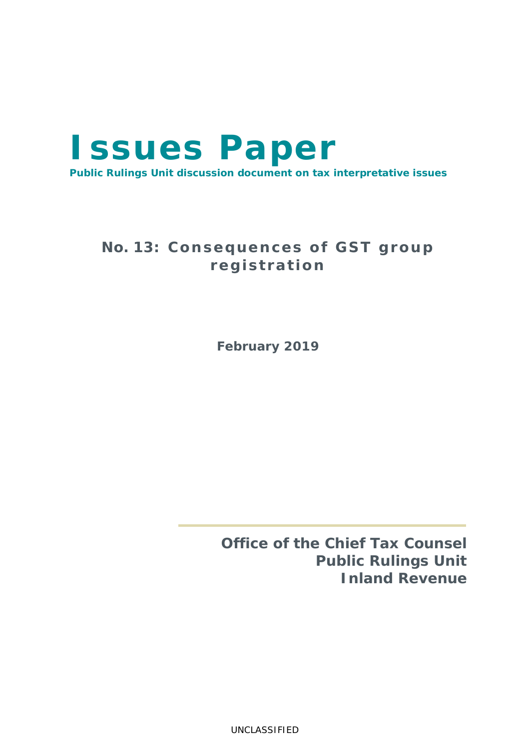# Issues Paper

**Public Rulings Unit discussion document on tax interpretative issues**

## No. 13: Consequences of GST group registration

**February 2019**

**Office of the Chief Tax Counsel**
**Public Rulings Unit**
**Inland Revenue**

UNCLASSIFIED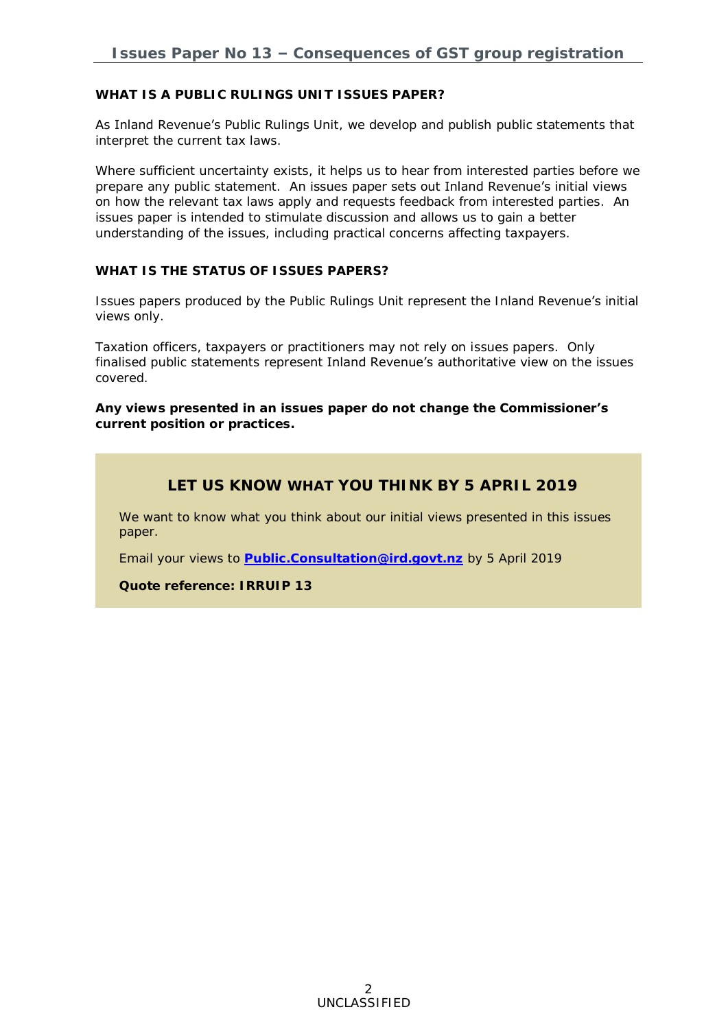## WHAT IS A PUBLIC RULINGS UNIT ISSUES PAPER?

As Inland Revenue's Public Rulings Unit, we develop and publish public statements that interpret the current tax laws.

Where sufficient uncertainty exists, it helps us to hear from interested parties before we prepare any public statement. An issues paper sets out Inland Revenue's initial views on how the relevant tax laws apply and requests feedback from interested parties. An issues paper is intended to stimulate discussion and allows us to gain a better understanding of the issues, including practical concerns affecting taxpayers.

## WHAT IS THE STATUS OF ISSUES PAPERS?

Issues papers produced by the Public Rulings Unit represent the Inland Revenue's initial views only.

Taxation officers, taxpayers or practitioners may not rely on issues papers. Only finalised public statements represent Inland Revenue's authoritative view on the issues covered.

**Any views presented in an issues paper do not change the Commissioner's current position or practices.**

## LET US KNOW WHAT YOU THINK BY 5 APRIL 2019

We want to know what you think about our initial views presented in this issues paper.

Email your views to **Public.Consultation@ird.govt.nz** by 5 April 2019

**Quote reference: IRRUIP 13**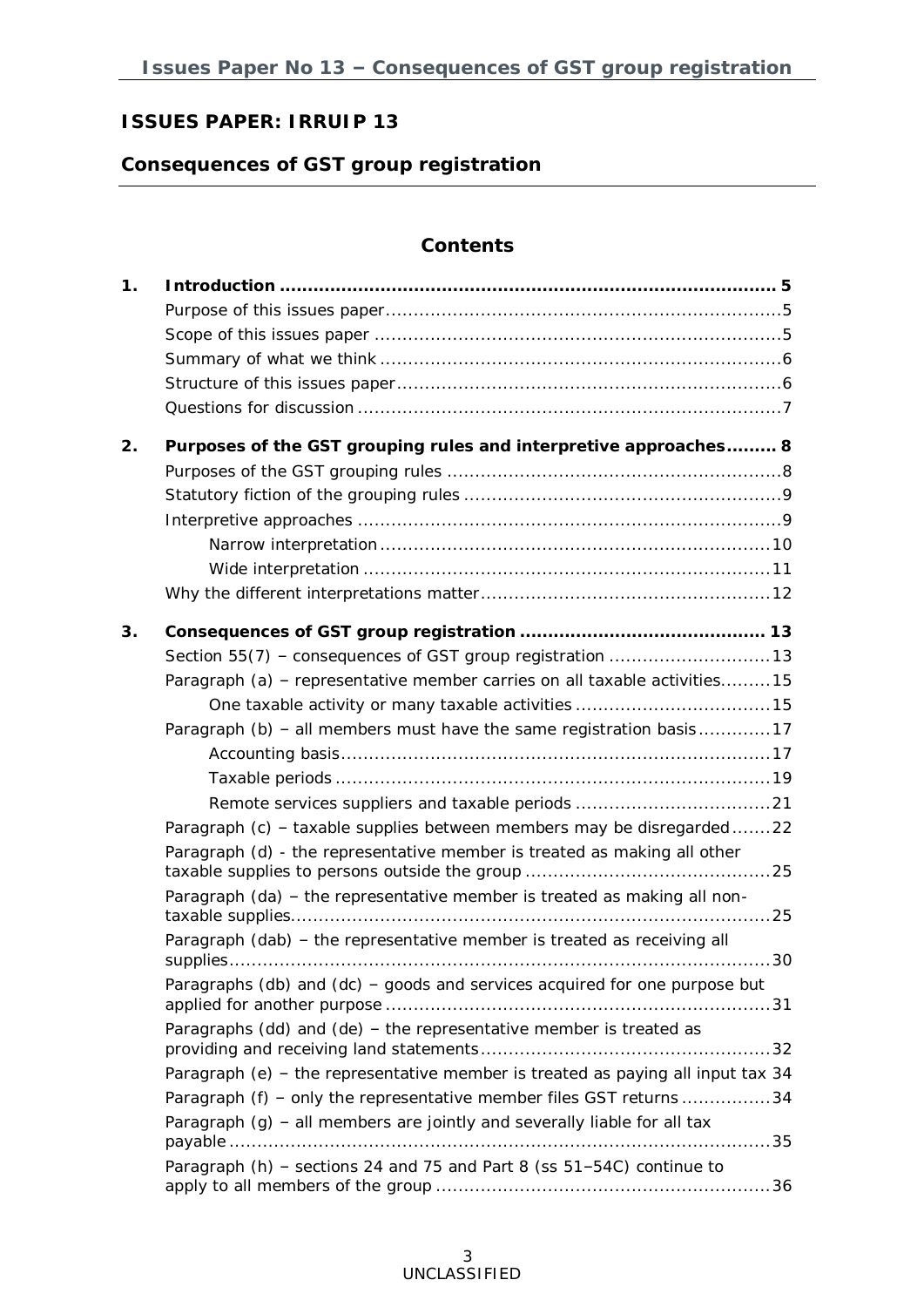**ISSUES PAPER: IRRUIP 13**

**Consequences of GST group registration**

## Contents

**1. Introduction ........................................................................................ 5**

Purpose of this issues paper.....................................................................5

Scope of this issues paper .......................................................................5

Summary of what we think .......................................................................6

Structure of this issues paper....................................................................6

Questions for discussion ..........................................................................7

**2. Purposes of the GST grouping rules and interpretive approaches......... 8**

Purposes of the GST grouping rules ...........................................................8

Statutory fiction of the grouping rules ........................................................9

Interpretive approaches ...........................................................................9

Narrow interpretation .....................................................................10

Wide interpretation ........................................................................11

Why the different interpretations matter...................................................12

**3. Consequences of GST group registration ........................................... 13**

Section 55(7) – consequences of GST group registration ............................13

Paragraph (a) – representative member carries on all taxable activities.........15

One taxable activity or many taxable activities ..................................15

Paragraph (b) – all members must have the same registration basis............17

Accounting basis............................................................................17

Taxable periods .............................................................................19

Remote services suppliers and taxable periods ..................................21

Paragraph (c) – taxable supplies between members may be disregarded.......22

Paragraph (d) - the representative member is treated as making all other taxable supplies to persons outside the group ...........................................25

Paragraph (da) – the representative member is treated as making all non-taxable supplies.....................................................................................25

Paragraph (dab) – the representative member is treated as receiving all supplies................................................................................................30

Paragraphs (db) and (dc) – goods and services acquired for one purpose but applied for another purpose ....................................................................31

Paragraphs (dd) and (de) – the representative member is treated as providing and receiving land statements...................................................32

Paragraph (e) – the representative member is treated as paying all input tax 34

Paragraph (f) – only the representative member files GST returns ................34

Paragraph (g) – all members are jointly and severally liable for all tax payable ................................................................................................35

Paragraph (h) – sections 24 and 75 and Part 8 (ss 51–54C) continue to apply to all members of the group ...........................................................36

UNCLASSIFIED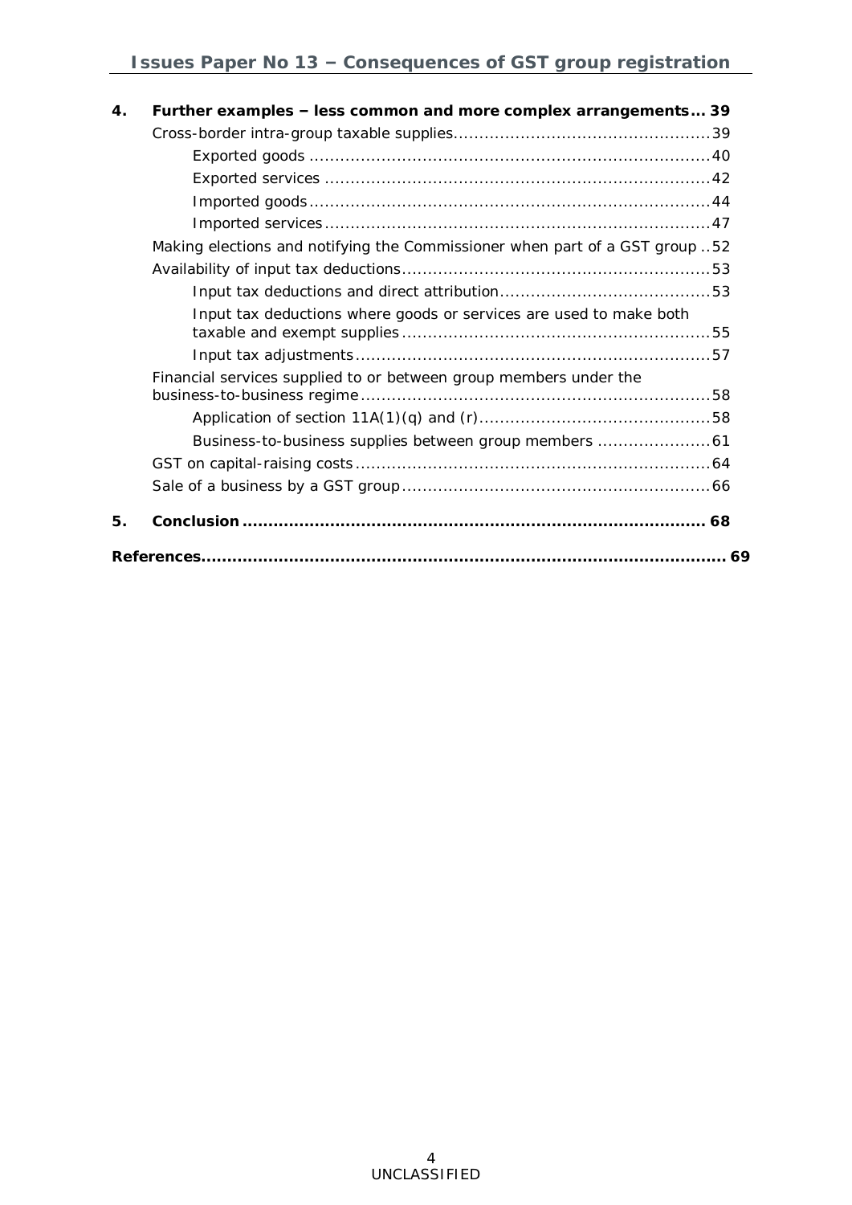**4. Further examples – less common and more complex arrangements... 39**

- Cross-border intra-group taxable supplies.................................................39
  - Exported goods ............................................................................40
  - Exported services ..........................................................................42
  - Imported goods.............................................................................44
  - Imported services..........................................................................47
- Making elections and notifying the Commissioner when part of a GST group ..52
- Availability of input tax deductions...........................................................53
  - Input tax deductions and direct attribution........................................53
  - Input tax deductions where goods or services are used to make both taxable and exempt supplies...........................................................55
  - Input tax adjustments....................................................................57
- Financial services supplied to or between group members under the business-to-business regime...................................................................58
  - Application of section 11A(1)(q) and (r)............................................58
  - Business-to-business supplies between group members .....................61
- GST on capital-raising costs....................................................................64
- Sale of a business by a GST group...........................................................66

**5. Conclusion ......................................................................................... 68**

**References.................................................................................................... 69**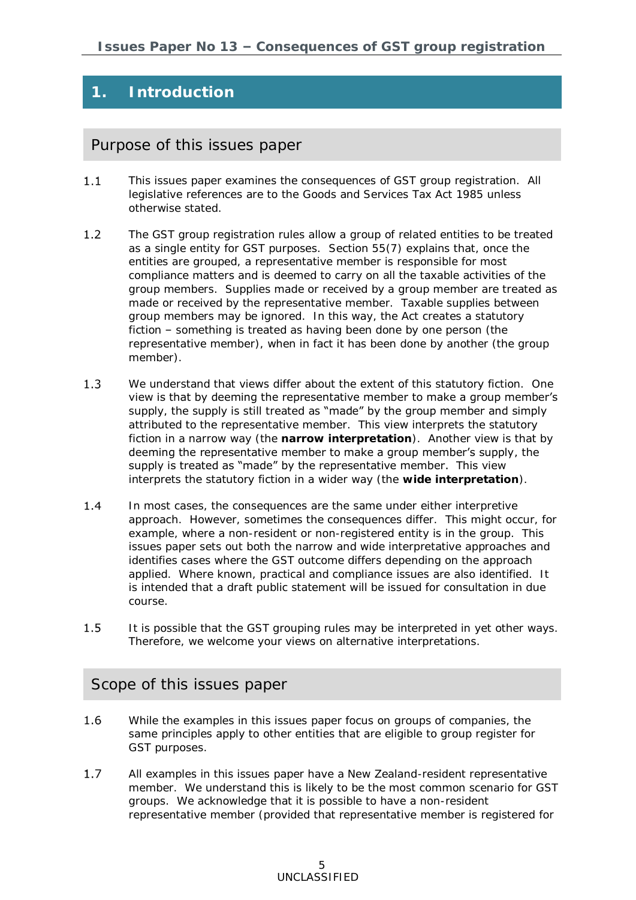# 1. Introduction

## Purpose of this issues paper

1.1 This issues paper examines the consequences of GST group registration. All legislative references are to the Goods and Services Tax Act 1985 unless otherwise stated.

1.2 The GST group registration rules allow a group of related entities to be treated as a single entity for GST purposes. Section 55(7) explains that, once the entities are grouped, a representative member is responsible for most compliance matters and is deemed to carry on all the taxable activities of the group members. Supplies made or received by a group member are treated as made or received by the representative member. Taxable supplies between group members may be ignored. In this way, the Act creates a statutory fiction – something is treated as having been done by one person (the representative member), when in fact it has been done by another (the group member).

1.3 We understand that views differ about the extent of this statutory fiction. One view is that by deeming the representative member to make a group member's supply, the supply is still treated as "made" by the group member and simply attributed to the representative member. This view interprets the statutory fiction in a narrow way (the **narrow interpretation**). Another view is that by deeming the representative member to make a group member's supply, the supply is treated as "made" by the representative member. This view interprets the statutory fiction in a wider way (the **wide interpretation**).

1.4 In most cases, the consequences are the same under either interpretive approach. However, sometimes the consequences differ. This might occur, for example, where a non-resident or non-registered entity is in the group. This issues paper sets out both the narrow and wide interpretative approaches and identifies cases where the GST outcome differs depending on the approach applied. Where known, practical and compliance issues are also identified. It is intended that a draft public statement will be issued for consultation in due course.

1.5 It is possible that the GST grouping rules may be interpreted in yet other ways. Therefore, we welcome your views on alternative interpretations.

## Scope of this issues paper

1.6 While the examples in this issues paper focus on groups of companies, the same principles apply to other entities that are eligible to group register for GST purposes.

1.7 All examples in this issues paper have a New Zealand-resident representative member. We understand this is likely to be the most common scenario for GST groups. We acknowledge that it is possible to have a non-resident representative member (provided that representative member is registered for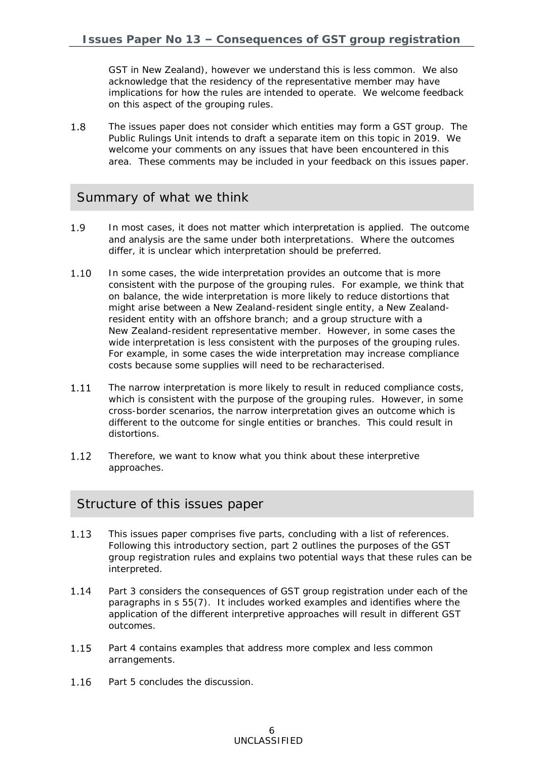GST in New Zealand), however we understand this is less common. We also acknowledge that the residency of the representative member may have implications for how the rules are intended to operate. We welcome feedback on this aspect of the grouping rules.

1.8 The issues paper does not consider which entities may form a GST group. The Public Rulings Unit intends to draft a separate item on this topic in 2019. We welcome your comments on any issues that have been encountered in this area. These comments may be included in your feedback on this issues paper.

## Summary of what we think

1.9 In most cases, it does not matter which interpretation is applied. The outcome and analysis are the same under both interpretations. Where the outcomes differ, it is unclear which interpretation should be preferred.

1.10 In some cases, the wide interpretation provides an outcome that is more consistent with the purpose of the grouping rules. For example, we think that on balance, the wide interpretation is more likely to reduce distortions that might arise between a New Zealand-resident single entity, a New Zealand-resident entity with an offshore branch; and a group structure with a New Zealand-resident representative member. However, in some cases the wide interpretation is less consistent with the purposes of the grouping rules. For example, in some cases the wide interpretation may increase compliance costs because some supplies will need to be recharacterised.

1.11 The narrow interpretation is more likely to result in reduced compliance costs, which is consistent with the purpose of the grouping rules. However, in some cross-border scenarios, the narrow interpretation gives an outcome which is different to the outcome for single entities or branches. This could result in distortions.

1.12 Therefore, we want to know what you think about these interpretive approaches.

## Structure of this issues paper

1.13 This issues paper comprises five parts, concluding with a list of references. Following this introductory section, part 2 outlines the purposes of the GST group registration rules and explains two potential ways that these rules can be interpreted.

1.14 Part 3 considers the consequences of GST group registration under each of the paragraphs in s 55(7). It includes worked examples and identifies where the application of the different interpretive approaches will result in different GST outcomes.

1.15 Part 4 contains examples that address more complex and less common arrangements.

1.16 Part 5 concludes the discussion.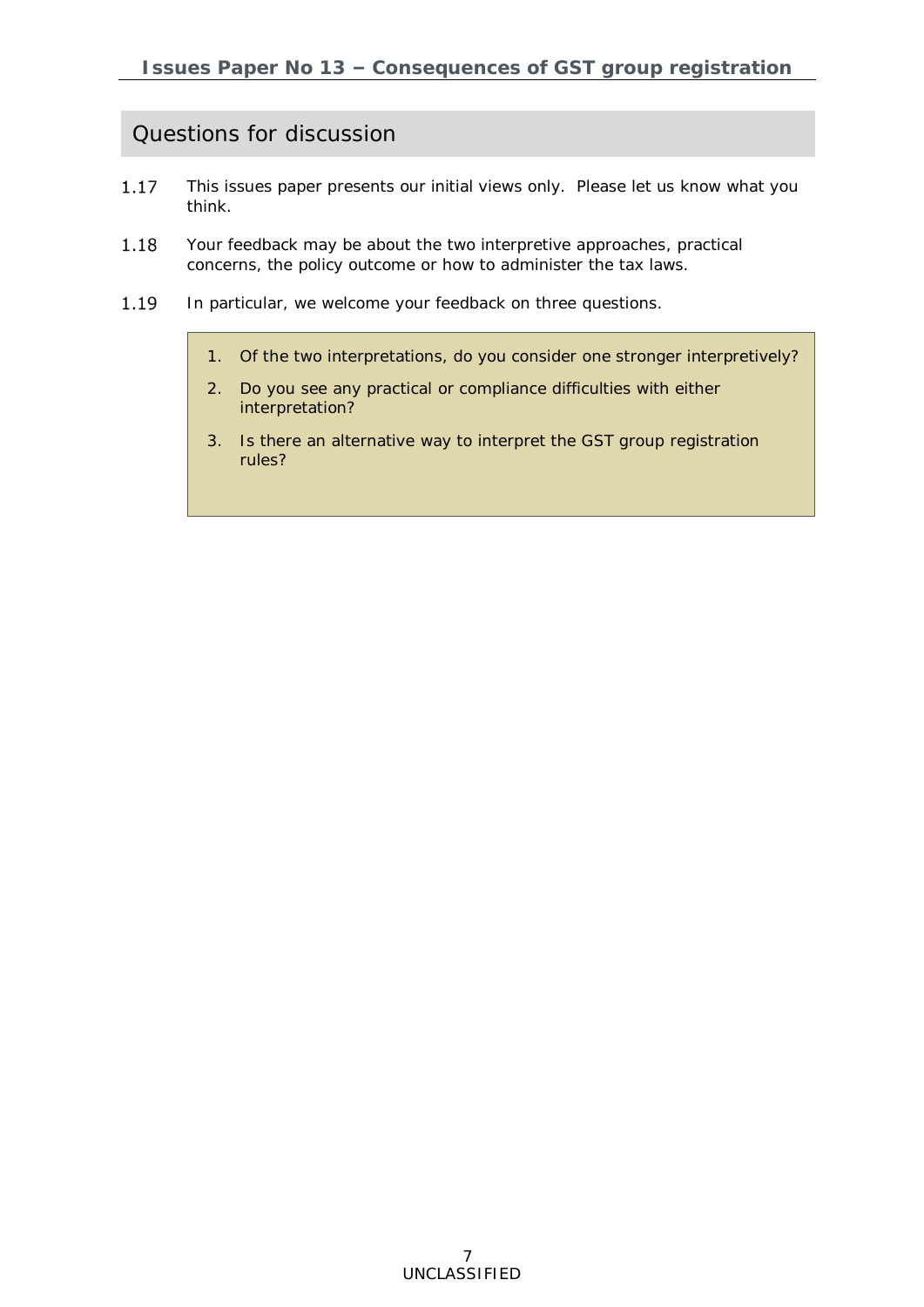## Questions for discussion

1.17 This issues paper presents our initial views only. Please let us know what you think.

1.18 Your feedback may be about the two interpretive approaches, practical concerns, the policy outcome or how to administer the tax laws.

1.19 In particular, we welcome your feedback on three questions.

> 1. Of the two interpretations, do you consider one stronger interpretively?
> 2. Do you see any practical or compliance difficulties with either interpretation?
> 3. Is there an alternative way to interpret the GST group registration rules?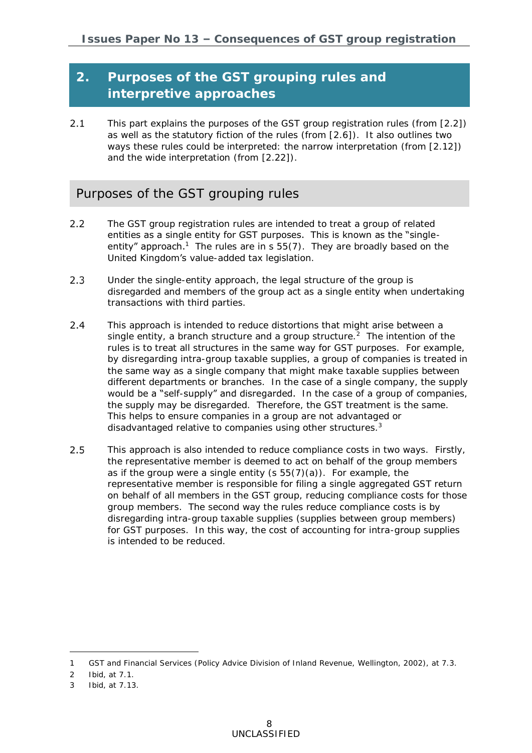## 2. Purposes of the GST grouping rules and interpretive approaches

2.1 This part explains the purposes of the GST group registration rules (from [2.2]) as well as the statutory fiction of the rules (from [2.6]). It also outlines two ways these rules could be interpreted: the narrow interpretation (from [2.12]) and the wide interpretation (from [2.22]).

### Purposes of the GST grouping rules

2.2 The GST group registration rules are intended to treat a group of related entities as a single entity for GST purposes. This is known as the "single-entity" approach.[1] The rules are in s 55(7). They are broadly based on the United Kingdom's value-added tax legislation.

2.3 Under the single-entity approach, the legal structure of the group is disregarded and members of the group act as a single entity when undertaking transactions with third parties.

2.4 This approach is intended to reduce distortions that might arise between a single entity, a branch structure and a group structure.[2] The intention of the rules is to treat all structures in the same way for GST purposes. For example, by disregarding intra-group taxable supplies, a group of companies is treated in the same way as a single company that might make taxable supplies between different departments or branches. In the case of a single company, the supply would be a "self-supply" and disregarded. In the case of a group of companies, the supply may be disregarded. Therefore, the GST treatment is the same. This helps to ensure companies in a group are not advantaged or disadvantaged relative to companies using other structures.[3]

2.5 This approach is also intended to reduce compliance costs in two ways. Firstly, the representative member is deemed to act on behalf of the group members as if the group were a single entity (s 55(7)(a)). For example, the representative member is responsible for filing a single aggregated GST return on behalf of all members in the GST group, reducing compliance costs for those group members. The second way the rules reduce compliance costs is by disregarding intra-group taxable supplies (supplies between group members) for GST purposes. In this way, the cost of accounting for intra-group supplies is intended to be reduced.

---

1 GST and Financial Services (Policy Advice Division of Inland Revenue, Wellington, 2002), at 7.3.

2 Ibid, at 7.1.

3 Ibid, at 7.13.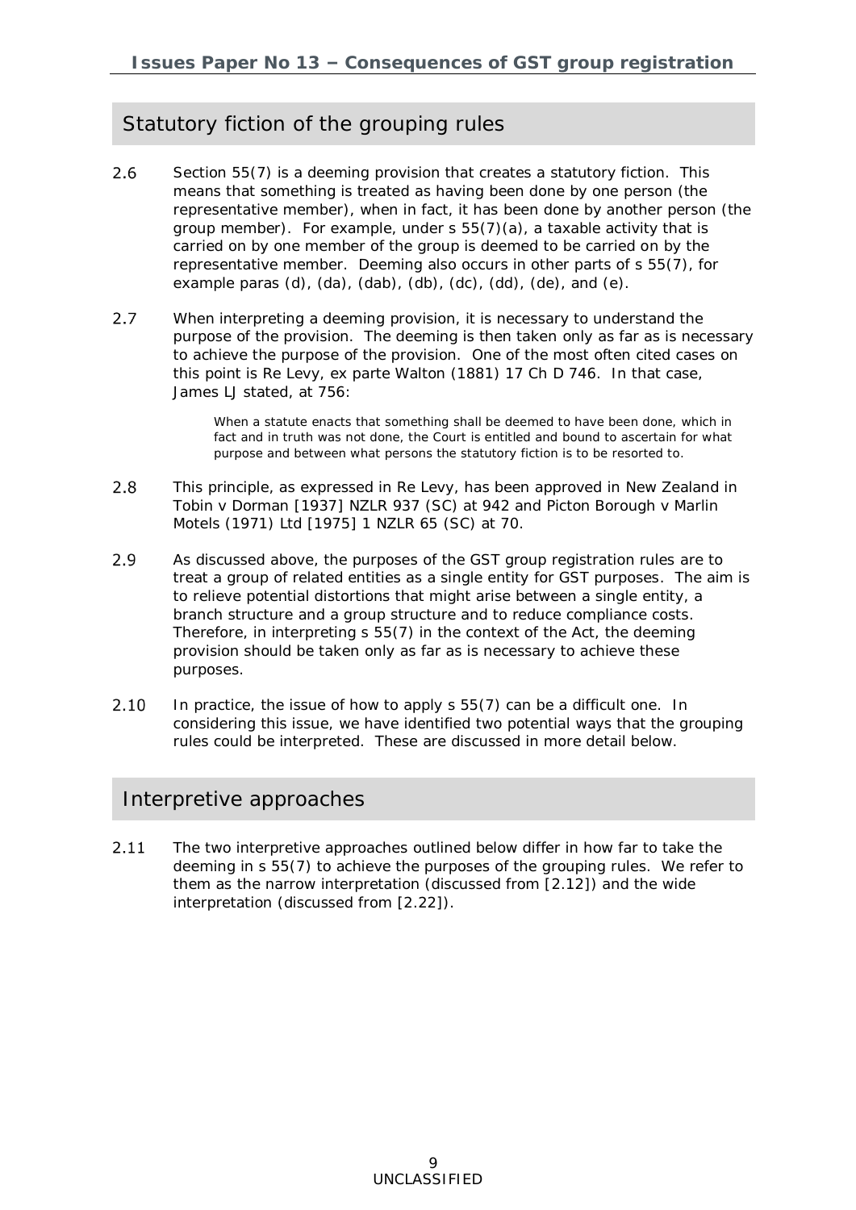## Statutory fiction of the grouping rules

2.6 Section 55(7) is a deeming provision that creates a statutory fiction. This means that something is treated as having been done by one person (the representative member), when in fact, it has been done by another person (the group member). For example, under s 55(7)(a), a taxable activity that is carried on by one member of the group is deemed to be carried on by the representative member. Deeming also occurs in other parts of s 55(7), for example paras (d), (da), (dab), (db), (dc), (dd), (de), and (e).

2.7 When interpreting a deeming provision, it is necessary to understand the purpose of the provision. The deeming is then taken only as far as is necessary to achieve the purpose of the provision. One of the most often cited cases on this point is Re Levy, ex parte Walton (1881) 17 Ch D 746. In that case, James LJ stated, at 756:

> When a statute enacts that something shall be deemed to have been done, which in fact and in truth was not done, the Court is entitled and bound to ascertain for what purpose and between what persons the statutory fiction is to be resorted to.

2.8 This principle, as expressed in Re Levy, has been approved in New Zealand in Tobin v Dorman [1937] NZLR 937 (SC) at 942 and Picton Borough v Marlin Motels (1971) Ltd [1975] 1 NZLR 65 (SC) at 70.

2.9 As discussed above, the purposes of the GST group registration rules are to treat a group of related entities as a single entity for GST purposes. The aim is to relieve potential distortions that might arise between a single entity, a branch structure and a group structure and to reduce compliance costs. Therefore, in interpreting s 55(7) in the context of the Act, the deeming provision should be taken only as far as is necessary to achieve these purposes.

2.10 In practice, the issue of how to apply s 55(7) can be a difficult one. In considering this issue, we have identified two potential ways that the grouping rules could be interpreted. These are discussed in more detail below.

## Interpretive approaches

2.11 The two interpretive approaches outlined below differ in how far to take the deeming in s 55(7) to achieve the purposes of the grouping rules. We refer to them as the narrow interpretation (discussed from [2.12]) and the wide interpretation (discussed from [2.22]).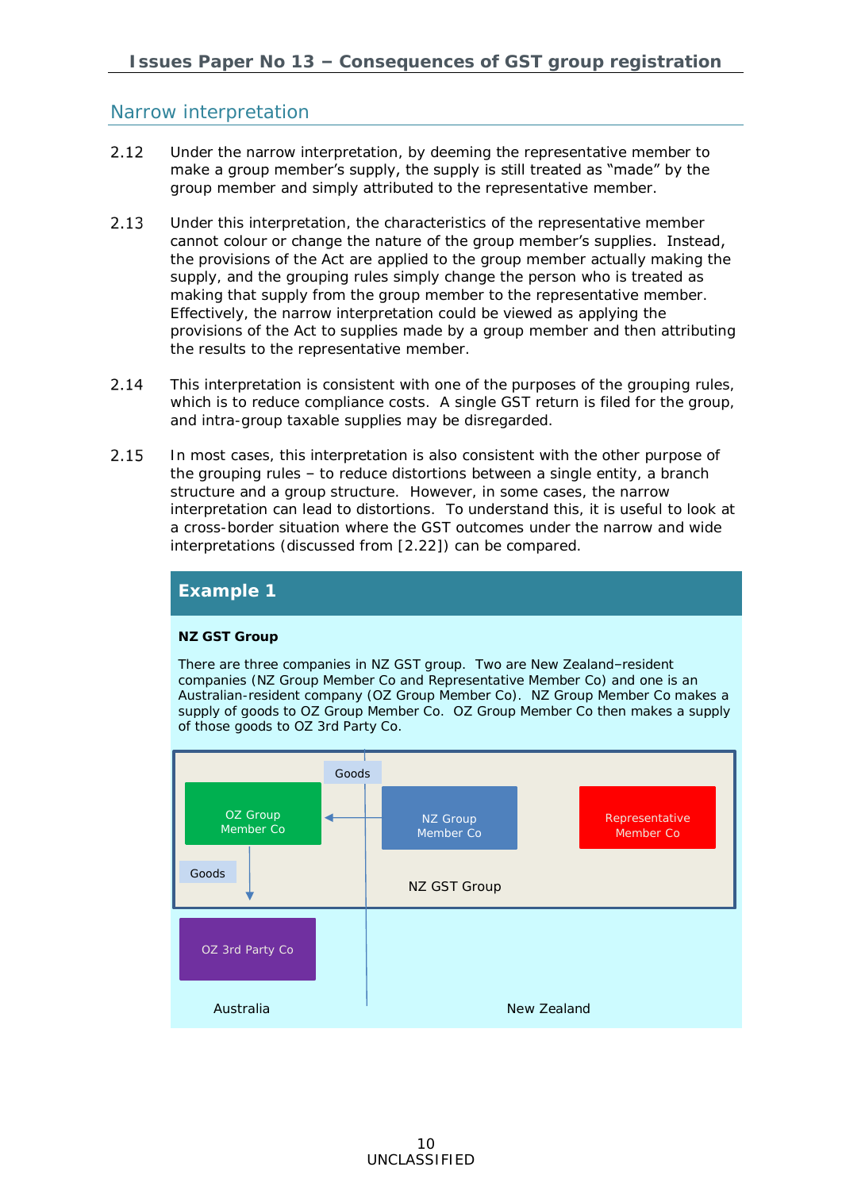## Narrow interpretation

2.12 Under the narrow interpretation, by deeming the representative member to make a group member's supply, the supply is still treated as "made" by the group member and simply attributed to the representative member.

2.13 Under this interpretation, the characteristics of the representative member cannot colour or change the nature of the group member's supplies. Instead, the provisions of the Act are applied to the group member actually making the supply, and the grouping rules simply change the person who is treated as making that supply from the group member to the representative member. Effectively, the narrow interpretation could be viewed as applying the provisions of the Act to supplies made by a group member and then attributing the results to the representative member.

2.14 This interpretation is consistent with one of the purposes of the grouping rules, which is to reduce compliance costs. A single GST return is filed for the group, and intra-group taxable supplies may be disregarded.

2.15 In most cases, this interpretation is also consistent with the other purpose of the grouping rules – to reduce distortions between a single entity, a branch structure and a group structure. However, in some cases, the narrow interpretation can lead to distortions. To understand this, it is useful to look at a cross-border situation where the GST outcomes under the narrow and wide interpretations (discussed from [2.22]) can be compared.

### Example 1

**NZ GST Group**

There are three companies in NZ GST group. Two are New Zealand–resident companies (NZ Group Member Co and Representative Member Co) and one is an Australian-resident company (OZ Group Member Co). NZ Group Member Co makes a supply of goods to OZ Group Member Co. OZ Group Member Co then makes a supply of those goods to OZ 3rd Party Co.

Goods
OZ Group Member Co
NZ Group Member Co
Representative Member Co
Goods
NZ GST Group
OZ 3rd Party Co
Australia
New Zealand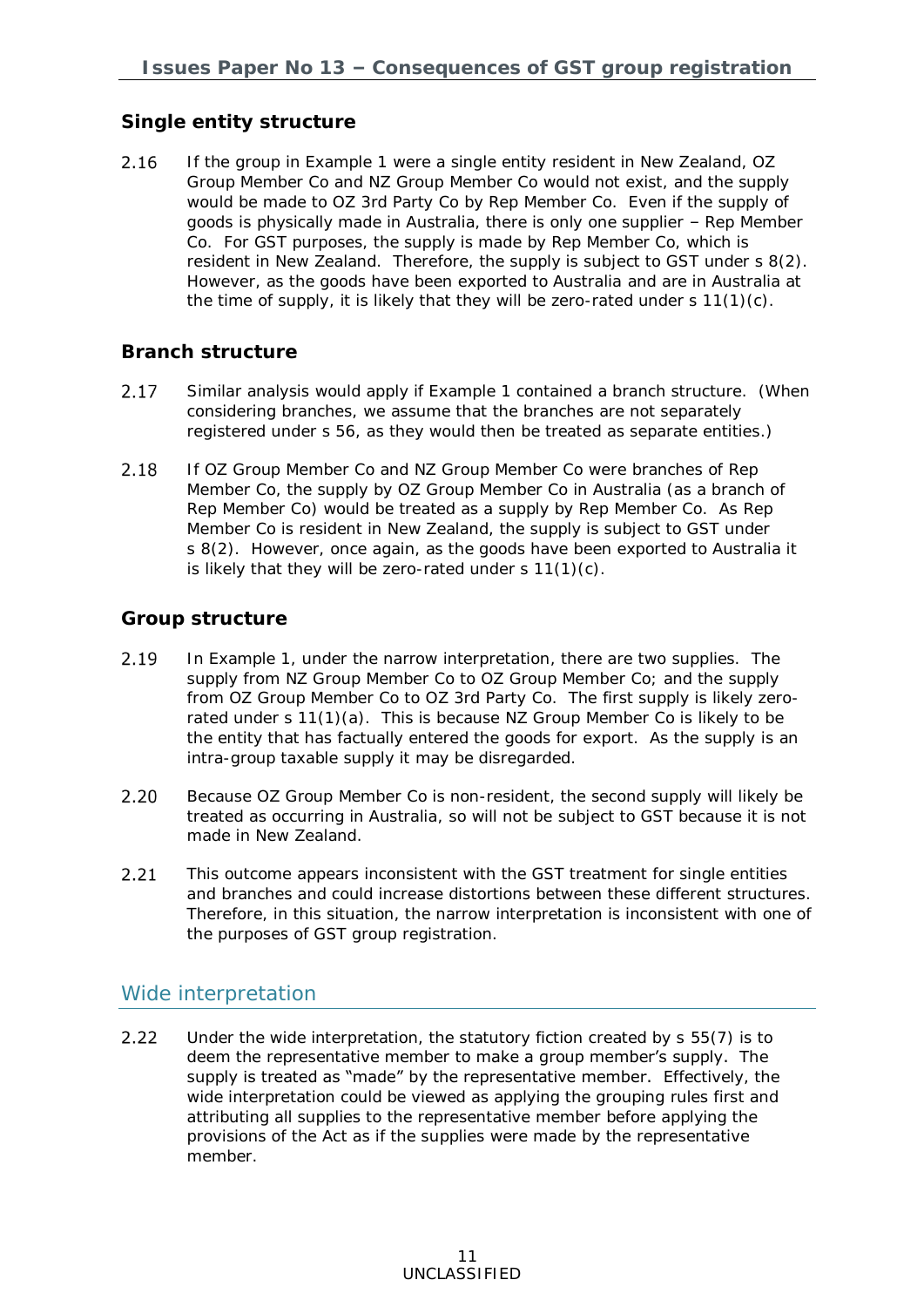### Single entity structure

2.16 If the group in Example 1 were a single entity resident in New Zealand, OZ Group Member Co and NZ Group Member Co would not exist, and the supply would be made to OZ 3rd Party Co by Rep Member Co. Even if the supply of goods is physically made in Australia, there is only one supplier – Rep Member Co. For GST purposes, the supply is made by Rep Member Co, which is resident in New Zealand. Therefore, the supply is subject to GST under s 8(2). However, as the goods have been exported to Australia and are in Australia at the time of supply, it is likely that they will be zero-rated under s 11(1)(c).

### Branch structure

2.17 Similar analysis would apply if Example 1 contained a branch structure. (When considering branches, we assume that the branches are not separately registered under s 56, as they would then be treated as separate entities.)

2.18 If OZ Group Member Co and NZ Group Member Co were branches of Rep Member Co, the supply by OZ Group Member Co in Australia (as a branch of Rep Member Co) would be treated as a supply by Rep Member Co. As Rep Member Co is resident in New Zealand, the supply is subject to GST under s 8(2). However, once again, as the goods have been exported to Australia it is likely that they will be zero-rated under s 11(1)(c).

### Group structure

2.19 In Example 1, under the narrow interpretation, there are two supplies. The supply from NZ Group Member Co to OZ Group Member Co; and the supply from OZ Group Member Co to OZ 3rd Party Co. The first supply is likely zero-rated under s 11(1)(a). This is because NZ Group Member Co is likely to be the entity that has factually entered the goods for export. As the supply is an intra-group taxable supply it may be disregarded.

2.20 Because OZ Group Member Co is non-resident, the second supply will likely be treated as occurring in Australia, so will not be subject to GST because it is not made in New Zealand.

2.21 This outcome appears inconsistent with the GST treatment for single entities and branches and could increase distortions between these different structures. Therefore, in this situation, the narrow interpretation is inconsistent with one of the purposes of GST group registration.

## Wide interpretation

2.22 Under the wide interpretation, the statutory fiction created by s 55(7) is to deem the representative member to make a group member's supply. The supply is treated as "made" by the representative member. Effectively, the wide interpretation could be viewed as applying the grouping rules first and attributing all supplies to the representative member before applying the provisions of the Act as if the supplies were made by the representative member.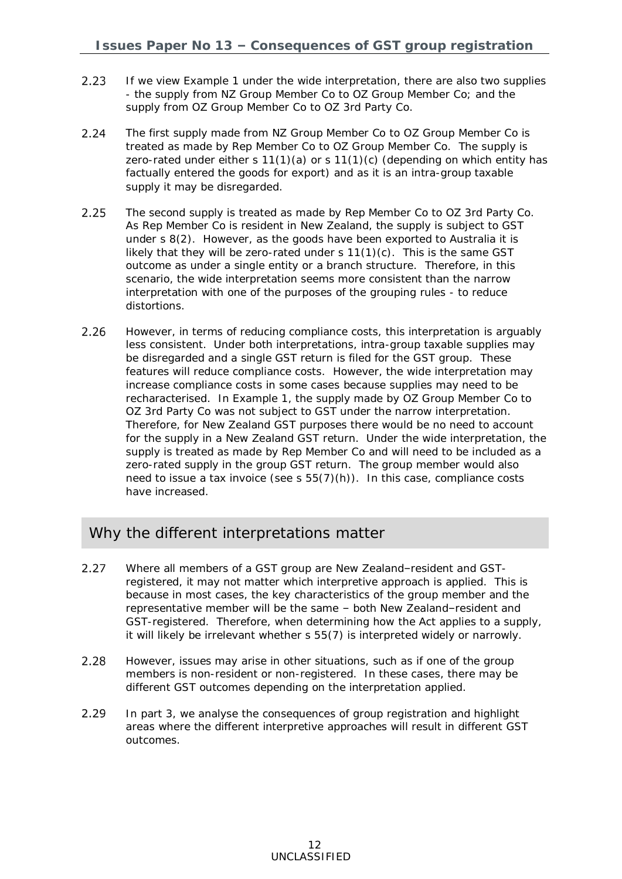2.23 If we view Example 1 under the wide interpretation, there are also two supplies - the supply from NZ Group Member Co to OZ Group Member Co; and the supply from OZ Group Member Co to OZ 3rd Party Co.

2.24 The first supply made from NZ Group Member Co to OZ Group Member Co is treated as made by Rep Member Co to OZ Group Member Co. The supply is zero-rated under either s 11(1)(a) or s 11(1)(c) (depending on which entity has factually entered the goods for export) and as it is an intra-group taxable supply it may be disregarded.

2.25 The second supply is treated as made by Rep Member Co to OZ 3rd Party Co. As Rep Member Co is resident in New Zealand, the supply is subject to GST under s 8(2). However, as the goods have been exported to Australia it is likely that they will be zero-rated under s 11(1)(c). This is the same GST outcome as under a single entity or a branch structure. Therefore, in this scenario, the wide interpretation seems more consistent than the narrow interpretation with one of the purposes of the grouping rules - to reduce distortions.

2.26 However, in terms of reducing compliance costs, this interpretation is arguably less consistent. Under both interpretations, intra-group taxable supplies may be disregarded and a single GST return is filed for the GST group. These features will reduce compliance costs. However, the wide interpretation may increase compliance costs in some cases because supplies may need to be recharacterised. In Example 1, the supply made by OZ Group Member Co to OZ 3rd Party Co was not subject to GST under the narrow interpretation. Therefore, for New Zealand GST purposes there would be no need to account for the supply in a New Zealand GST return. Under the wide interpretation, the supply is treated as made by Rep Member Co and will need to be included as a zero-rated supply in the group GST return. The group member would also need to issue a tax invoice (see s 55(7)(h)). In this case, compliance costs have increased.

## Why the different interpretations matter

2.27 Where all members of a GST group are New Zealand–resident and GST-registered, it may not matter which interpretive approach is applied. This is because in most cases, the key characteristics of the group member and the representative member will be the same – both New Zealand–resident and GST-registered. Therefore, when determining how the Act applies to a supply, it will likely be irrelevant whether s 55(7) is interpreted widely or narrowly.

2.28 However, issues may arise in other situations, such as if one of the group members is non-resident or non-registered. In these cases, there may be different GST outcomes depending on the interpretation applied.

2.29 In part 3, we analyse the consequences of group registration and highlight areas where the different interpretive approaches will result in different GST outcomes.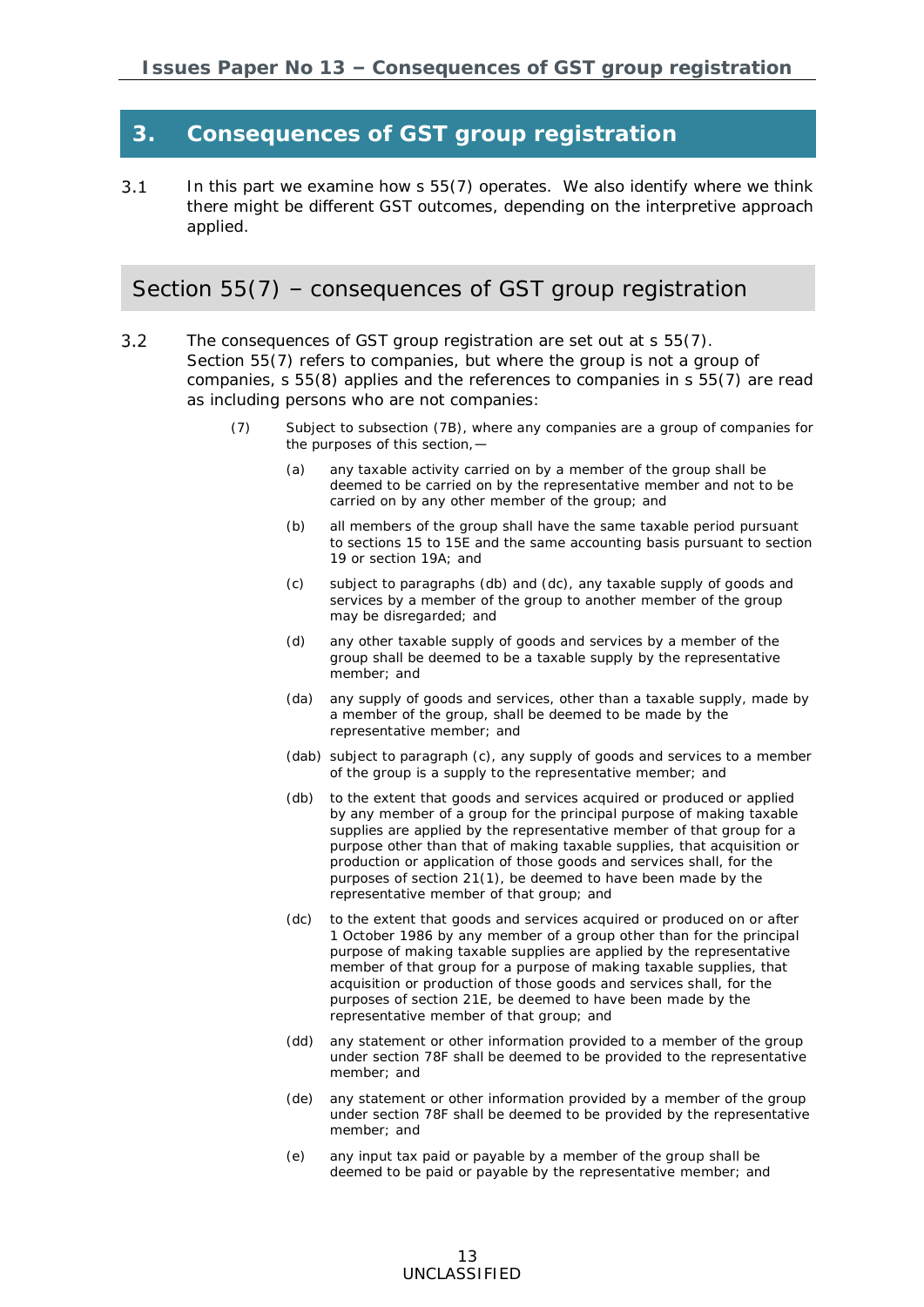## 3. Consequences of GST group registration

3.1 In this part we examine how s 55(7) operates. We also identify where we think there might be different GST outcomes, depending on the interpretive approach applied.

### Section 55(7) – consequences of GST group registration

3.2 The consequences of GST group registration are set out at s 55(7). Section 55(7) refers to companies, but where the group is not a group of companies, s 55(8) applies and the references to companies in s 55(7) are read as including persons who are not companies:

> (7) Subject to subsection (7B), where any companies are a group of companies for the purposes of this section,—
>
> (a) any taxable activity carried on by a member of the group shall be deemed to be carried on by the representative member and not to be carried on by any other member of the group; and
>
> (b) all members of the group shall have the same taxable period pursuant to sections 15 to 15E and the same accounting basis pursuant to section 19 or section 19A; and
>
> (c) subject to paragraphs (db) and (dc), any taxable supply of goods and services by a member of the group to another member of the group may be disregarded; and
>
> (d) any other taxable supply of goods and services by a member of the group shall be deemed to be a taxable supply by the representative member; and
>
> (da) any supply of goods and services, other than a taxable supply, made by a member of the group, shall be deemed to be made by the representative member; and
>
> (dab) subject to paragraph (c), any supply of goods and services to a member of the group is a supply to the representative member; and
>
> (db) to the extent that goods and services acquired or produced or applied by any member of a group for the principal purpose of making taxable supplies are applied by the representative member of that group for a purpose other than that of making taxable supplies, that acquisition or production or application of those goods and services shall, for the purposes of section 21(1), be deemed to have been made by the representative member of that group; and
>
> (dc) to the extent that goods and services acquired or produced on or after 1 October 1986 by any member of a group other than for the principal purpose of making taxable supplies are applied by the representative member of that group for a purpose of making taxable supplies, that acquisition or production of those goods and services shall, for the purposes of section 21E, be deemed to have been made by the representative member of that group; and
>
> (dd) any statement or other information provided to a member of the group under section 78F shall be deemed to be provided to the representative member; and
>
> (de) any statement or other information provided by a member of the group under section 78F shall be deemed to be provided by the representative member; and
>
> (e) any input tax paid or payable by a member of the group shall be deemed to be paid or payable by the representative member; and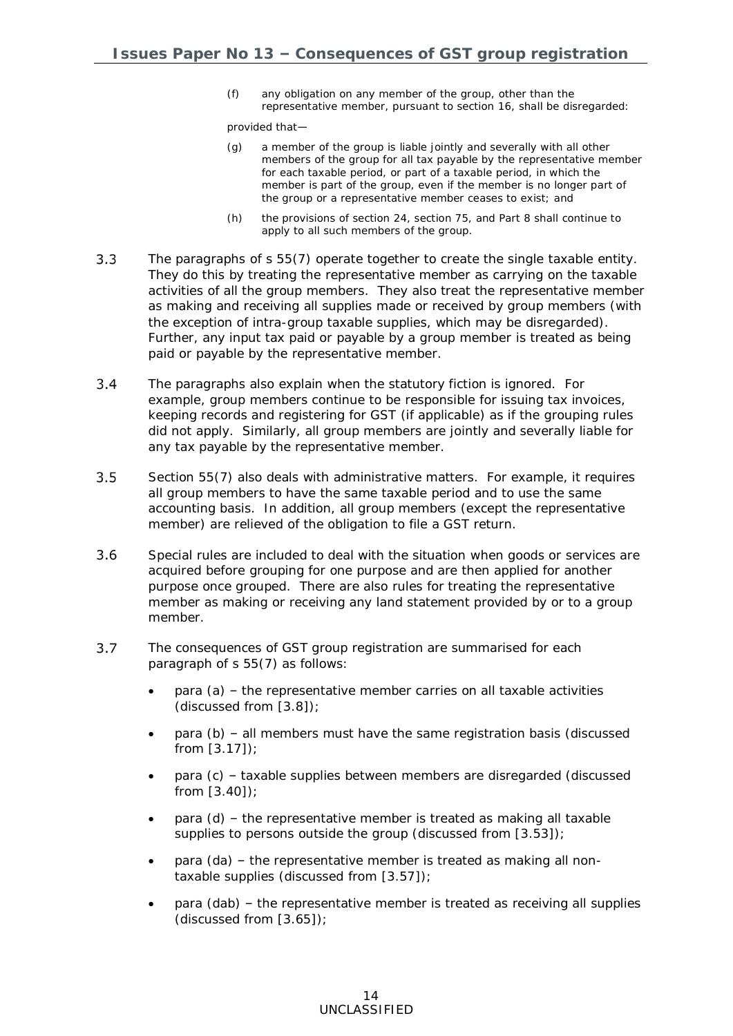(f) any obligation on any member of the group, other than the representative member, pursuant to section 16, shall be disregarded:

provided that—

(g) a member of the group is liable jointly and severally with all other members of the group for all tax payable by the representative member for each taxable period, or part of a taxable period, in which the member is part of the group, even if the member is no longer part of the group or a representative member ceases to exist; and

(h) the provisions of section 24, section 75, and Part 8 shall continue to apply to all such members of the group.

3.3 The paragraphs of s 55(7) operate together to create the single taxable entity. They do this by treating the representative member as carrying on the taxable activities of all the group members. They also treat the representative member as making and receiving all supplies made or received by group members (with the exception of intra-group taxable supplies, which may be disregarded). Further, any input tax paid or payable by a group member is treated as being paid or payable by the representative member.

3.4 The paragraphs also explain when the statutory fiction is ignored. For example, group members continue to be responsible for issuing tax invoices, keeping records and registering for GST (if applicable) as if the grouping rules did not apply. Similarly, all group members are jointly and severally liable for any tax payable by the representative member.

3.5 Section 55(7) also deals with administrative matters. For example, it requires all group members to have the same taxable period and to use the same accounting basis. In addition, all group members (except the representative member) are relieved of the obligation to file a GST return.

3.6 Special rules are included to deal with the situation when goods or services are acquired before grouping for one purpose and are then applied for another purpose once grouped. There are also rules for treating the representative member as making or receiving any land statement provided by or to a group member.

3.7 The consequences of GST group registration are summarised for each paragraph of s 55(7) as follows:

- para (a) – the representative member carries on all taxable activities (discussed from [3.8]);
- para (b) – all members must have the same registration basis (discussed from [3.17]);
- para (c) – taxable supplies between members are disregarded (discussed from [3.40]);
- para (d) – the representative member is treated as making all taxable supplies to persons outside the group (discussed from [3.53]);
- para (da) – the representative member is treated as making all non-taxable supplies (discussed from [3.57]);
- para (dab) – the representative member is treated as receiving all supplies (discussed from [3.65]);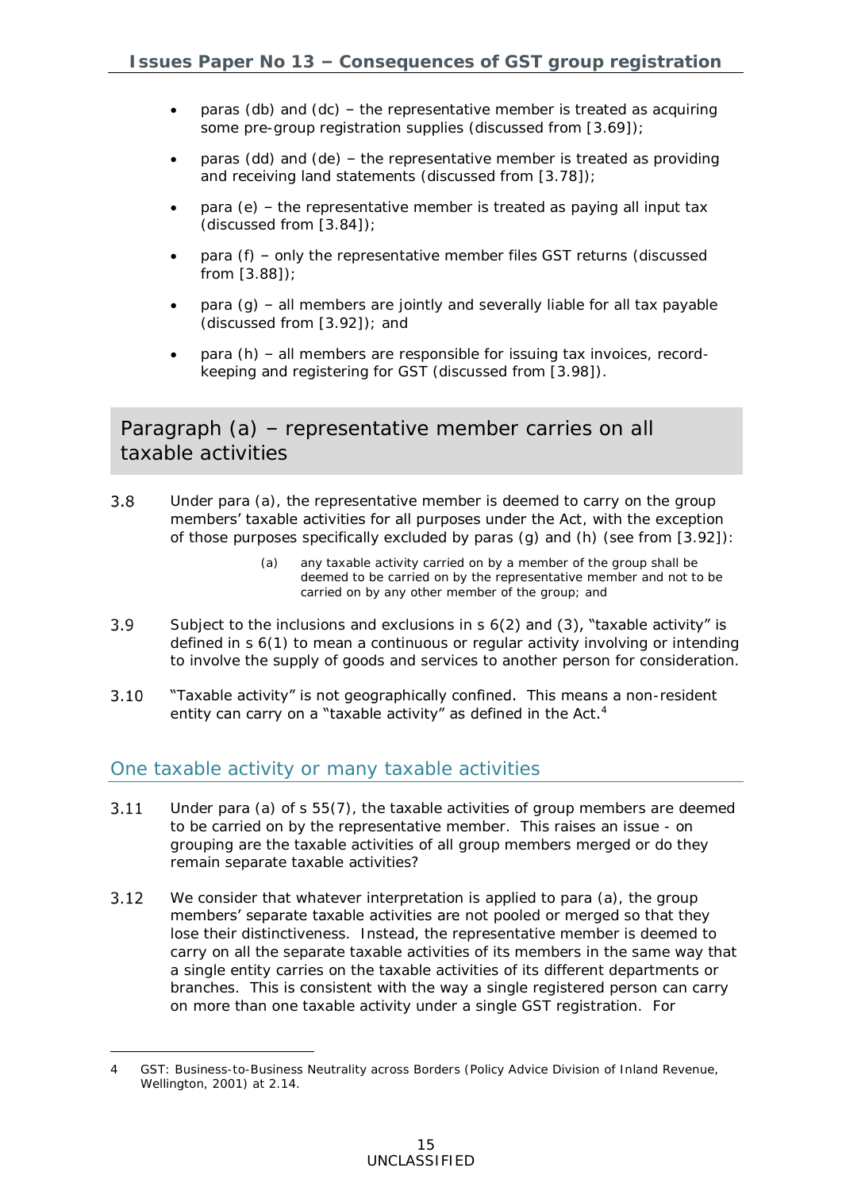- paras (db) and (dc) – the representative member is treated as acquiring some pre-group registration supplies (discussed from [3.69]);
- paras (dd) and (de) – the representative member is treated as providing and receiving land statements (discussed from [3.78]);
- para (e) – the representative member is treated as paying all input tax (discussed from [3.84]);
- para (f) – only the representative member files GST returns (discussed from [3.88]);
- para (g) – all members are jointly and severally liable for all tax payable (discussed from [3.92]); and
- para (h) – all members are responsible for issuing tax invoices, record-keeping and registering for GST (discussed from [3.98]).

## Paragraph (a) – representative member carries on all taxable activities

3.8 Under para (a), the representative member is deemed to carry on the group members' taxable activities for all purposes under the Act, with the exception of those purposes specifically excluded by paras (g) and (h) (see from [3.92]):

> (a) any taxable activity carried on by a member of the group shall be deemed to be carried on by the representative member and not to be carried on by any other member of the group; and

3.9 Subject to the inclusions and exclusions in s 6(2) and (3), "taxable activity" is defined in s 6(1) to mean a continuous or regular activity involving or intending to involve the supply of goods and services to another person for consideration.

3.10 "Taxable activity" is not geographically confined. This means a non-resident entity can carry on a "taxable activity" as defined in the Act.[4]

### One taxable activity or many taxable activities

3.11 Under para (a) of s 55(7), the taxable activities of group members are deemed to be carried on by the representative member. This raises an issue - on grouping are the taxable activities of all group members merged or do they remain separate taxable activities?

3.12 We consider that whatever interpretation is applied to para (a), the group members' separate taxable activities are not pooled or merged so that they lose their distinctiveness. Instead, the representative member is deemed to carry on all the separate taxable activities of its members in the same way that a single entity carries on the taxable activities of its different departments or branches. This is consistent with the way a single registered person can carry on more than one taxable activity under a single GST registration. For

---

4 GST: Business-to-Business Neutrality across Borders (Policy Advice Division of Inland Revenue, Wellington, 2001) at 2.14.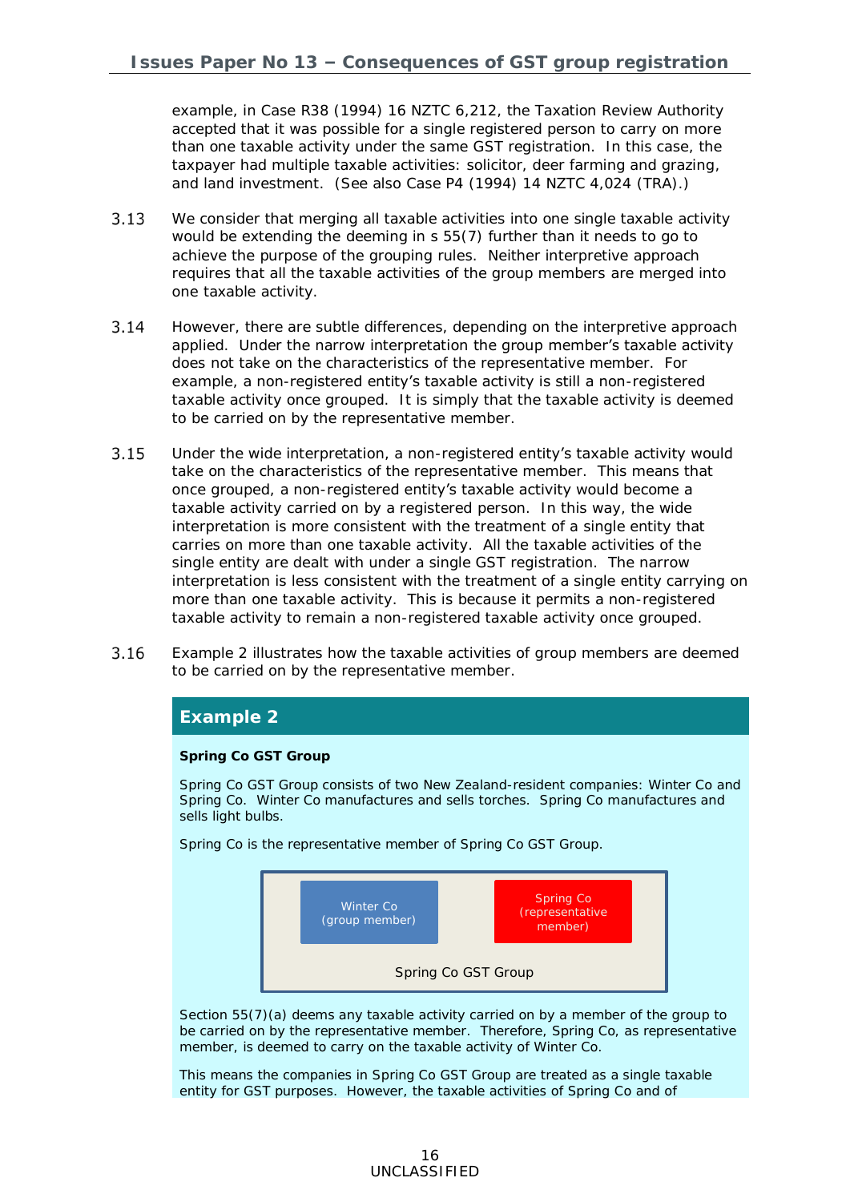example, in Case R38 (1994) 16 NZTC 6,212, the Taxation Review Authority accepted that it was possible for a single registered person to carry on more than one taxable activity under the same GST registration. In this case, the taxpayer had multiple taxable activities: solicitor, deer farming and grazing, and land investment. (See also Case P4 (1994) 14 NZTC 4,024 (TRA).)

3.13 We consider that merging all taxable activities into one single taxable activity would be extending the deeming in s 55(7) further than it needs to go to achieve the purpose of the grouping rules. Neither interpretive approach requires that all the taxable activities of the group members are merged into one taxable activity.

3.14 However, there are subtle differences, depending on the interpretive approach applied. Under the narrow interpretation the group member's taxable activity does not take on the characteristics of the representative member. For example, a non-registered entity's taxable activity is still a non-registered taxable activity once grouped. It is simply that the taxable activity is deemed to be carried on by the representative member.

3.15 Under the wide interpretation, a non-registered entity's taxable activity would take on the characteristics of the representative member. This means that once grouped, a non-registered entity's taxable activity would become a taxable activity carried on by a registered person. In this way, the wide interpretation is more consistent with the treatment of a single entity that carries on more than one taxable activity. All the taxable activities of the single entity are dealt with under a single GST registration. The narrow interpretation is less consistent with the treatment of a single entity carrying on more than one taxable activity. This is because it permits a non-registered taxable activity to remain a non-registered taxable activity once grouped.

3.16 Example 2 illustrates how the taxable activities of group members are deemed to be carried on by the representative member.

## Example 2

**Spring Co GST Group**

Spring Co GST Group consists of two New Zealand-resident companies: Winter Co and Spring Co. Winter Co manufactures and sells torches. Spring Co manufactures and sells light bulbs.

Spring Co is the representative member of Spring Co GST Group.

Winter Co (group member) | Spring Co (representative member)

Spring Co GST Group

Section 55(7)(a) deems any taxable activity carried on by a member of the group to be carried on by the representative member. Therefore, Spring Co, as representative member, is deemed to carry on the taxable activity of Winter Co.

This means the companies in Spring Co GST Group are treated as a single taxable entity for GST purposes. However, the taxable activities of Spring Co and of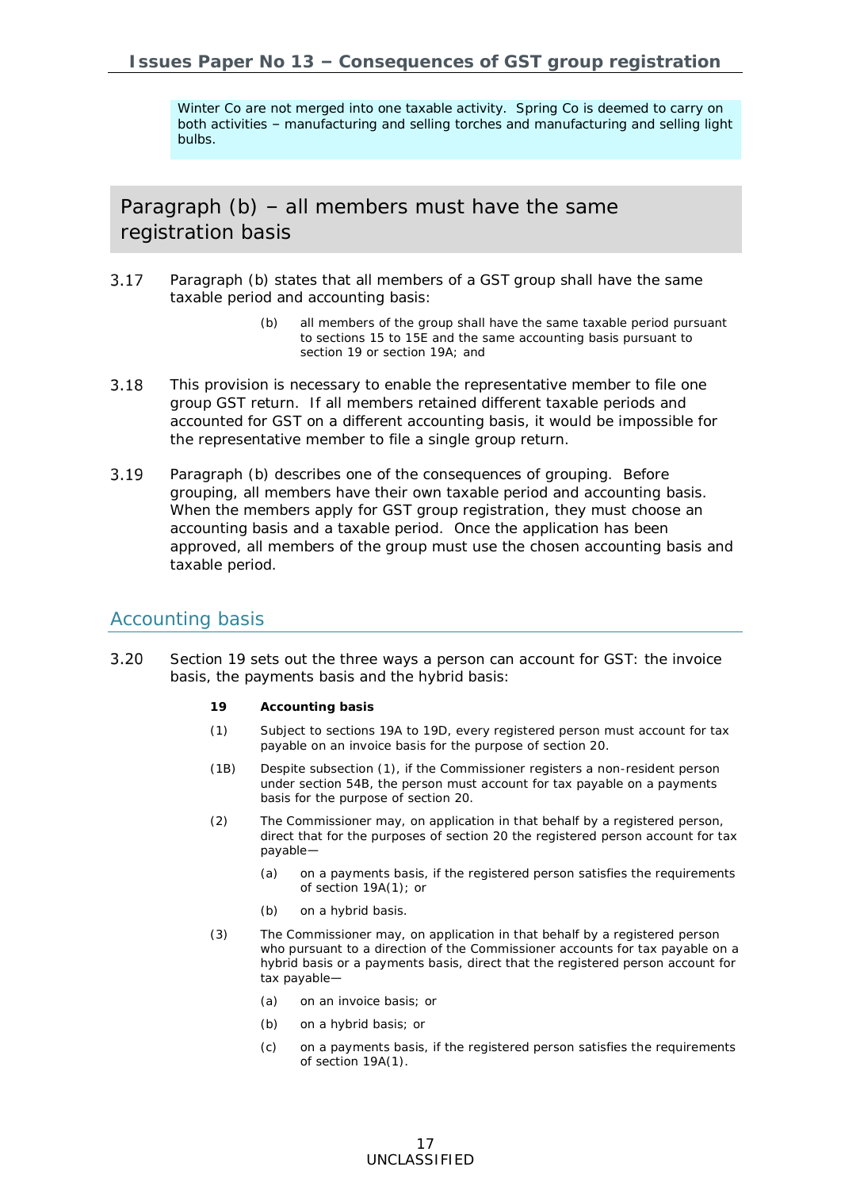Winter Co are not merged into one taxable activity. Spring Co is deemed to carry on both activities – manufacturing and selling torches and manufacturing and selling light bulbs.

## Paragraph (b) – all members must have the same registration basis

3.17 Paragraph (b) states that all members of a GST group shall have the same taxable period and accounting basis:

> (b) all members of the group shall have the same taxable period pursuant to sections 15 to 15E and the same accounting basis pursuant to section 19 or section 19A; and

3.18 This provision is necessary to enable the representative member to file one group GST return. If all members retained different taxable periods and accounted for GST on a different accounting basis, it would be impossible for the representative member to file a single group return.

3.19 Paragraph (b) describes one of the consequences of grouping. Before grouping, all members have their own taxable period and accounting basis. When the members apply for GST group registration, they must choose an accounting basis and a taxable period. Once the application has been approved, all members of the group must use the chosen accounting basis and taxable period.

### Accounting basis

3.20 Section 19 sets out the three ways a person can account for GST: the invoice basis, the payments basis and the hybrid basis:

> **19 Accounting basis**
>
> (1) Subject to sections 19A to 19D, every registered person must account for tax payable on an invoice basis for the purpose of section 20.
>
> (1B) Despite subsection (1), if the Commissioner registers a non-resident person under section 54B, the person must account for tax payable on a payments basis for the purpose of section 20.
>
> (2) The Commissioner may, on application in that behalf by a registered person, direct that for the purposes of section 20 the registered person account for tax payable—
>
> (a) on a payments basis, if the registered person satisfies the requirements of section 19A(1); or
>
> (b) on a hybrid basis.
>
> (3) The Commissioner may, on application in that behalf by a registered person who pursuant to a direction of the Commissioner accounts for tax payable on a hybrid basis or a payments basis, direct that the registered person account for tax payable—
>
> (a) on an invoice basis; or
>
> (b) on a hybrid basis; or
>
> (c) on a payments basis, if the registered person satisfies the requirements of section 19A(1).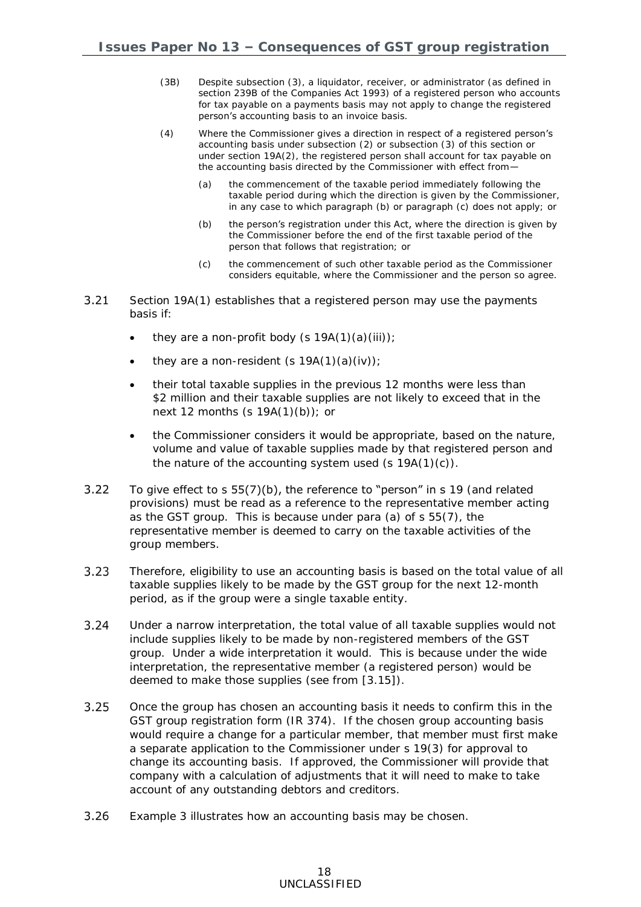(3B) Despite subsection (3), a liquidator, receiver, or administrator (as defined in section 239B of the Companies Act 1993) of a registered person who accounts for tax payable on a payments basis may not apply to change the registered person's accounting basis to an invoice basis.

(4) Where the Commissioner gives a direction in respect of a registered person's accounting basis under subsection (2) or subsection (3) of this section or under section 19A(2), the registered person shall account for tax payable on the accounting basis directed by the Commissioner with effect from—

   (a) the commencement of the taxable period immediately following the taxable period during which the direction is given by the Commissioner, in any case to which paragraph (b) or paragraph (c) does not apply; or

   (b) the person's registration under this Act, where the direction is given by the Commissioner before the end of the first taxable period of the person that follows that registration; or

   (c) the commencement of such other taxable period as the Commissioner considers equitable, where the Commissioner and the person so agree.

3.21 Section 19A(1) establishes that a registered person may use the payments basis if:

- they are a non-profit body (s 19A(1)(a)(iii));
- they are a non-resident (s 19A(1)(a)(iv));
- their total taxable supplies in the previous 12 months were less than $2 million and their taxable supplies are not likely to exceed that in the next 12 months (s 19A(1)(b)); or
- the Commissioner considers it would be appropriate, based on the nature, volume and value of taxable supplies made by that registered person and the nature of the accounting system used (s 19A(1)(c)).

3.22 To give effect to s 55(7)(b), the reference to "person" in s 19 (and related provisions) must be read as a reference to the representative member acting as the GST group. This is because under para (a) of s 55(7), the representative member is deemed to carry on the taxable activities of the group members.

3.23 Therefore, eligibility to use an accounting basis is based on the total value of all taxable supplies likely to be made by the GST group for the next 12-month period, as if the group were a single taxable entity.

3.24 Under a narrow interpretation, the total value of all taxable supplies would not include supplies likely to be made by non-registered members of the GST group. Under a wide interpretation it would. This is because under the wide interpretation, the representative member (a registered person) would be deemed to make those supplies (see from [3.15]).

3.25 Once the group has chosen an accounting basis it needs to confirm this in the GST group registration form (IR 374). If the chosen group accounting basis would require a change for a particular member, that member must first make a separate application to the Commissioner under s 19(3) for approval to change its accounting basis. If approved, the Commissioner will provide that company with a calculation of adjustments that it will need to make to take account of any outstanding debtors and creditors.

3.26 Example 3 illustrates how an accounting basis may be chosen.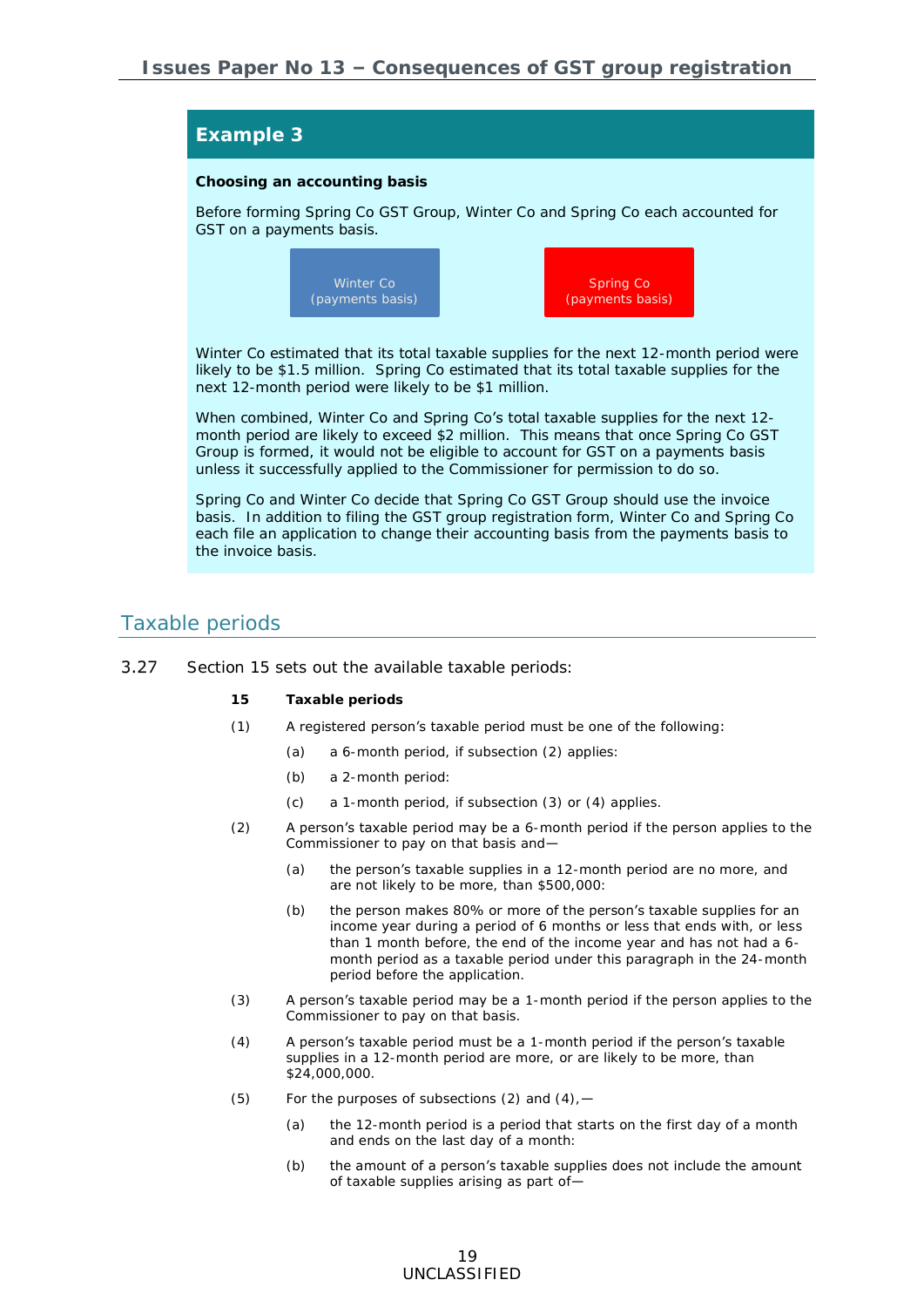## Example 3

**Choosing an accounting basis**

Before forming Spring Co GST Group, Winter Co and Spring Co each accounted for GST on a payments basis.

Winter Co (payments basis) | Spring Co (payments basis)

Winter Co estimated that its total taxable supplies for the next 12-month period were likely to be $1.5 million. Spring Co estimated that its total taxable supplies for the next 12-month period were likely to be $1 million.

When combined, Winter Co and Spring Co's total taxable supplies for the next 12-month period are likely to exceed $2 million. This means that once Spring Co GST Group is formed, it would not be eligible to account for GST on a payments basis unless it successfully applied to the Commissioner for permission to do so.

Spring Co and Winter Co decide that Spring Co GST Group should use the invoice basis. In addition to filing the GST group registration form, Winter Co and Spring Co each file an application to change their accounting basis from the payments basis to the invoice basis.

## Taxable periods

3.27 Section 15 sets out the available taxable periods:

> **15 Taxable periods**
>
> (1) A registered person's taxable period must be one of the following:
>
> (a) a 6-month period, if subsection (2) applies:
>
> (b) a 2-month period:
>
> (c) a 1-month period, if subsection (3) or (4) applies.
>
> (2) A person's taxable period may be a 6-month period if the person applies to the Commissioner to pay on that basis and—
>
> (a) the person's taxable supplies in a 12-month period are no more, and are not likely to be more, than $500,000:
>
> (b) the person makes 80% or more of the person's taxable supplies for an income year during a period of 6 months or less that ends with, or less than 1 month before, the end of the income year and has not had a 6-month period as a taxable period under this paragraph in the 24-month period before the application.
>
> (3) A person's taxable period may be a 1-month period if the person applies to the Commissioner to pay on that basis.
>
> (4) A person's taxable period must be a 1-month period if the person's taxable supplies in a 12-month period are more, or are likely to be more, than $24,000,000.
>
> (5) For the purposes of subsections (2) and (4),—
>
> (a) the 12-month period is a period that starts on the first day of a month and ends on the last day of a month:
>
> (b) the amount of a person's taxable supplies does not include the amount of taxable supplies arising as part of—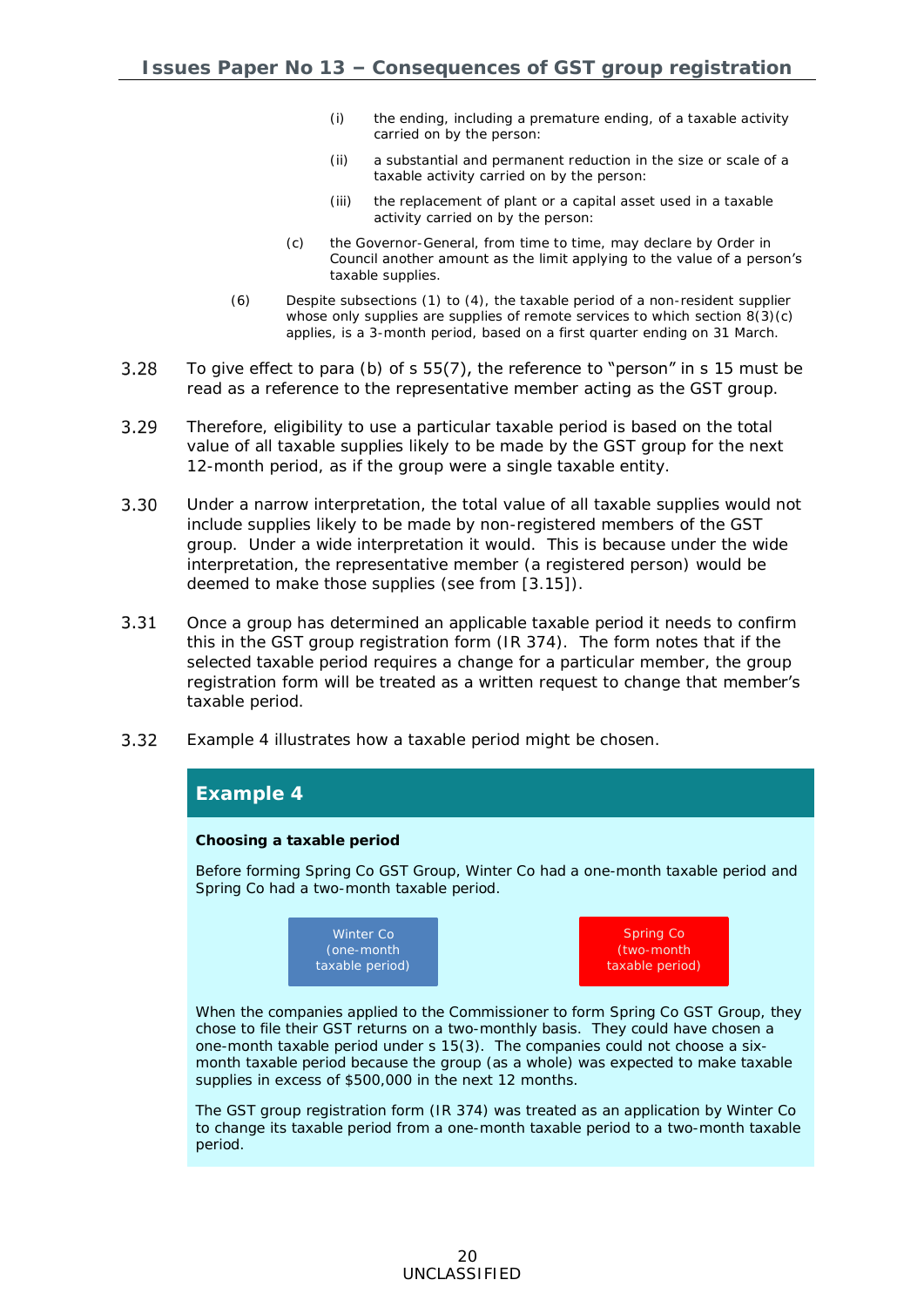(i) the ending, including a premature ending, of a taxable activity carried on by the person:

(ii) a substantial and permanent reduction in the size or scale of a taxable activity carried on by the person:

(iii) the replacement of plant or a capital asset used in a taxable activity carried on by the person:

(c) the Governor-General, from time to time, may declare by Order in Council another amount as the limit applying to the value of a person's taxable supplies.

(6) Despite subsections (1) to (4), the taxable period of a non-resident supplier whose only supplies are supplies of remote services to which section 8(3)(c) applies, is a 3-month period, based on a first quarter ending on 31 March.

3.28 To give effect to para (b) of s 55(7), the reference to "person" in s 15 must be read as a reference to the representative member acting as the GST group.

3.29 Therefore, eligibility to use a particular taxable period is based on the total value of all taxable supplies likely to be made by the GST group for the next 12-month period, as if the group were a single taxable entity.

3.30 Under a narrow interpretation, the total value of all taxable supplies would not include supplies likely to be made by non-registered members of the GST group. Under a wide interpretation it would. This is because under the wide interpretation, the representative member (a registered person) would be deemed to make those supplies (see from [3.15]).

3.31 Once a group has determined an applicable taxable period it needs to confirm this in the GST group registration form (IR 374). The form notes that if the selected taxable period requires a change for a particular member, the group registration form will be treated as a written request to change that member's taxable period.

3.32 Example 4 illustrates how a taxable period might be chosen.

## Example 4

**Choosing a taxable period**

Before forming Spring Co GST Group, Winter Co had a one-month taxable period and Spring Co had a two-month taxable period.

Winter Co (one-month taxable period)

Spring Co (two-month taxable period)

When the companies applied to the Commissioner to form Spring Co GST Group, they chose to file their GST returns on a two-monthly basis. They could have chosen a one-month taxable period under s 15(3). The companies could not choose a six-month taxable period because the group (as a whole) was expected to make taxable supplies in excess of $500,000 in the next 12 months.

The GST group registration form (IR 374) was treated as an application by Winter Co to change its taxable period from a one-month taxable period to a two-month taxable period.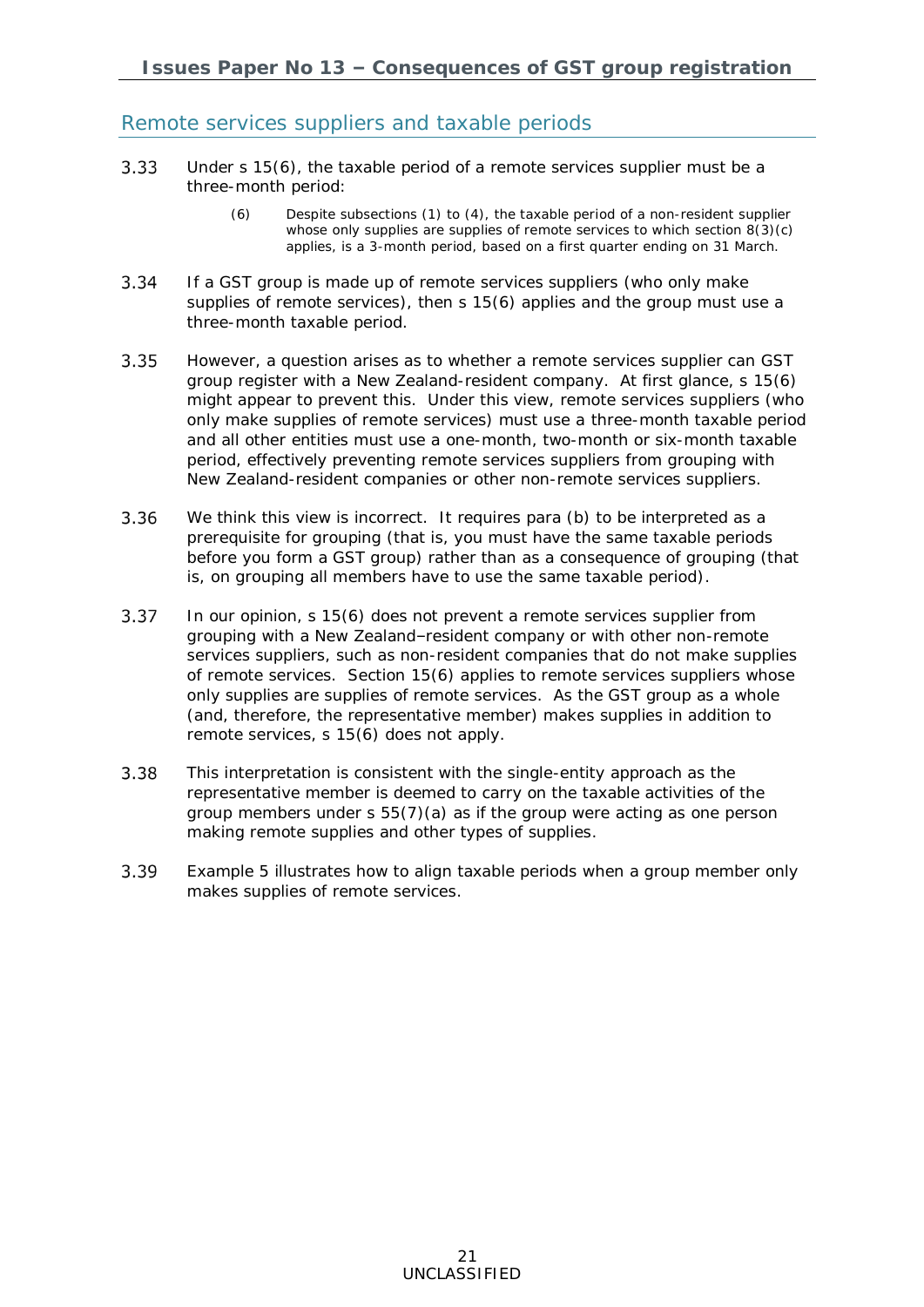## Remote services suppliers and taxable periods

3.33 Under s 15(6), the taxable period of a remote services supplier must be a three-month period:

> (6) Despite subsections (1) to (4), the taxable period of a non-resident supplier whose only supplies are supplies of remote services to which section 8(3)(c) applies, is a 3-month period, based on a first quarter ending on 31 March.

3.34 If a GST group is made up of remote services suppliers (who only make supplies of remote services), then s 15(6) applies and the group must use a three-month taxable period.

3.35 However, a question arises as to whether a remote services supplier can GST group register with a New Zealand-resident company. At first glance, s 15(6) might appear to prevent this. Under this view, remote services suppliers (who only make supplies of remote services) must use a three-month taxable period and all other entities must use a one-month, two-month or six-month taxable period, effectively preventing remote services suppliers from grouping with New Zealand-resident companies or other non-remote services suppliers.

3.36 We think this view is incorrect. It requires para (b) to be interpreted as a prerequisite for grouping (that is, you must have the same taxable periods before you form a GST group) rather than as a consequence of grouping (that is, on grouping all members have to use the same taxable period).

3.37 In our opinion, s 15(6) does not prevent a remote services supplier from grouping with a New Zealand–resident company or with other non-remote services suppliers, such as non-resident companies that do not make supplies of remote services. Section 15(6) applies to remote services suppliers whose only supplies are supplies of remote services. As the GST group as a whole (and, therefore, the representative member) makes supplies in addition to remote services, s 15(6) does not apply.

3.38 This interpretation is consistent with the single-entity approach as the representative member is deemed to carry on the taxable activities of the group members under s 55(7)(a) as if the group were acting as one person making remote supplies and other types of supplies.

3.39 Example 5 illustrates how to align taxable periods when a group member only makes supplies of remote services.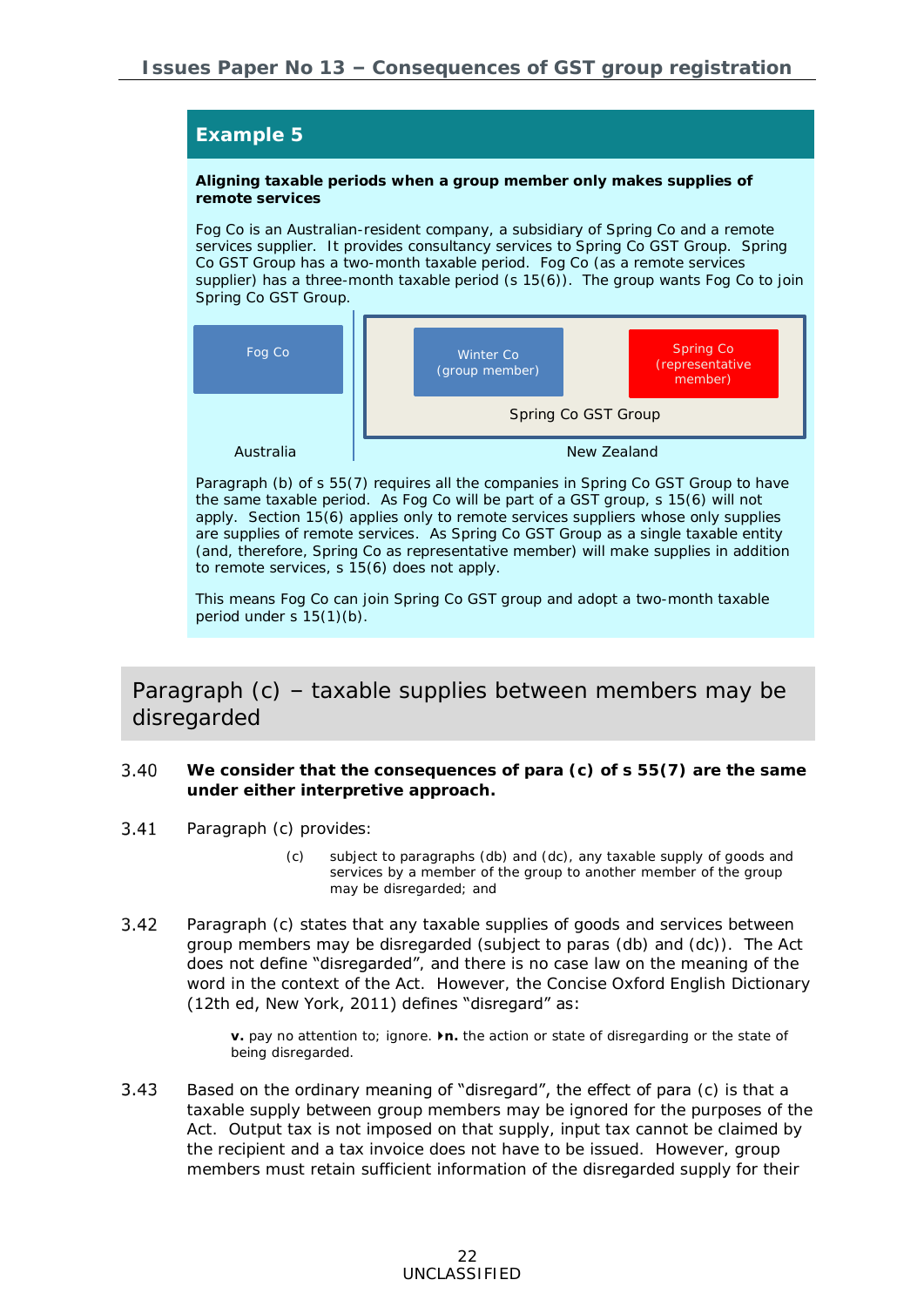## Example 5

**Aligning taxable periods when a group member only makes supplies of remote services**

Fog Co is an Australian-resident company, a subsidiary of Spring Co and a remote services supplier. It provides consultancy services to Spring Co GST Group. Spring Co GST Group has a two-month taxable period. Fog Co (as a remote services supplier) has a three-month taxable period (s 15(6)). The group wants Fog Co to join Spring Co GST Group.

Fog Co | Winter Co (group member) | Spring Co (representative member)

Spring Co GST Group

Australia | New Zealand

Paragraph (b) of s 55(7) requires all the companies in Spring Co GST Group to have the same taxable period. As Fog Co will be part of a GST group, s 15(6) will not apply. Section 15(6) applies only to remote services suppliers whose only supplies are supplies of remote services. As Spring Co GST Group as a single taxable entity (and, therefore, Spring Co as representative member) will make supplies in addition to remote services, s 15(6) does not apply.

This means Fog Co can join Spring Co GST group and adopt a two-month taxable period under s 15(1)(b).

## Paragraph (c) – taxable supplies between members may be disregarded

3.40 **We consider that the consequences of para (c) of s 55(7) are the same under either interpretive approach.**

3.41 Paragraph (c) provides:

> (c) subject to paragraphs (db) and (dc), any taxable supply of goods and services by a member of the group to another member of the group may be disregarded; and

3.42 Paragraph (c) states that any taxable supplies of goods and services between group members may be disregarded (subject to paras (db) and (dc)). The Act does not define "disregarded", and there is no case law on the meaning of the word in the context of the Act. However, the Concise Oxford English Dictionary (12th ed, New York, 2011) defines "disregard" as:

> **v.** pay no attention to; ignore. ▸**n.** the action or state of disregarding or the state of being disregarded.

3.43 Based on the ordinary meaning of "disregard", the effect of para (c) is that a taxable supply between group members may be ignored for the purposes of the Act. Output tax is not imposed on that supply, input tax cannot be claimed by the recipient and a tax invoice does not have to be issued. However, group members must retain sufficient information of the disregarded supply for their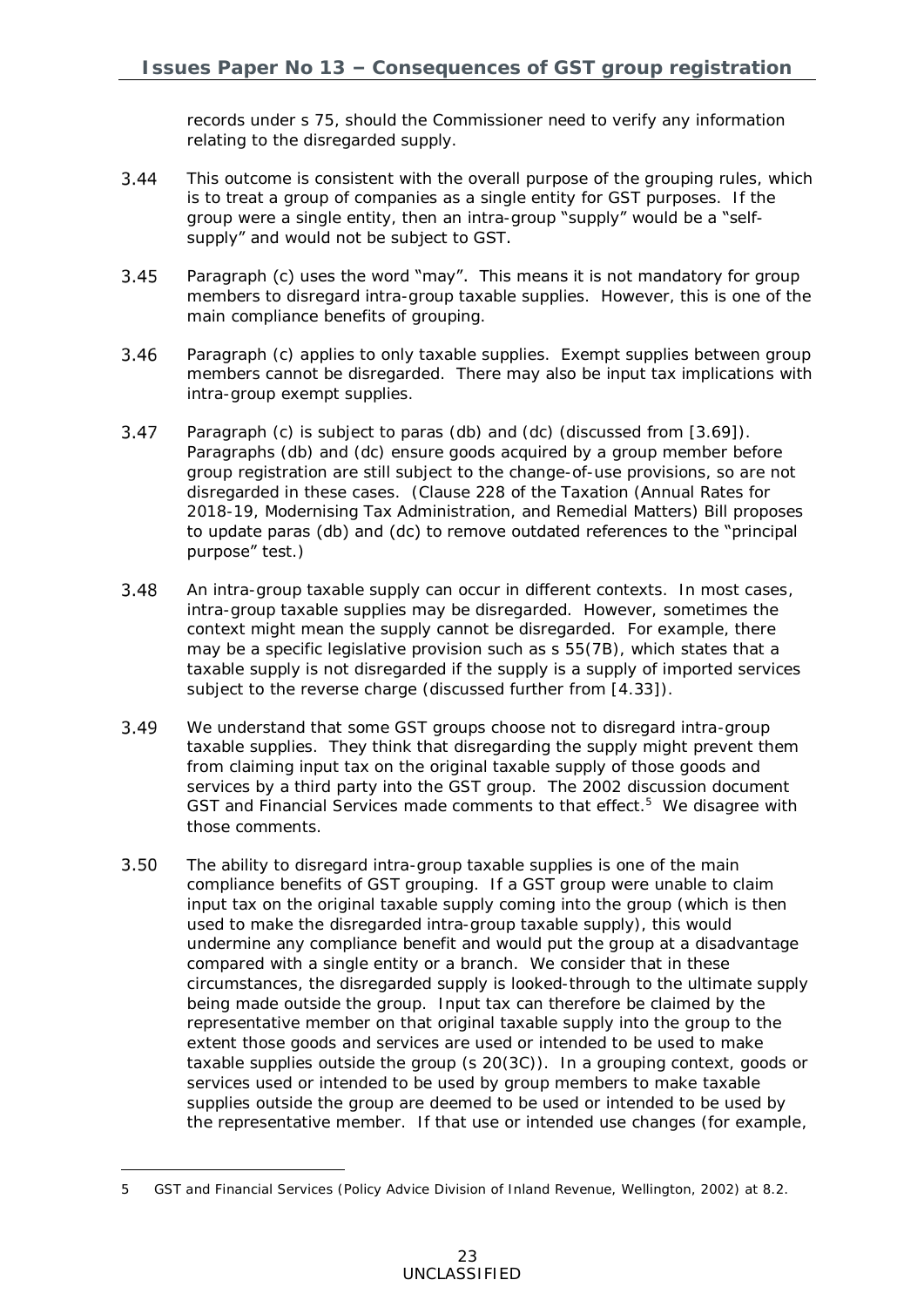records under s 75, should the Commissioner need to verify any information relating to the disregarded supply.

3.44 This outcome is consistent with the overall purpose of the grouping rules, which is to treat a group of companies as a single entity for GST purposes. If the group were a single entity, then an intra-group "supply" would be a "self-supply" and would not be subject to GST.

3.45 Paragraph (c) uses the word "may". This means it is not mandatory for group members to disregard intra-group taxable supplies. However, this is one of the main compliance benefits of grouping.

3.46 Paragraph (c) applies to only taxable supplies. Exempt supplies between group members cannot be disregarded. There may also be input tax implications with intra-group exempt supplies.

3.47 Paragraph (c) is subject to paras (db) and (dc) (discussed from [3.69]). Paragraphs (db) and (dc) ensure goods acquired by a group member before group registration are still subject to the change-of-use provisions, so are not disregarded in these cases. (Clause 228 of the Taxation (Annual Rates for 2018-19, Modernising Tax Administration, and Remedial Matters) Bill proposes to update paras (db) and (dc) to remove outdated references to the "principal purpose" test.)

3.48 An intra-group taxable supply can occur in different contexts. In most cases, intra-group taxable supplies may be disregarded. However, sometimes the context might mean the supply cannot be disregarded. For example, there may be a specific legislative provision such as s 55(7B), which states that a taxable supply is not disregarded if the supply is a supply of imported services subject to the reverse charge (discussed further from [4.33]).

3.49 We understand that some GST groups choose not to disregard intra-group taxable supplies. They think that disregarding the supply might prevent them from claiming input tax on the original taxable supply of those goods and services by a third party into the GST group. The 2002 discussion document GST and Financial Services made comments to that effect.[5] We disagree with those comments.

3.50 The ability to disregard intra-group taxable supplies is one of the main compliance benefits of GST grouping. If a GST group were unable to claim input tax on the original taxable supply coming into the group (which is then used to make the disregarded intra-group taxable supply), this would undermine any compliance benefit and would put the group at a disadvantage compared with a single entity or a branch. We consider that in these circumstances, the disregarded supply is looked-through to the ultimate supply being made outside the group. Input tax can therefore be claimed by the representative member on that original taxable supply into the group to the extent those goods and services are used or intended to be used to make taxable supplies outside the group (s 20(3C)). In a grouping context, goods or services used or intended to be used by group members to make taxable supplies outside the group are deemed to be used or intended to be used by the representative member. If that use or intended use changes (for example,

5 GST and Financial Services (Policy Advice Division of Inland Revenue, Wellington, 2002) at 8.2.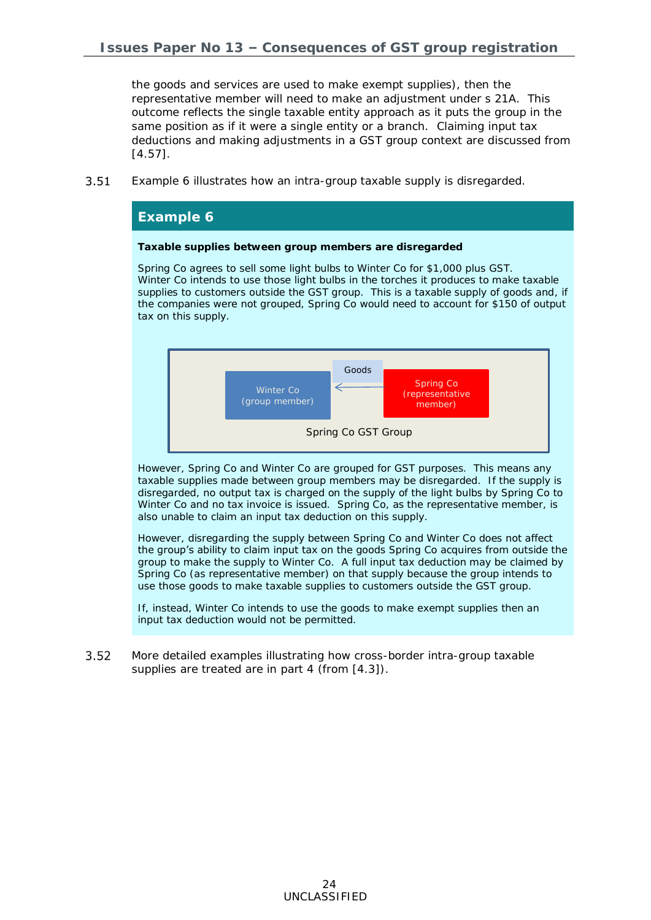the goods and services are used to make exempt supplies), then the representative member will need to make an adjustment under s 21A. This outcome reflects the single taxable entity approach as it puts the group in the same position as if it were a single entity or a branch. Claiming input tax deductions and making adjustments in a GST group context are discussed from [4.57].

3.51 Example 6 illustrates how an intra-group taxable supply is disregarded.

## Example 6

**Taxable supplies between group members are disregarded**

Spring Co agrees to sell some light bulbs to Winter Co for $1,000 plus GST. Winter Co intends to use those light bulbs in the torches it produces to make taxable supplies to customers outside the GST group. This is a taxable supply of goods and, if the companies were not grouped, Spring Co would need to account for $150 of output tax on this supply.

Winter Co (group member) ← Goods ← Spring Co (representative member)

Spring Co GST Group

However, Spring Co and Winter Co are grouped for GST purposes. This means any taxable supplies made between group members may be disregarded. If the supply is disregarded, no output tax is charged on the supply of the light bulbs by Spring Co to Winter Co and no tax invoice is issued. Spring Co, as the representative member, is also unable to claim an input tax deduction on this supply.

However, disregarding the supply between Spring Co and Winter Co does not affect the group's ability to claim input tax on the goods Spring Co acquires from outside the group to make the supply to Winter Co. A full input tax deduction may be claimed by Spring Co (as representative member) on that supply because the group intends to use those goods to make taxable supplies to customers outside the GST group.

If, instead, Winter Co intends to use the goods to make exempt supplies then an input tax deduction would not be permitted.

3.52 More detailed examples illustrating how cross-border intra-group taxable supplies are treated are in part 4 (from [4.3]).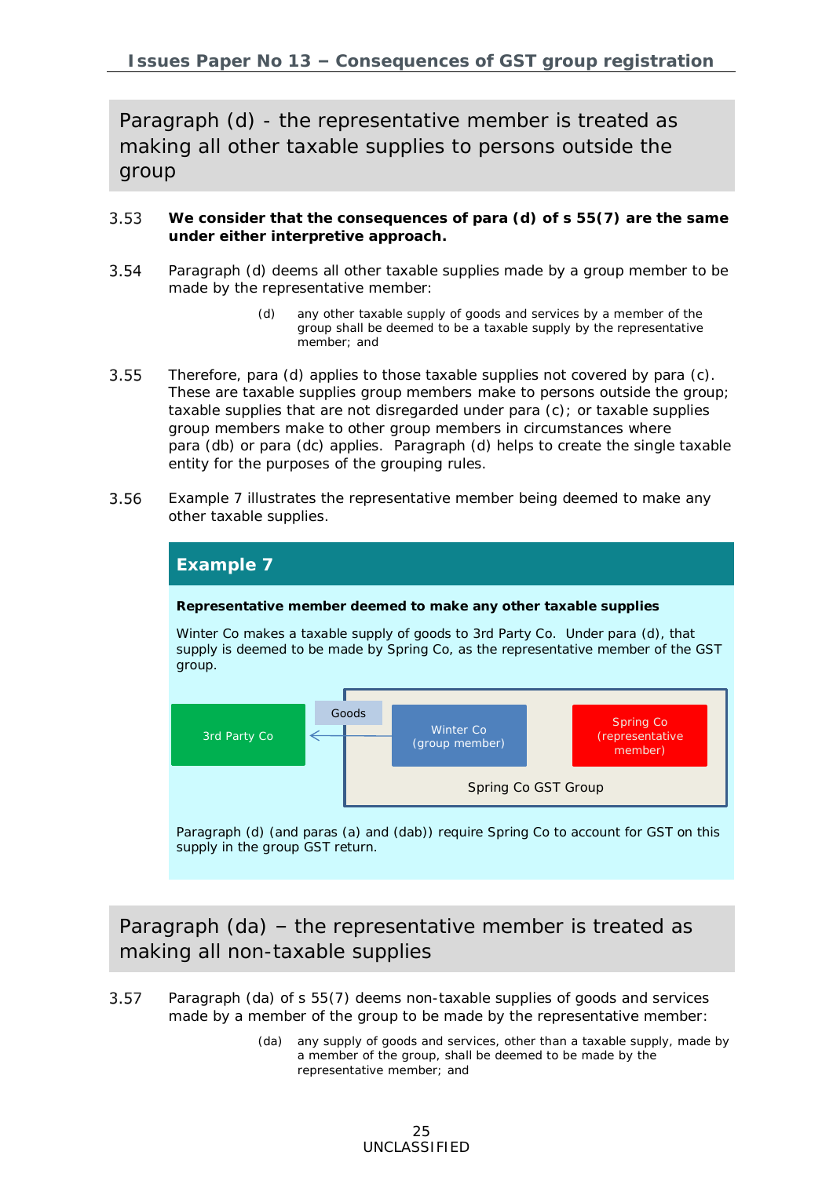## Paragraph (d) - the representative member is treated as making all other taxable supplies to persons outside the group

3.53 **We consider that the consequences of para (d) of s 55(7) are the same under either interpretive approach.**

3.54 Paragraph (d) deems all other taxable supplies made by a group member to be made by the representative member:

> (d) any other taxable supply of goods and services by a member of the group shall be deemed to be a taxable supply by the representative member; and

3.55 Therefore, para (d) applies to those taxable supplies not covered by para (c). These are taxable supplies group members make to persons outside the group; taxable supplies that are not disregarded under para (c); or taxable supplies group members make to other group members in circumstances where para (db) or para (dc) applies. Paragraph (d) helps to create the single taxable entity for the purposes of the grouping rules.

3.56 Example 7 illustrates the representative member being deemed to make any other taxable supplies.

### Example 7

**Representative member deemed to make any other taxable supplies**

Winter Co makes a taxable supply of goods to 3rd Party Co. Under para (d), that supply is deemed to be made by Spring Co, as the representative member of the GST group.

3rd Party Co ← Goods ← Winter Co (group member) | Spring Co (representative member) — Spring Co GST Group

Paragraph (d) (and paras (a) and (dab)) require Spring Co to account for GST on this supply in the group GST return.

## Paragraph (da) – the representative member is treated as making all non-taxable supplies

3.57 Paragraph (da) of s 55(7) deems non-taxable supplies of goods and services made by a member of the group to be made by the representative member:

> (da) any supply of goods and services, other than a taxable supply, made by a member of the group, shall be deemed to be made by the representative member; and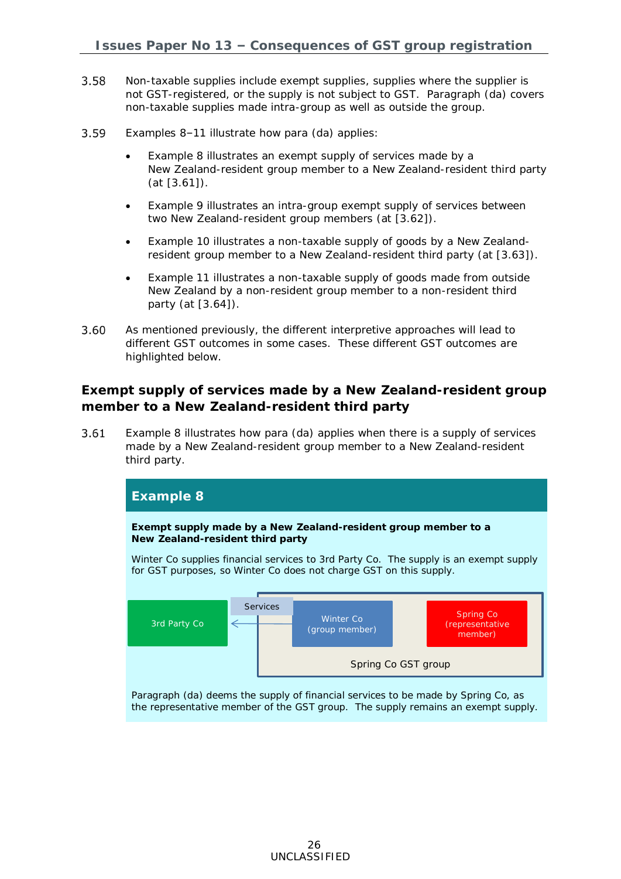3.58 Non-taxable supplies include exempt supplies, supplies where the supplier is not GST-registered, or the supply is not subject to GST. Paragraph (da) covers non-taxable supplies made intra-group as well as outside the group.

3.59 Examples 8–11 illustrate how para (da) applies:

- Example 8 illustrates an exempt supply of services made by a New Zealand-resident group member to a New Zealand-resident third party (at [3.61]).
- Example 9 illustrates an intra-group exempt supply of services between two New Zealand-resident group members (at [3.62]).
- Example 10 illustrates a non-taxable supply of goods by a New Zealand-resident group member to a New Zealand-resident third party (at [3.63]).
- Example 11 illustrates a non-taxable supply of goods made from outside New Zealand by a non-resident group member to a non-resident third party (at [3.64]).

3.60 As mentioned previously, the different interpretive approaches will lead to different GST outcomes in some cases. These different GST outcomes are highlighted below.

## Exempt supply of services made by a New Zealand-resident group member to a New Zealand-resident third party

3.61 Example 8 illustrates how para (da) applies when there is a supply of services made by a New Zealand-resident group member to a New Zealand-resident third party.

### Example 8

**Exempt supply made by a New Zealand-resident group member to a New Zealand-resident third party**

Winter Co supplies financial services to 3rd Party Co. The supply is an exempt supply for GST purposes, so Winter Co does not charge GST on this supply.

3rd Party Co ← Services ← Winter Co (group member) | Spring Co (representative member) — Spring Co GST group

Paragraph (da) deems the supply of financial services to be made by Spring Co, as the representative member of the GST group. The supply remains an exempt supply.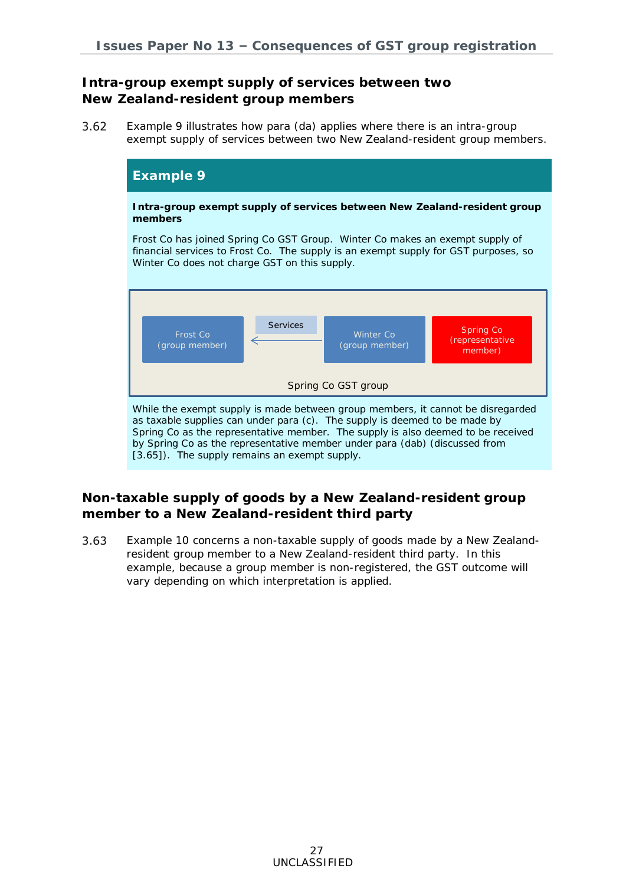### Intra-group exempt supply of services between two New Zealand-resident group members

3.62 Example 9 illustrates how para (da) applies where there is an intra-group exempt supply of services between two New Zealand-resident group members.

## Example 9

**Intra-group exempt supply of services between New Zealand-resident group members**

Frost Co has joined Spring Co GST Group. Winter Co makes an exempt supply of financial services to Frost Co. The supply is an exempt supply for GST purposes, so Winter Co does not charge GST on this supply.

Frost Co (group member) ← Services — Winter Co (group member) | Spring Co (representative member)

Spring Co GST group

While the exempt supply is made between group members, it cannot be disregarded as taxable supplies can under para (c). The supply is deemed to be made by Spring Co as the representative member. The supply is also deemed to be received by Spring Co as the representative member under para (dab) (discussed from [3.65]). The supply remains an exempt supply.

### Non-taxable supply of goods by a New Zealand-resident group member to a New Zealand-resident third party

3.63 Example 10 concerns a non-taxable supply of goods made by a New Zealand-resident group member to a New Zealand-resident third party. In this example, because a group member is non-registered, the GST outcome will vary depending on which interpretation is applied.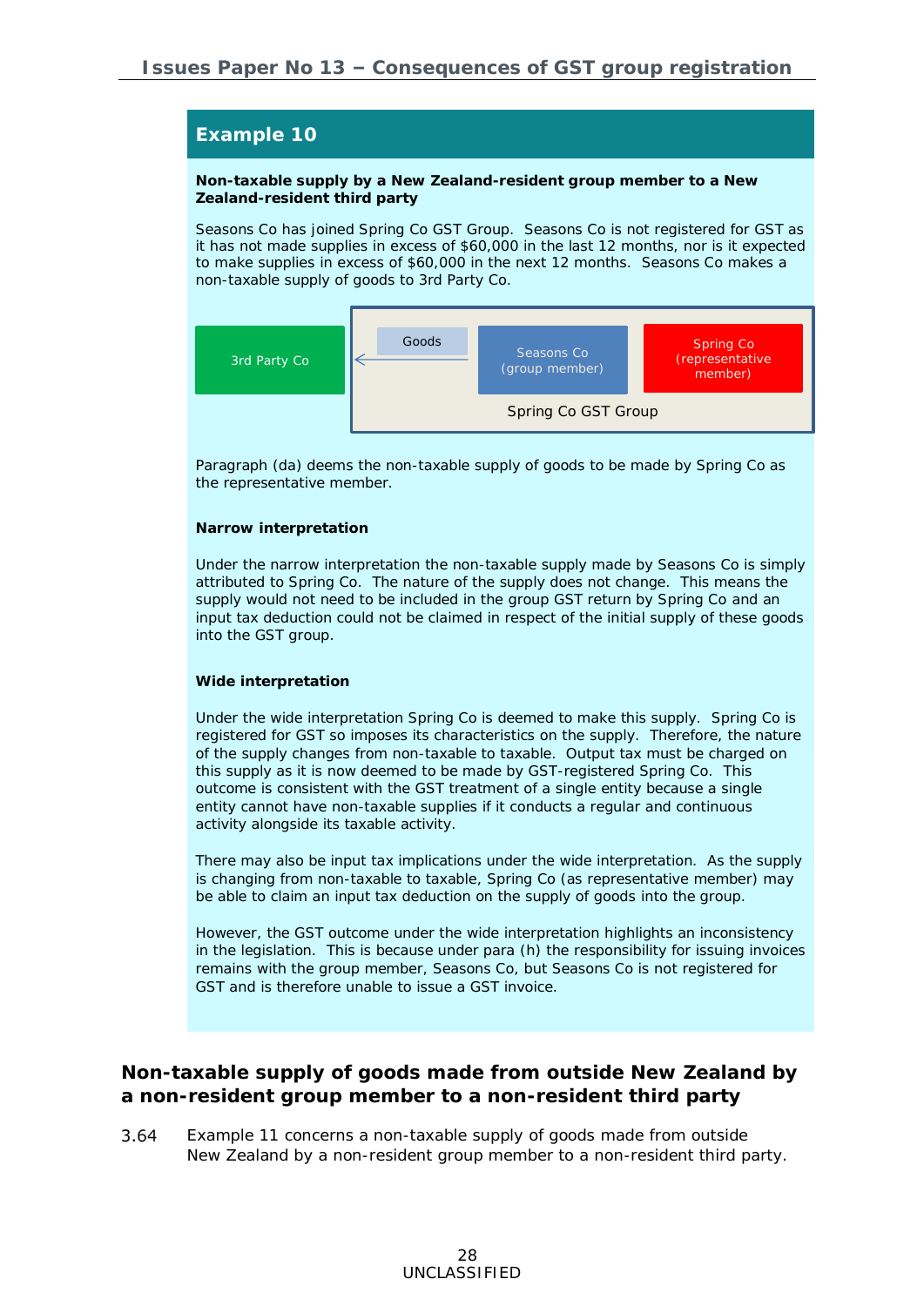## Example 10

**Non-taxable supply by a New Zealand-resident group member to a New Zealand-resident third party**

Seasons Co has joined Spring Co GST Group. Seasons Co is not registered for GST as it has not made supplies in excess of $60,000 in the last 12 months, nor is it expected to make supplies in excess of $60,000 in the next 12 months. Seasons Co makes a non-taxable supply of goods to 3rd Party Co.

3rd Party Co ← Goods ← Seasons Co (group member) | Spring Co (representative member)

Spring Co GST Group

Paragraph (da) deems the non-taxable supply of goods to be made by Spring Co as the representative member.

**Narrow interpretation**

Under the narrow interpretation the non-taxable supply made by Seasons Co is simply attributed to Spring Co. The nature of the supply does not change. This means the supply would not need to be included in the group GST return by Spring Co and an input tax deduction could not be claimed in respect of the initial supply of these goods into the GST group.

**Wide interpretation**

Under the wide interpretation Spring Co is deemed to make this supply. Spring Co is registered for GST so imposes its characteristics on the supply. Therefore, the nature of the supply changes from non-taxable to taxable. Output tax must be charged on this supply as it is now deemed to be made by GST-registered Spring Co. This outcome is consistent with the GST treatment of a single entity because a single entity cannot have non-taxable supplies if it conducts a regular and continuous activity alongside its taxable activity.

There may also be input tax implications under the wide interpretation. As the supply is changing from non-taxable to taxable, Spring Co (as representative member) may be able to claim an input tax deduction on the supply of goods into the group.

However, the GST outcome under the wide interpretation highlights an inconsistency in the legislation. This is because under para (h) the responsibility for issuing invoices remains with the group member, Seasons Co, but Seasons Co is not registered for GST and is therefore unable to issue a GST invoice.

### Non-taxable supply of goods made from outside New Zealand by a non-resident group member to a non-resident third party

3.64 Example 11 concerns a non-taxable supply of goods made from outside New Zealand by a non-resident group member to a non-resident third party.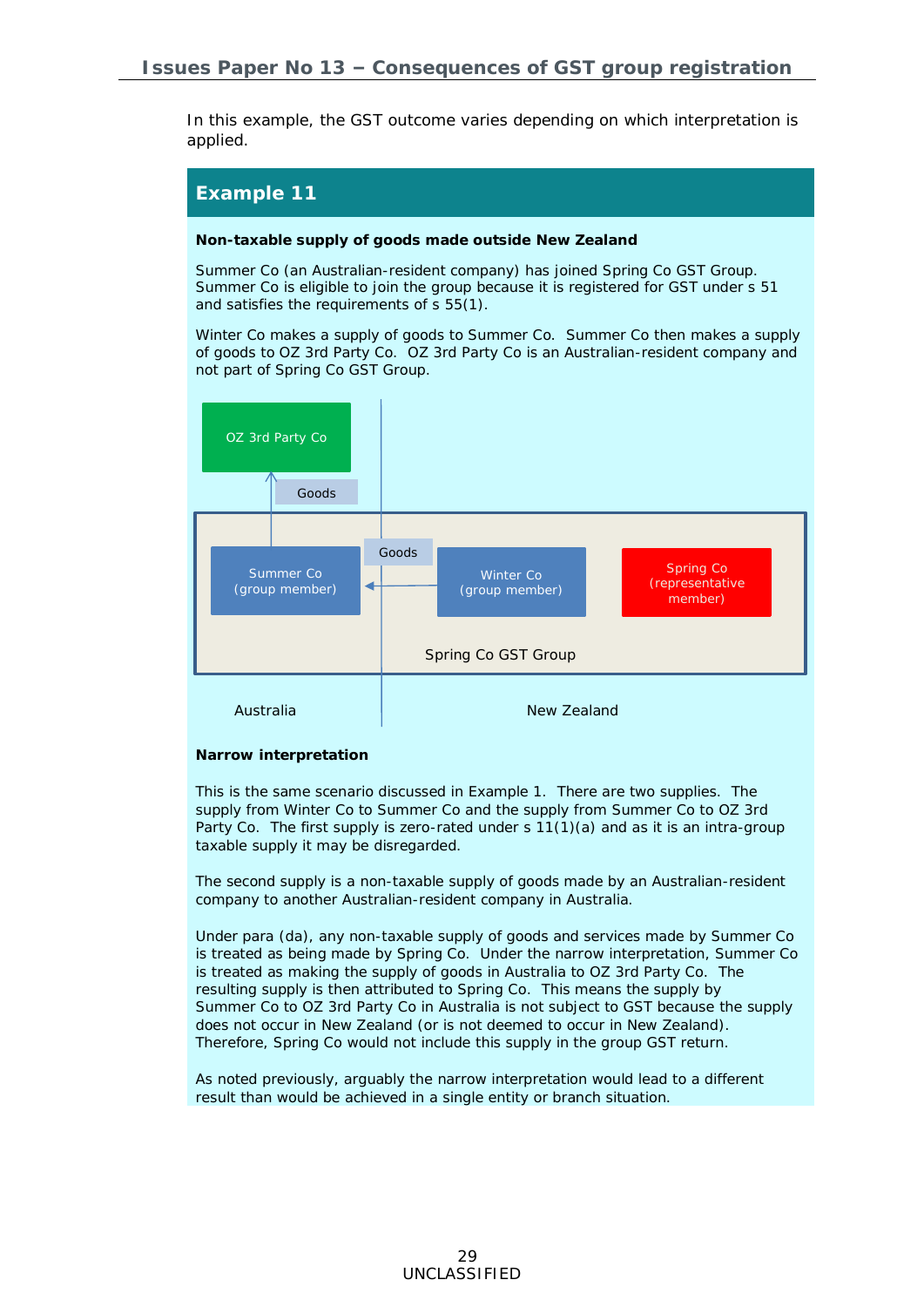In this example, the GST outcome varies depending on which interpretation is applied.

## Example 11

**Non-taxable supply of goods made outside New Zealand**

Summer Co (an Australian-resident company) has joined Spring Co GST Group. Summer Co is eligible to join the group because it is registered for GST under s 51 and satisfies the requirements of s 55(1).

Winter Co makes a supply of goods to Summer Co. Summer Co then makes a supply of goods to OZ 3rd Party Co. OZ 3rd Party Co is an Australian-resident company and not part of Spring Co GST Group.

OZ 3rd Party Co

Goods

Goods

Summer Co (group member)

Winter Co (group member)

Spring Co (representative member)

Spring Co GST Group

Australia

New Zealand

**Narrow interpretation**

This is the same scenario discussed in Example 1. There are two supplies. The supply from Winter Co to Summer Co and the supply from Summer Co to OZ 3rd Party Co. The first supply is zero-rated under s 11(1)(a) and as it is an intra-group taxable supply it may be disregarded.

The second supply is a non-taxable supply of goods made by an Australian-resident company to another Australian-resident company in Australia.

Under para (da), any non-taxable supply of goods and services made by Summer Co is treated as being made by Spring Co. Under the narrow interpretation, Summer Co is treated as making the supply of goods in Australia to OZ 3rd Party Co. The resulting supply is then attributed to Spring Co. This means the supply by Summer Co to OZ 3rd Party Co in Australia is not subject to GST because the supply does not occur in New Zealand (or is not deemed to occur in New Zealand). Therefore, Spring Co would not include this supply in the group GST return.

As noted previously, arguably the narrow interpretation would lead to a different result than would be achieved in a single entity or branch situation.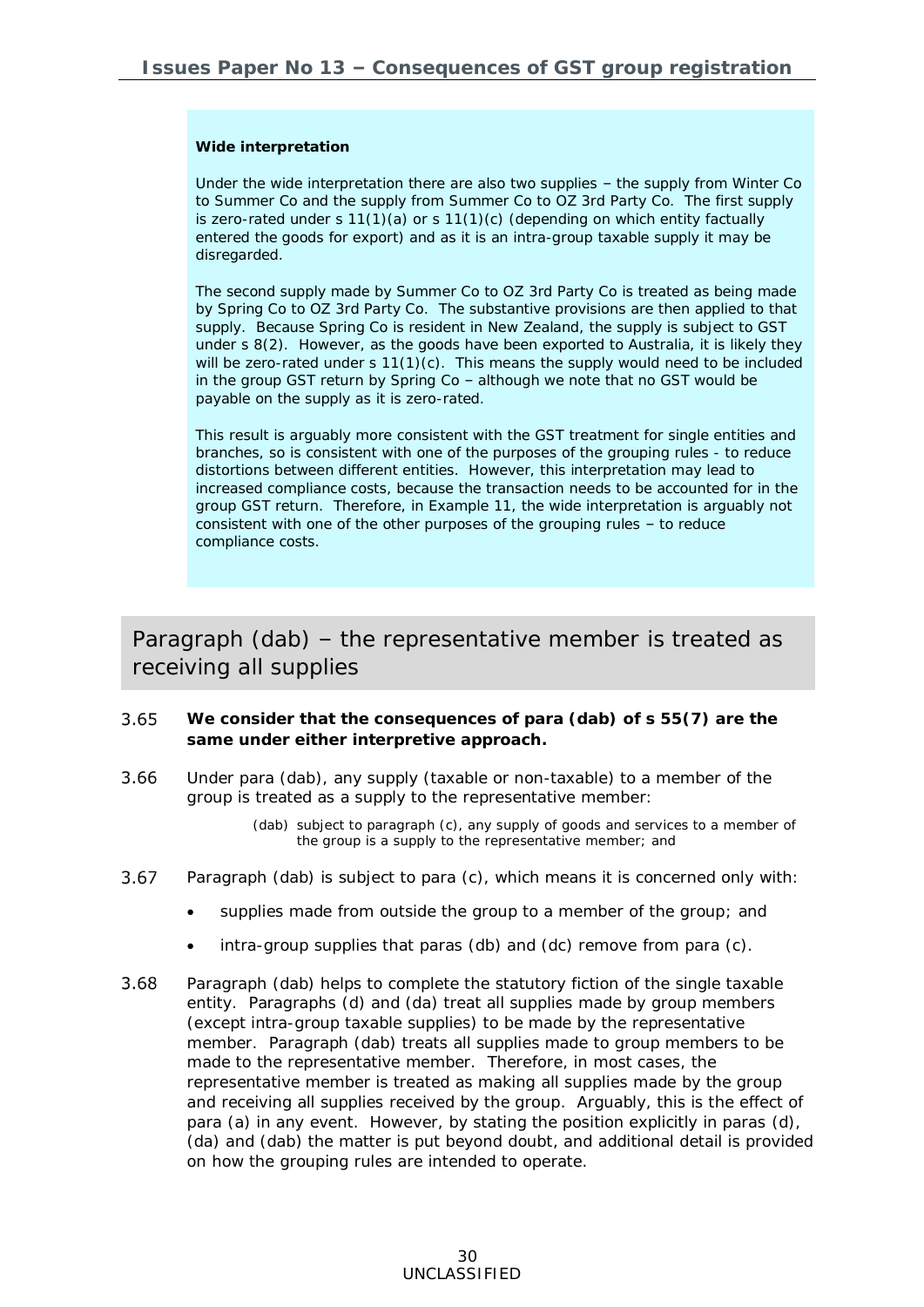**Wide interpretation**

Under the wide interpretation there are also two supplies – the supply from Winter Co to Summer Co and the supply from Summer Co to OZ 3rd Party Co. The first supply is zero-rated under s 11(1)(a) or s 11(1)(c) (depending on which entity factually entered the goods for export) and as it is an intra-group taxable supply it may be disregarded.

The second supply made by Summer Co to OZ 3rd Party Co is treated as being made by Spring Co to OZ 3rd Party Co. The substantive provisions are then applied to that supply. Because Spring Co is resident in New Zealand, the supply is subject to GST under s 8(2). However, as the goods have been exported to Australia, it is likely they will be zero-rated under s 11(1)(c). This means the supply would need to be included in the group GST return by Spring Co – although we note that no GST would be payable on the supply as it is zero-rated.

This result is arguably more consistent with the GST treatment for single entities and branches, so is consistent with one of the purposes of the grouping rules - to reduce distortions between different entities. However, this interpretation may lead to increased compliance costs, because the transaction needs to be accounted for in the group GST return. Therefore, in Example 11, the wide interpretation is arguably not consistent with one of the other purposes of the grouping rules – to reduce compliance costs.

## Paragraph (dab) – the representative member is treated as receiving all supplies

3.65 **We consider that the consequences of para (dab) of s 55(7) are the same under either interpretive approach.**

3.66 Under para (dab), any supply (taxable or non-taxable) to a member of the group is treated as a supply to the representative member:

> (dab) subject to paragraph (c), any supply of goods and services to a member of the group is a supply to the representative member; and

3.67 Paragraph (dab) is subject to para (c), which means it is concerned only with:

- supplies made from outside the group to a member of the group; and
- intra-group supplies that paras (db) and (dc) remove from para (c).

3.68 Paragraph (dab) helps to complete the statutory fiction of the single taxable entity. Paragraphs (d) and (da) treat all supplies made by group members (except intra-group taxable supplies) to be made by the representative member. Paragraph (dab) treats all supplies made to group members to be made to the representative member. Therefore, in most cases, the representative member is treated as making all supplies made by the group and receiving all supplies received by the group. Arguably, this is the effect of para (a) in any event. However, by stating the position explicitly in paras (d), (da) and (dab) the matter is put beyond doubt, and additional detail is provided on how the grouping rules are intended to operate.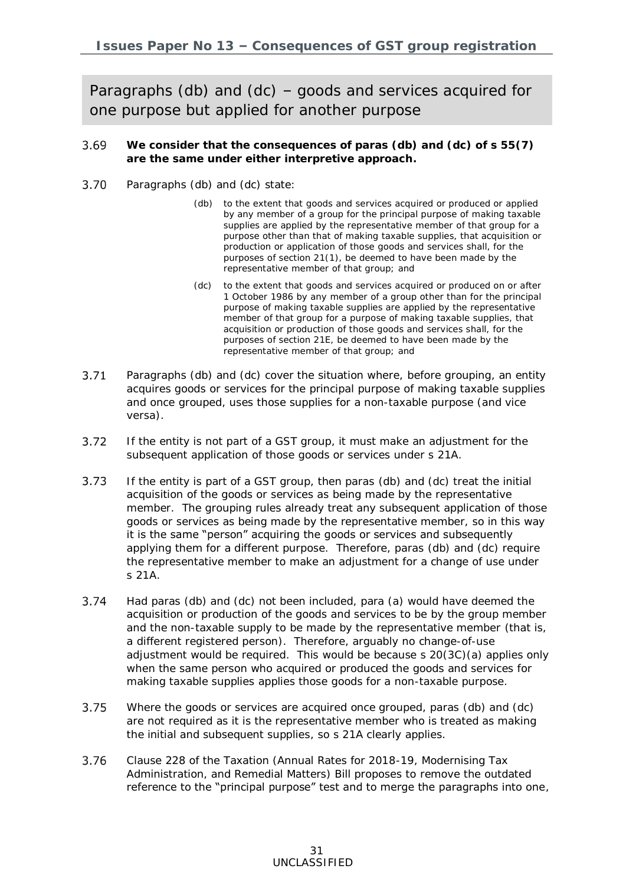## Paragraphs (db) and (dc) – goods and services acquired for one purpose but applied for another purpose

3.69 **We consider that the consequences of paras (db) and (dc) of s 55(7) are the same under either interpretive approach.**

3.70 Paragraphs (db) and (dc) state:

> (db) to the extent that goods and services acquired or produced or applied by any member of a group for the principal purpose of making taxable supplies are applied by the representative member of that group for a purpose other than that of making taxable supplies, that acquisition or production or application of those goods and services shall, for the purposes of section 21(1), be deemed to have been made by the representative member of that group; and
>
> (dc) to the extent that goods and services acquired or produced on or after 1 October 1986 by any member of a group other than for the principal purpose of making taxable supplies are applied by the representative member of that group for a purpose of making taxable supplies, that acquisition or production of those goods and services shall, for the purposes of section 21E, be deemed to have been made by the representative member of that group; and

3.71 Paragraphs (db) and (dc) cover the situation where, before grouping, an entity acquires goods or services for the principal purpose of making taxable supplies and once grouped, uses those supplies for a non-taxable purpose (and vice versa).

3.72 If the entity is not part of a GST group, it must make an adjustment for the subsequent application of those goods or services under s 21A.

3.73 If the entity is part of a GST group, then paras (db) and (dc) treat the initial acquisition of the goods or services as being made by the representative member. The grouping rules already treat any subsequent application of those goods or services as being made by the representative member, so in this way it is the same "person" acquiring the goods or services and subsequently applying them for a different purpose. Therefore, paras (db) and (dc) require the representative member to make an adjustment for a change of use under s 21A.

3.74 Had paras (db) and (dc) not been included, para (a) would have deemed the acquisition or production of the goods and services to be by the group member and the non-taxable supply to be made by the representative member (that is, a different registered person). Therefore, arguably no change-of-use adjustment would be required. This would be because s 20(3C)(a) applies only when the same person who acquired or produced the goods and services for making taxable supplies applies those goods for a non-taxable purpose.

3.75 Where the goods or services are acquired once grouped, paras (db) and (dc) are not required as it is the representative member who is treated as making the initial and subsequent supplies, so s 21A clearly applies.

3.76 Clause 228 of the Taxation (Annual Rates for 2018-19, Modernising Tax Administration, and Remedial Matters) Bill proposes to remove the outdated reference to the "principal purpose" test and to merge the paragraphs into one,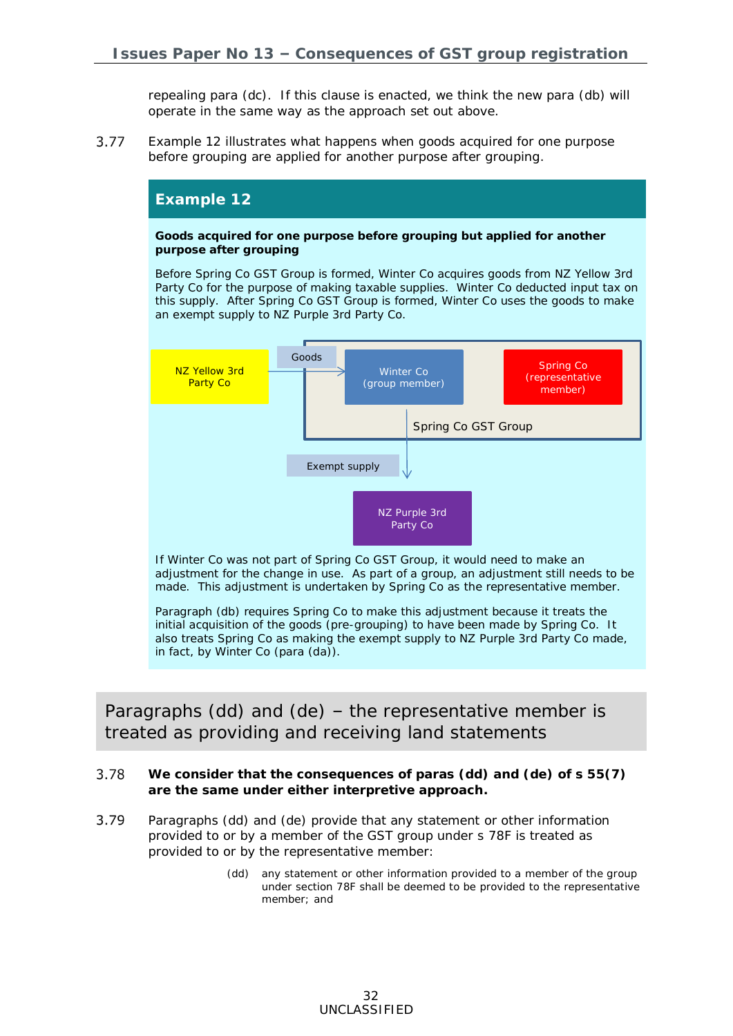repealing para (dc). If this clause is enacted, we think the new para (db) will operate in the same way as the approach set out above.

3.77 Example 12 illustrates what happens when goods acquired for one purpose before grouping are applied for another purpose after grouping.

### Example 12

**Goods acquired for one purpose before grouping but applied for another purpose after grouping**

Before Spring Co GST Group is formed, Winter Co acquires goods from NZ Yellow 3rd Party Co for the purpose of making taxable supplies. Winter Co deducted input tax on this supply. After Spring Co GST Group is formed, Winter Co uses the goods to make an exempt supply to NZ Purple 3rd Party Co.

NZ Yellow 3rd Party Co → Goods → Winter Co (group member)

Spring Co (representative member)

Spring Co GST Group

Winter Co → Exempt supply → NZ Purple 3rd Party Co

If Winter Co was not part of Spring Co GST Group, it would need to make an adjustment for the change in use. As part of a group, an adjustment still needs to be made. This adjustment is undertaken by Spring Co as the representative member.

Paragraph (db) requires Spring Co to make this adjustment because it treats the initial acquisition of the goods (pre-grouping) to have been made by Spring Co. It also treats Spring Co as making the exempt supply to NZ Purple 3rd Party Co made, in fact, by Winter Co (para (da)).

## Paragraphs (dd) and (de) – the representative member is treated as providing and receiving land statements

3.78 **We consider that the consequences of paras (dd) and (de) of s 55(7) are the same under either interpretive approach.**

3.79 Paragraphs (dd) and (de) provide that any statement or other information provided to or by a member of the GST group under s 78F is treated as provided to or by the representative member:

> (dd) any statement or other information provided to a member of the group under section 78F shall be deemed to be provided to the representative member; and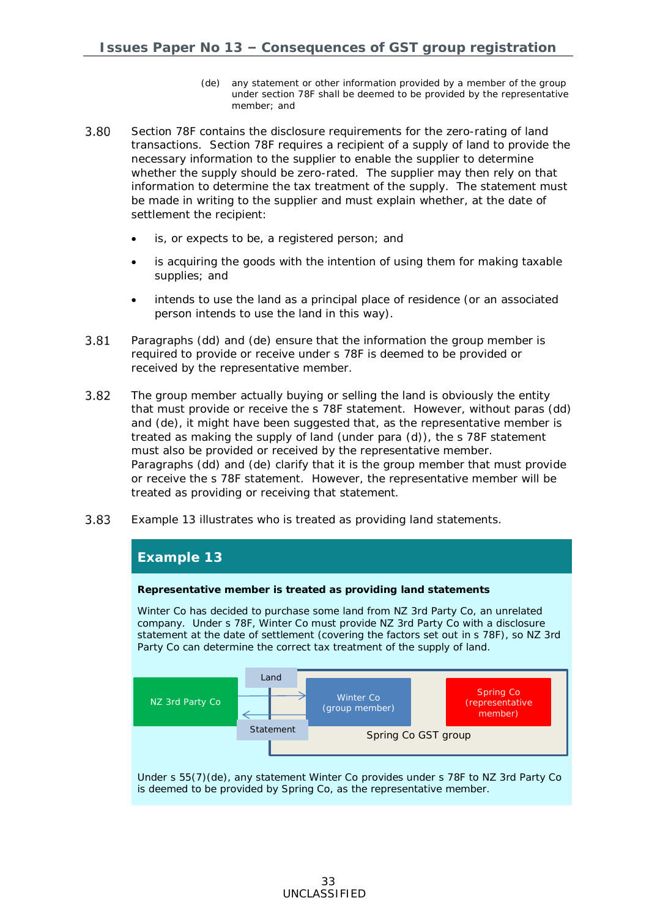(de) any statement or other information provided by a member of the group under section 78F shall be deemed to be provided by the representative member; and

3.80 Section 78F contains the disclosure requirements for the zero-rating of land transactions. Section 78F requires a recipient of a supply of land to provide the necessary information to the supplier to enable the supplier to determine whether the supply should be zero-rated. The supplier may then rely on that information to determine the tax treatment of the supply. The statement must be made in writing to the supplier and must explain whether, at the date of settlement the recipient:

- is, or expects to be, a registered person; and
- is acquiring the goods with the intention of using them for making taxable supplies; and
- intends to use the land as a principal place of residence (or an associated person intends to use the land in this way).

3.81 Paragraphs (dd) and (de) ensure that the information the group member is required to provide or receive under s 78F is deemed to be provided or received by the representative member.

3.82 The group member actually buying or selling the land is obviously the entity that must provide or receive the s 78F statement. However, without paras (dd) and (de), it might have been suggested that, as the representative member is treated as making the supply of land (under para (d)), the s 78F statement must also be provided or received by the representative member. Paragraphs (dd) and (de) clarify that it is the group member that must provide or receive the s 78F statement. However, the representative member will be treated as providing or receiving that statement.

3.83 Example 13 illustrates who is treated as providing land statements.

## Example 13

**Representative member is treated as providing land statements**

Winter Co has decided to purchase some land from NZ 3rd Party Co, an unrelated company. Under s 78F, Winter Co must provide NZ 3rd Party Co with a disclosure statement at the date of settlement (covering the factors set out in s 78F), so NZ 3rd Party Co can determine the correct tax treatment of the supply of land.

NZ 3rd Party Co → Land → Winter Co (group member)
Winter Co (group member) → Statement → NZ 3rd Party Co
Spring Co (representative member)
Spring Co GST group

Under s 55(7)(de), any statement Winter Co provides under s 78F to NZ 3rd Party Co is deemed to be provided by Spring Co, as the representative member.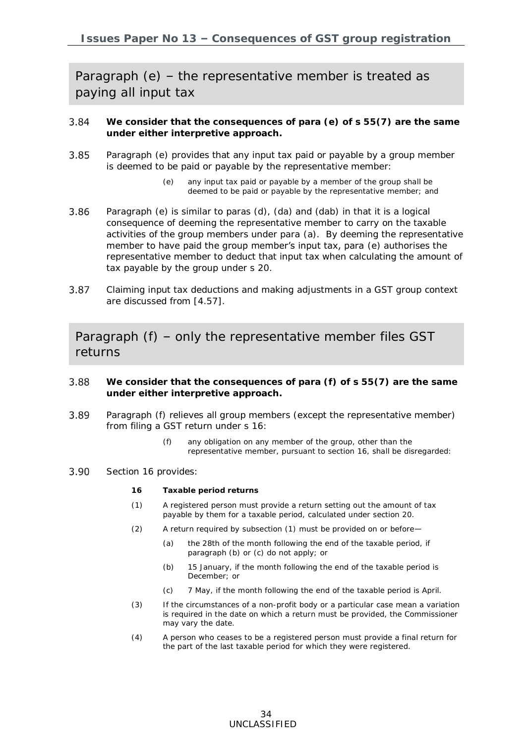## Paragraph (e) – the representative member is treated as paying all input tax

3.84 **We consider that the consequences of para (e) of s 55(7) are the same under either interpretive approach.**

3.85 Paragraph (e) provides that any input tax paid or payable by a group member is deemed to be paid or payable by the representative member:

> (e) any input tax paid or payable by a member of the group shall be deemed to be paid or payable by the representative member; and

3.86 Paragraph (e) is similar to paras (d), (da) and (dab) in that it is a logical consequence of deeming the representative member to carry on the taxable activities of the group members under para (a). By deeming the representative member to have paid the group member's input tax, para (e) authorises the representative member to deduct that input tax when calculating the amount of tax payable by the group under s 20.

3.87 Claiming input tax deductions and making adjustments in a GST group context are discussed from [4.57].

## Paragraph (f) – only the representative member files GST returns

3.88 **We consider that the consequences of para (f) of s 55(7) are the same under either interpretive approach.**

3.89 Paragraph (f) relieves all group members (except the representative member) from filing a GST return under s 16:

> (f) any obligation on any member of the group, other than the representative member, pursuant to section 16, shall be disregarded:

3.90 Section 16 provides:

> **16 Taxable period returns**
>
> (1) A registered person must provide a return setting out the amount of tax payable by them for a taxable period, calculated under section 20.
>
> (2) A return required by subsection (1) must be provided on or before—
>
> (a) the 28th of the month following the end of the taxable period, if paragraph (b) or (c) do not apply; or
>
> (b) 15 January, if the month following the end of the taxable period is December; or
>
> (c) 7 May, if the month following the end of the taxable period is April.
>
> (3) If the circumstances of a non-profit body or a particular case mean a variation is required in the date on which a return must be provided, the Commissioner may vary the date.
>
> (4) A person who ceases to be a registered person must provide a final return for the part of the last taxable period for which they were registered.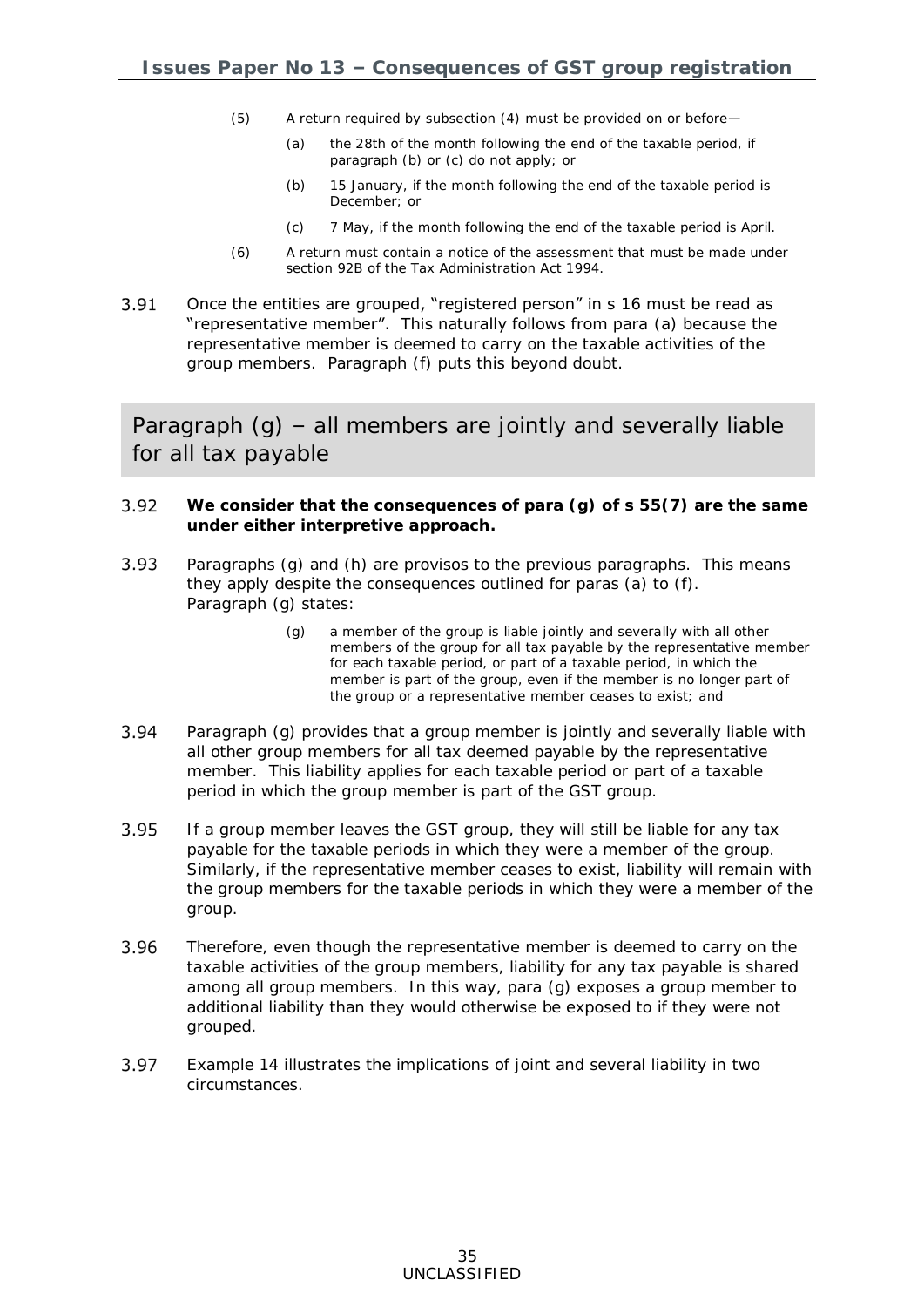> (5) A return required by subsection (4) must be provided on or before—
>
> (a) the 28th of the month following the end of the taxable period, if paragraph (b) or (c) do not apply; or
>
> (b) 15 January, if the month following the end of the taxable period is December; or
>
> (c) 7 May, if the month following the end of the taxable period is April.
>
> (6) A return must contain a notice of the assessment that must be made under section 92B of the Tax Administration Act 1994.

3.91 Once the entities are grouped, "registered person" in s 16 must be read as "representative member". This naturally follows from para (a) because the representative member is deemed to carry on the taxable activities of the group members. Paragraph (f) puts this beyond doubt.

## Paragraph (g) – all members are jointly and severally liable for all tax payable

3.92 **We consider that the consequences of para (g) of s 55(7) are the same under either interpretive approach.**

3.93 Paragraphs (g) and (h) are provisos to the previous paragraphs. This means they apply despite the consequences outlined for paras (a) to (f). Paragraph (g) states:

> (g) a member of the group is liable jointly and severally with all other members of the group for all tax payable by the representative member for each taxable period, or part of a taxable period, in which the member is part of the group, even if the member is no longer part of the group or a representative member ceases to exist; and

3.94 Paragraph (g) provides that a group member is jointly and severally liable with all other group members for all tax deemed payable by the representative member. This liability applies for each taxable period or part of a taxable period in which the group member is part of the GST group.

3.95 If a group member leaves the GST group, they will still be liable for any tax payable for the taxable periods in which they were a member of the group. Similarly, if the representative member ceases to exist, liability will remain with the group members for the taxable periods in which they were a member of the group.

3.96 Therefore, even though the representative member is deemed to carry on the taxable activities of the group members, liability for any tax payable is shared among all group members. In this way, para (g) exposes a group member to additional liability than they would otherwise be exposed to if they were not grouped.

3.97 Example 14 illustrates the implications of joint and several liability in two circumstances.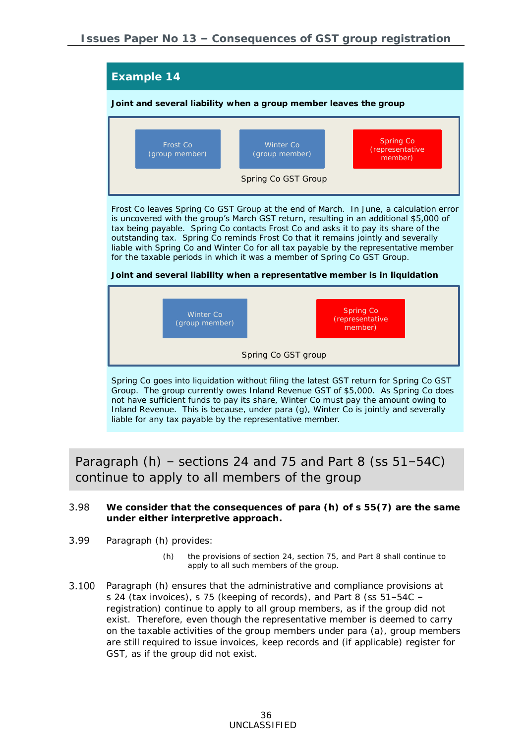## Example 14

**Joint and several liability when a group member leaves the group**

Frost Co (group member) | Winter Co (group member) | Spring Co (representative member)

Spring Co GST Group

Frost Co leaves Spring Co GST Group at the end of March. In June, a calculation error is uncovered with the group's March GST return, resulting in an additional $5,000 of tax being payable. Spring Co contacts Frost Co and asks it to pay its share of the outstanding tax. Spring Co reminds Frost Co that it remains jointly and severally liable with Spring Co and Winter Co for all tax payable by the representative member for the taxable periods in which it was a member of Spring Co GST Group.

**Joint and several liability when a representative member is in liquidation**

Winter Co (group member) | Spring Co (representative member)

Spring Co GST group

Spring Co goes into liquidation without filing the latest GST return for Spring Co GST Group. The group currently owes Inland Revenue GST of $5,000. As Spring Co does not have sufficient funds to pay its share, Winter Co must pay the amount owing to Inland Revenue. This is because, under para (g), Winter Co is jointly and severally liable for any tax payable by the representative member.

## Paragraph (h) – sections 24 and 75 and Part 8 (ss 51–54C) continue to apply to all members of the group

3.98 **We consider that the consequences of para (h) of s 55(7) are the same under either interpretive approach.**

3.99 Paragraph (h) provides:

> (h) the provisions of section 24, section 75, and Part 8 shall continue to apply to all such members of the group.

3.100 Paragraph (h) ensures that the administrative and compliance provisions at s 24 (tax invoices), s 75 (keeping of records), and Part 8 (ss 51–54C – registration) continue to apply to all group members, as if the group did not exist. Therefore, even though the representative member is deemed to carry on the taxable activities of the group members under para (a), group members are still required to issue invoices, keep records and (if applicable) register for GST, as if the group did not exist.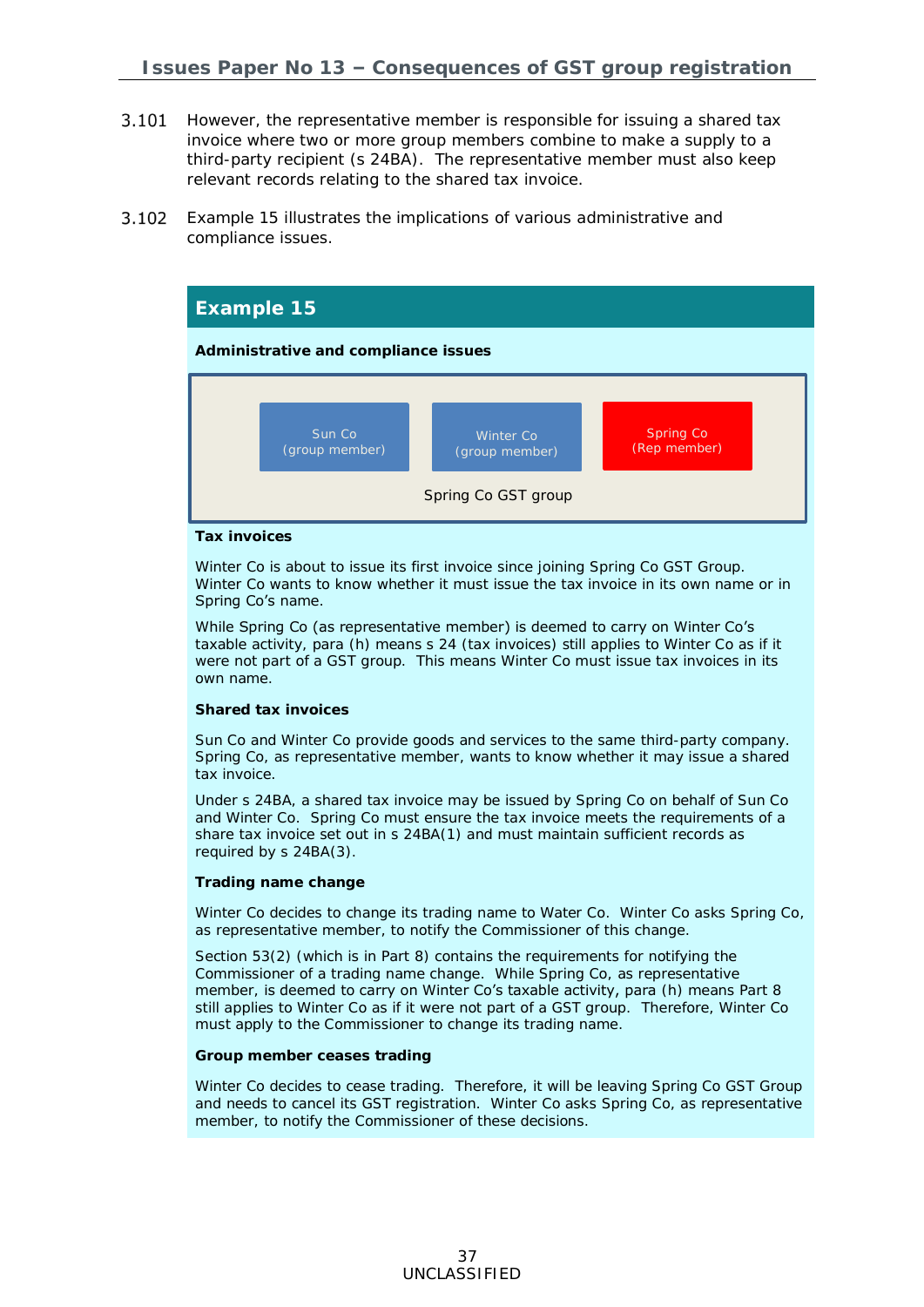3.101 However, the representative member is responsible for issuing a shared tax invoice where two or more group members combine to make a supply to a third-party recipient (s 24BA). The representative member must also keep relevant records relating to the shared tax invoice.

3.102 Example 15 illustrates the implications of various administrative and compliance issues.

## Example 15

**Administrative and compliance issues**

Sun Co (group member) | Winter Co (group member) | Spring Co (Rep member)

Spring Co GST group

**Tax invoices**

Winter Co is about to issue its first invoice since joining Spring Co GST Group. Winter Co wants to know whether it must issue the tax invoice in its own name or in Spring Co's name.

While Spring Co (as representative member) is deemed to carry on Winter Co's taxable activity, para (h) means s 24 (tax invoices) still applies to Winter Co as if it were not part of a GST group. This means Winter Co must issue tax invoices in its own name.

**Shared tax invoices**

Sun Co and Winter Co provide goods and services to the same third-party company. Spring Co, as representative member, wants to know whether it may issue a shared tax invoice.

Under s 24BA, a shared tax invoice may be issued by Spring Co on behalf of Sun Co and Winter Co. Spring Co must ensure the tax invoice meets the requirements of a share tax invoice set out in s 24BA(1) and must maintain sufficient records as required by s 24BA(3).

**Trading name change**

Winter Co decides to change its trading name to Water Co. Winter Co asks Spring Co, as representative member, to notify the Commissioner of this change.

Section 53(2) (which is in Part 8) contains the requirements for notifying the Commissioner of a trading name change. While Spring Co, as representative member, is deemed to carry on Winter Co's taxable activity, para (h) means Part 8 still applies to Winter Co as if it were not part of a GST group. Therefore, Winter Co must apply to the Commissioner to change its trading name.

**Group member ceases trading**

Winter Co decides to cease trading. Therefore, it will be leaving Spring Co GST Group and needs to cancel its GST registration. Winter Co asks Spring Co, as representative member, to notify the Commissioner of these decisions.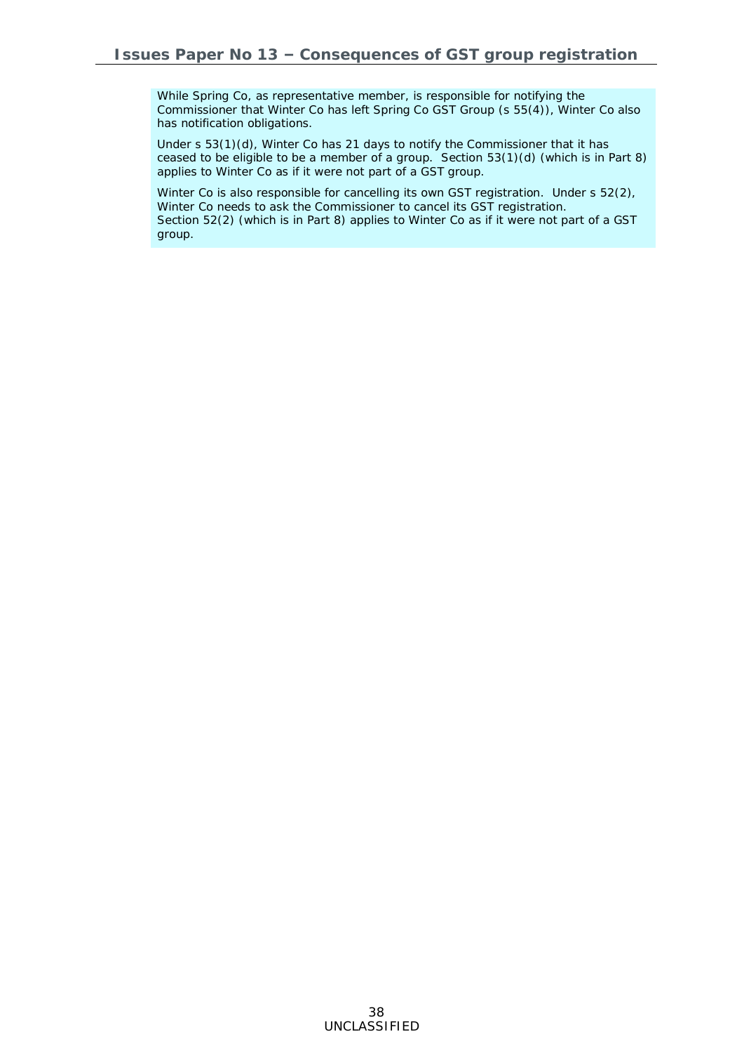While Spring Co, as representative member, is responsible for notifying the Commissioner that Winter Co has left Spring Co GST Group (s 55(4)), Winter Co also has notification obligations.

Under s 53(1)(d), Winter Co has 21 days to notify the Commissioner that it has ceased to be eligible to be a member of a group. Section 53(1)(d) (which is in Part 8) applies to Winter Co as if it were not part of a GST group.

Winter Co is also responsible for cancelling its own GST registration. Under s 52(2), Winter Co needs to ask the Commissioner to cancel its GST registration. Section 52(2) (which is in Part 8) applies to Winter Co as if it were not part of a GST group.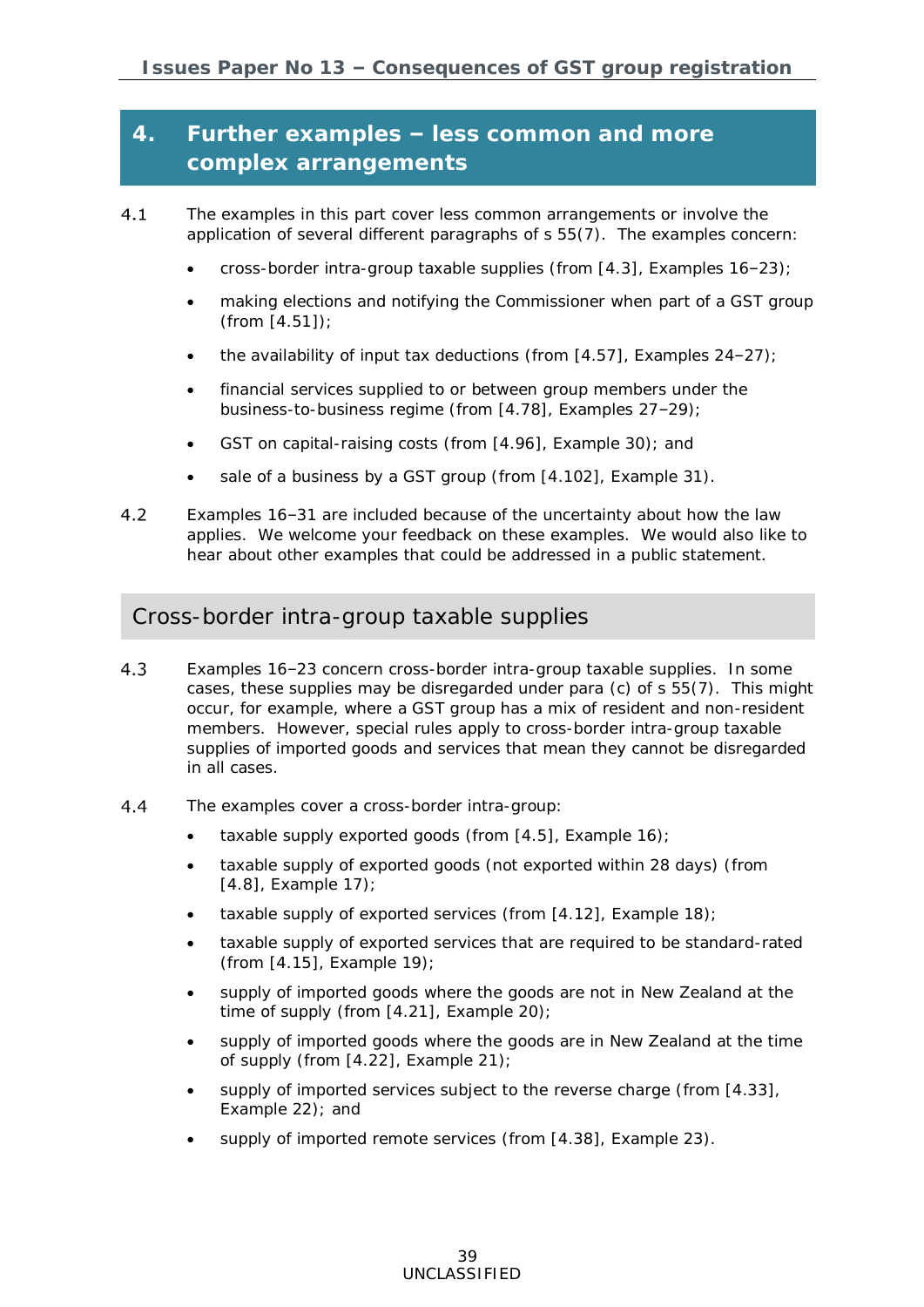## 4. Further examples – less common and more complex arrangements

4.1 The examples in this part cover less common arrangements or involve the application of several different paragraphs of s 55(7). The examples concern:

- cross-border intra-group taxable supplies (from [4.3], Examples 16–23);
- making elections and notifying the Commissioner when part of a GST group (from [4.51]);
- the availability of input tax deductions (from [4.57], Examples 24–27);
- financial services supplied to or between group members under the business-to-business regime (from [4.78], Examples 27–29);
- GST on capital-raising costs (from [4.96], Example 30); and
- sale of a business by a GST group (from [4.102], Example 31).

4.2 Examples 16–31 are included because of the uncertainty about how the law applies. We welcome your feedback on these examples. We would also like to hear about other examples that could be addressed in a public statement.

### Cross-border intra-group taxable supplies

4.3 Examples 16–23 concern cross-border intra-group taxable supplies. In some cases, these supplies may be disregarded under para (c) of s 55(7). This might occur, for example, where a GST group has a mix of resident and non-resident members. However, special rules apply to cross-border intra-group taxable supplies of imported goods and services that mean they cannot be disregarded in all cases.

4.4 The examples cover a cross-border intra-group:

- taxable supply exported goods (from [4.5], Example 16);
- taxable supply of exported goods (not exported within 28 days) (from [4.8], Example 17);
- taxable supply of exported services (from [4.12], Example 18);
- taxable supply of exported services that are required to be standard-rated (from [4.15], Example 19);
- supply of imported goods where the goods are not in New Zealand at the time of supply (from [4.21], Example 20);
- supply of imported goods where the goods are in New Zealand at the time of supply (from [4.22], Example 21);
- supply of imported services subject to the reverse charge (from [4.33], Example 22); and
- supply of imported remote services (from [4.38], Example 23).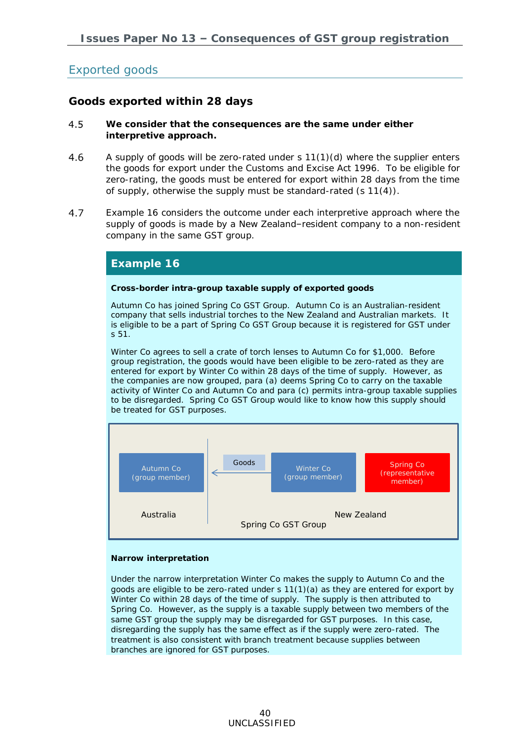## Exported goods

### Goods exported within 28 days

4.5 **We consider that the consequences are the same under either interpretive approach.**

4.6 A supply of goods will be zero-rated under s 11(1)(d) where the supplier enters the goods for export under the Customs and Excise Act 1996. To be eligible for zero-rating, the goods must be entered for export within 28 days from the time of supply, otherwise the supply must be standard-rated (s 11(4)).

4.7 Example 16 considers the outcome under each interpretive approach where the supply of goods is made by a New Zealand–resident company to a non-resident company in the same GST group.

#### Example 16

**Cross-border intra-group taxable supply of exported goods**

Autumn Co has joined Spring Co GST Group. Autumn Co is an Australian-resident company that sells industrial torches to the New Zealand and Australian markets. It is eligible to be a part of Spring Co GST Group because it is registered for GST under s 51.

Winter Co agrees to sell a crate of torch lenses to Autumn Co for $1,000. Before group registration, the goods would have been eligible to be zero-rated as they are entered for export by Winter Co within 28 days of the time of supply. However, as the companies are now grouped, para (a) deems Spring Co to carry on the taxable activity of Winter Co and Autumn Co and para (c) permits intra-group taxable supplies to be disregarded. Spring Co GST Group would like to know how this supply should be treated for GST purposes.

Autumn Co (group member) ← Goods ← Winter Co (group member) | Spring Co (representative member)

Australia | New Zealand

Spring Co GST Group

**Narrow interpretation**

Under the narrow interpretation Winter Co makes the supply to Autumn Co and the goods are eligible to be zero-rated under s 11(1)(a) as they are entered for export by Winter Co within 28 days of the time of supply. The supply is then attributed to Spring Co. However, as the supply is a taxable supply between two members of the same GST group the supply may be disregarded for GST purposes. In this case, disregarding the supply has the same effect as if the supply were zero-rated. The treatment is also consistent with branch treatment because supplies between branches are ignored for GST purposes.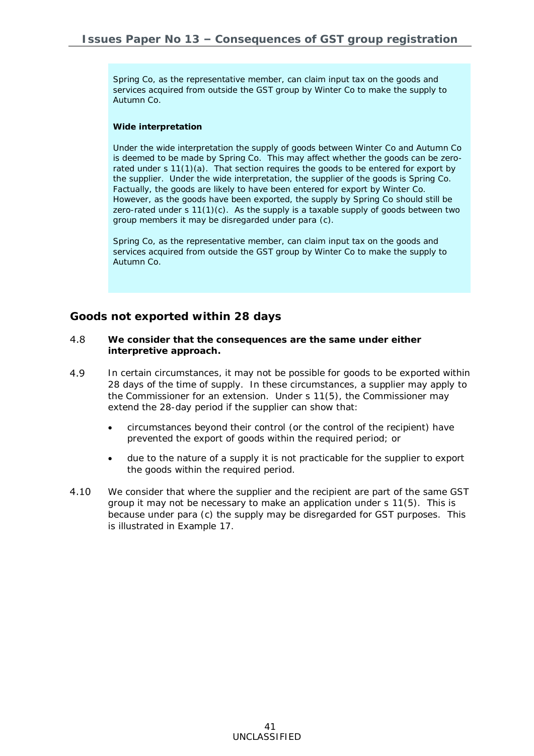Spring Co, as the representative member, can claim input tax on the goods and services acquired from outside the GST group by Winter Co to make the supply to Autumn Co.

**Wide interpretation**

Under the wide interpretation the supply of goods between Winter Co and Autumn Co is deemed to be made by Spring Co. This may affect whether the goods can be zero-rated under s 11(1)(a). That section requires the goods to be entered for export by the supplier. Under the wide interpretation, the supplier of the goods is Spring Co. Factually, the goods are likely to have been entered for export by Winter Co. However, as the goods have been exported, the supply by Spring Co should still be zero-rated under s 11(1)(c). As the supply is a taxable supply of goods between two group members it may be disregarded under para (c).

Spring Co, as the representative member, can claim input tax on the goods and services acquired from outside the GST group by Winter Co to make the supply to Autumn Co.

## Goods not exported within 28 days

4.8 **We consider that the consequences are the same under either interpretive approach.**

4.9 In certain circumstances, it may not be possible for goods to be exported within 28 days of the time of supply. In these circumstances, a supplier may apply to the Commissioner for an extension. Under s 11(5), the Commissioner may extend the 28-day period if the supplier can show that:

- circumstances beyond their control (or the control of the recipient) have prevented the export of goods within the required period; or
- due to the nature of a supply it is not practicable for the supplier to export the goods within the required period.

4.10 We consider that where the supplier and the recipient are part of the same GST group it may not be necessary to make an application under s 11(5). This is because under para (c) the supply may be disregarded for GST purposes. This is illustrated in Example 17.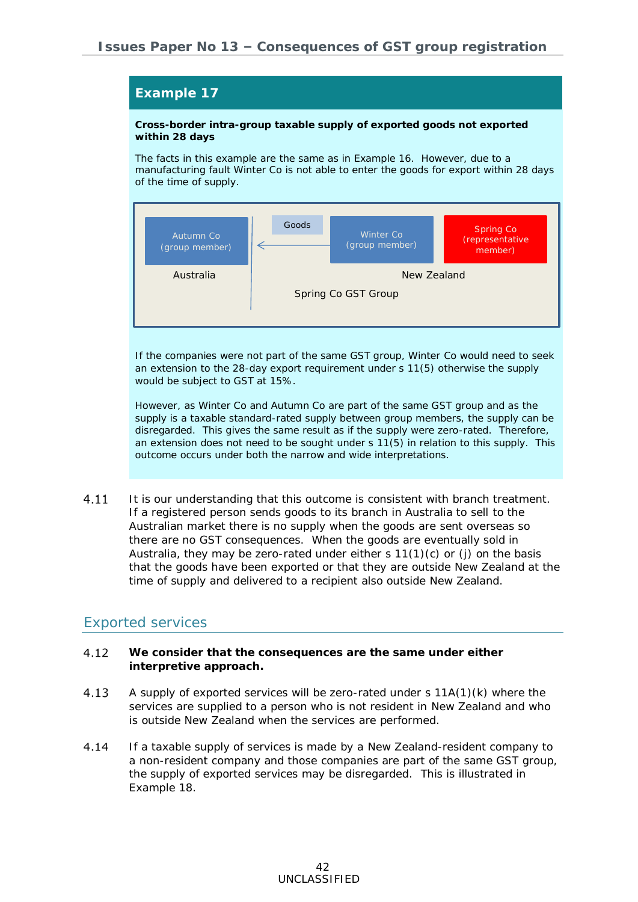## Example 17

**Cross-border intra-group taxable supply of exported goods not exported within 28 days**

The facts in this example are the same as in Example 16. However, due to a manufacturing fault Winter Co is not able to enter the goods for export within 28 days of the time of supply.

Autumn Co (group member) ← Goods ← Winter Co (group member) | Spring Co (representative member)

Australia | New Zealand

Spring Co GST Group

If the companies were not part of the same GST group, Winter Co would need to seek an extension to the 28-day export requirement under s 11(5) otherwise the supply would be subject to GST at 15%.

However, as Winter Co and Autumn Co are part of the same GST group and as the supply is a taxable standard-rated supply between group members, the supply can be disregarded. This gives the same result as if the supply were zero-rated. Therefore, an extension does not need to be sought under s 11(5) in relation to this supply. This outcome occurs under both the narrow and wide interpretations.

4.11 It is our understanding that this outcome is consistent with branch treatment. If a registered person sends goods to its branch in Australia to sell to the Australian market there is no supply when the goods are sent overseas so there are no GST consequences. When the goods are eventually sold in Australia, they may be zero-rated under either s 11(1)(c) or (j) on the basis that the goods have been exported or that they are outside New Zealand at the time of supply and delivered to a recipient also outside New Zealand.

## Exported services

4.12 **We consider that the consequences are the same under either interpretive approach.**

4.13 A supply of exported services will be zero-rated under s 11A(1)(k) where the services are supplied to a person who is not resident in New Zealand and who is outside New Zealand when the services are performed.

4.14 If a taxable supply of services is made by a New Zealand-resident company to a non-resident company and those companies are part of the same GST group, the supply of exported services may be disregarded. This is illustrated in Example 18.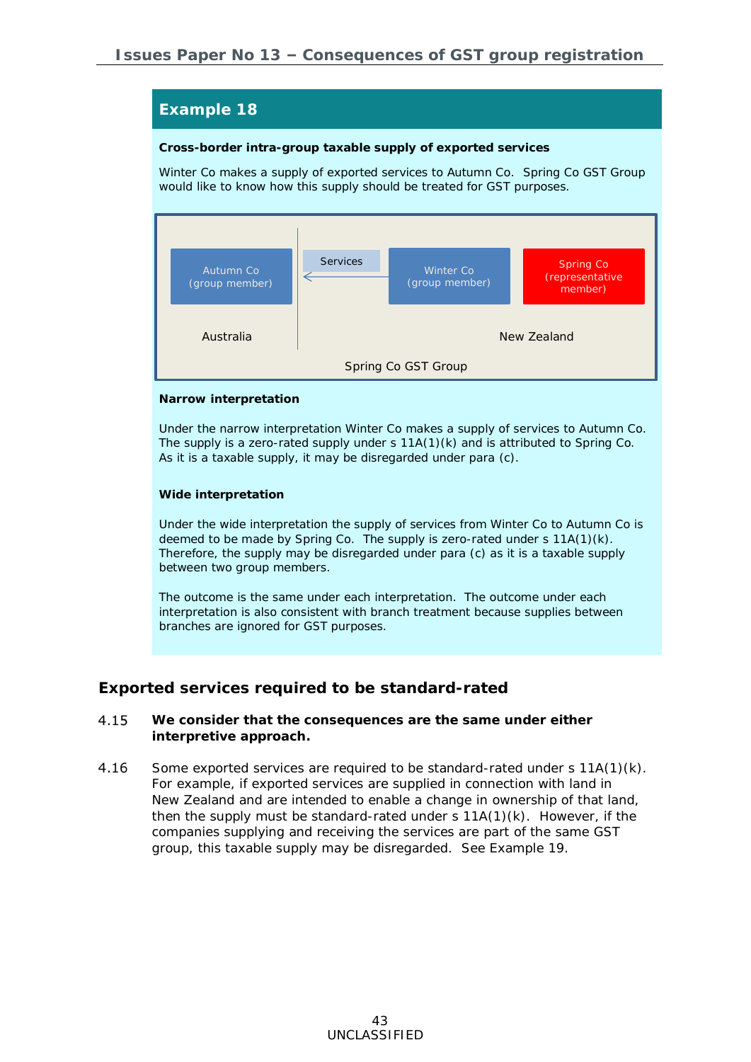## Example 18

**Cross-border intra-group taxable supply of exported services**

Winter Co makes a supply of exported services to Autumn Co. Spring Co GST Group would like to know how this supply should be treated for GST purposes.

Autumn Co (group member) ← Services ← Winter Co (group member) — Spring Co (representative member)

Australia | New Zealand

Spring Co GST Group

**Narrow interpretation**

Under the narrow interpretation Winter Co makes a supply of services to Autumn Co. The supply is a zero-rated supply under s 11A(1)(k) and is attributed to Spring Co. As it is a taxable supply, it may be disregarded under para (c).

**Wide interpretation**

Under the wide interpretation the supply of services from Winter Co to Autumn Co is deemed to be made by Spring Co. The supply is zero-rated under s 11A(1)(k). Therefore, the supply may be disregarded under para (c) as it is a taxable supply between two group members.

The outcome is the same under each interpretation. The outcome under each interpretation is also consistent with branch treatment because supplies between branches are ignored for GST purposes.

## Exported services required to be standard-rated

4.15 **We consider that the consequences are the same under either interpretive approach.**

4.16 Some exported services are required to be standard-rated under s 11A(1)(k). For example, if exported services are supplied in connection with land in New Zealand and are intended to enable a change in ownership of that land, then the supply must be standard-rated under s 11A(1)(k). However, if the companies supplying and receiving the services are part of the same GST group, this taxable supply may be disregarded. See Example 19.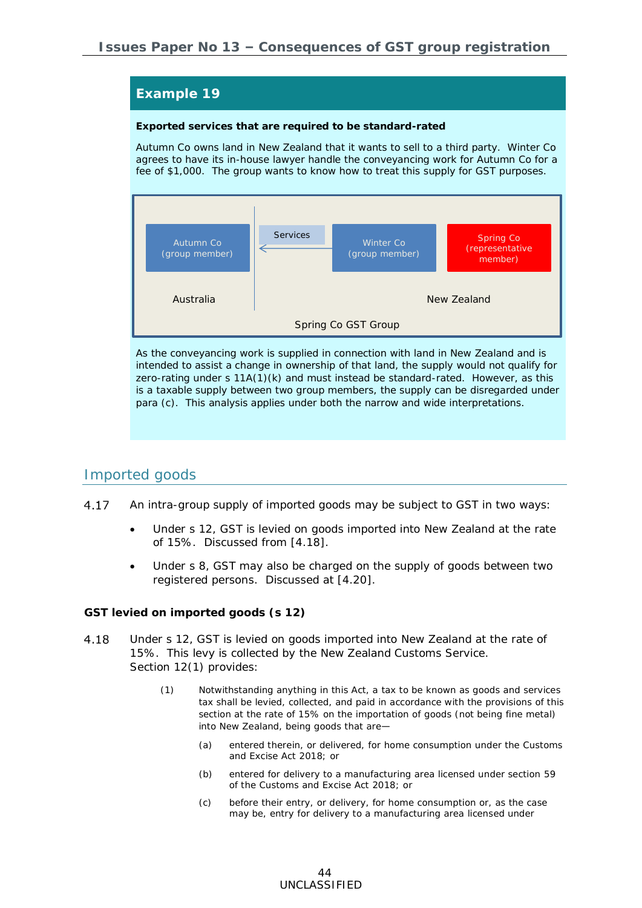## Example 19

**Exported services that are required to be standard-rated**

Autumn Co owns land in New Zealand that it wants to sell to a third party. Winter Co agrees to have its in-house lawyer handle the conveyancing work for Autumn Co for a fee of $1,000. The group wants to know how to treat this supply for GST purposes.

Autumn Co (group member) ← Services — Winter Co (group member) | Spring Co (representative member)

Australia | New Zealand

Spring Co GST Group

As the conveyancing work is supplied in connection with land in New Zealand and is intended to assist a change in ownership of that land, the supply would not qualify for zero-rating under s 11A(1)(k) and must instead be standard-rated. However, as this is a taxable supply between two group members, the supply can be disregarded under para (c). This analysis applies under both the narrow and wide interpretations.

## Imported goods

4.17 An intra-group supply of imported goods may be subject to GST in two ways:

- Under s 12, GST is levied on goods imported into New Zealand at the rate of 15%. Discussed from [4.18].
- Under s 8, GST may also be charged on the supply of goods between two registered persons. Discussed at [4.20].

**GST levied on imported goods (s 12)**

4.18 Under s 12, GST is levied on goods imported into New Zealand at the rate of 15%. This levy is collected by the New Zealand Customs Service. Section 12(1) provides:

> (1) Notwithstanding anything in this Act, a tax to be known as goods and services tax shall be levied, collected, and paid in accordance with the provisions of this section at the rate of 15% on the importation of goods (not being fine metal) into New Zealand, being goods that are—
>
> (a) entered therein, or delivered, for home consumption under the Customs and Excise Act 2018; or
>
> (b) entered for delivery to a manufacturing area licensed under section 59 of the Customs and Excise Act 2018; or
>
> (c) before their entry, or delivery, for home consumption or, as the case may be, entry for delivery to a manufacturing area licensed under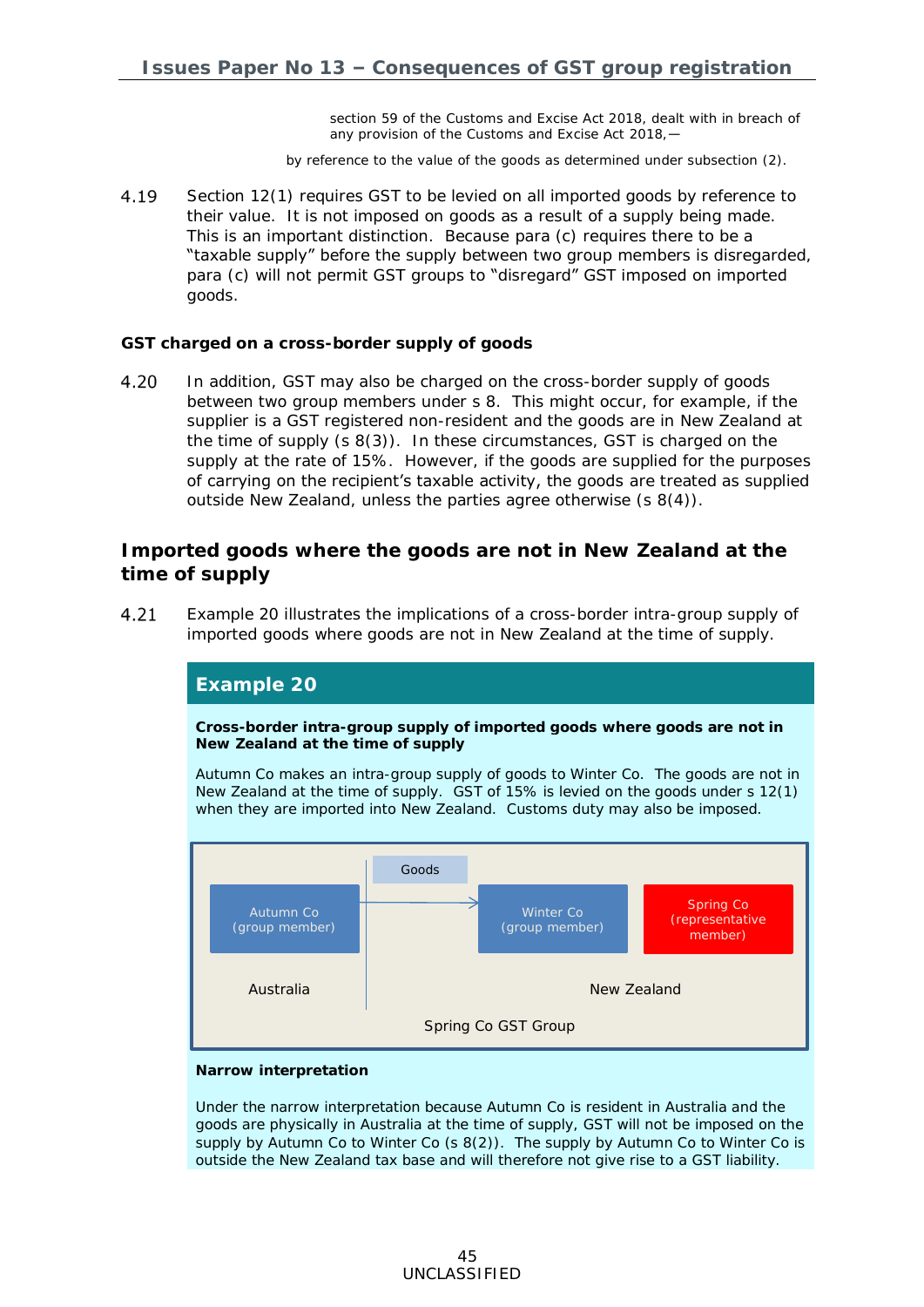section 59 of the Customs and Excise Act 2018, dealt with in breach of any provision of the Customs and Excise Act 2018,—

by reference to the value of the goods as determined under subsection (2).

4.19 Section 12(1) requires GST to be levied on all imported goods by reference to their value. It is not imposed on goods as a result of a supply being made. This is an important distinction. Because para (c) requires there to be a "taxable supply" before the supply between two group members is disregarded, para (c) will not permit GST groups to "disregard" GST imposed on imported goods.

**GST charged on a cross-border supply of goods**

4.20 In addition, GST may also be charged on the cross-border supply of goods between two group members under s 8. This might occur, for example, if the supplier is a GST registered non-resident and the goods are in New Zealand at the time of supply (s 8(3)). In these circumstances, GST is charged on the supply at the rate of 15%. However, if the goods are supplied for the purposes of carrying on the recipient's taxable activity, the goods are treated as supplied outside New Zealand, unless the parties agree otherwise (s 8(4)).

## Imported goods where the goods are not in New Zealand at the time of supply

4.21 Example 20 illustrates the implications of a cross-border intra-group supply of imported goods where goods are not in New Zealand at the time of supply.

### Example 20

**Cross-border intra-group supply of imported goods where goods are not in New Zealand at the time of supply**

Autumn Co makes an intra-group supply of goods to Winter Co. The goods are not in New Zealand at the time of supply. GST of 15% is levied on the goods under s 12(1) when they are imported into New Zealand. Customs duty may also be imposed.

Goods

Autumn Co (group member) → Winter Co (group member) | Spring Co (representative member)

Australia | New Zealand

Spring Co GST Group

**Narrow interpretation**

Under the narrow interpretation because Autumn Co is resident in Australia and the goods are physically in Australia at the time of supply, GST will not be imposed on the supply by Autumn Co to Winter Co (s 8(2)). The supply by Autumn Co to Winter Co is outside the New Zealand tax base and will therefore not give rise to a GST liability.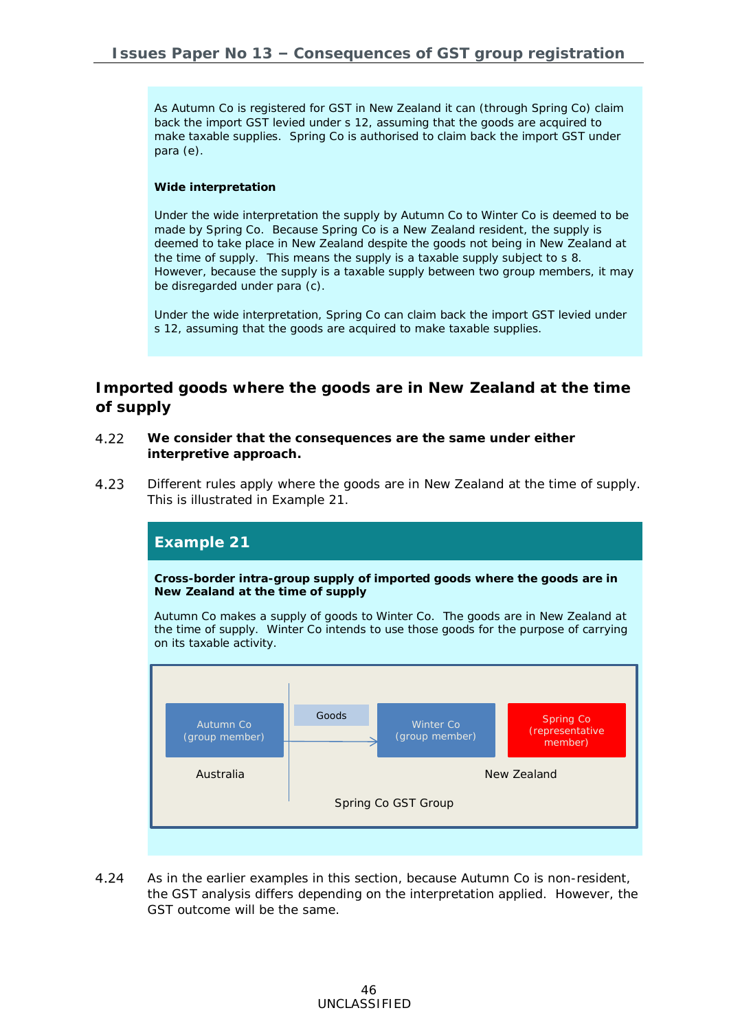As Autumn Co is registered for GST in New Zealand it can (through Spring Co) claim back the import GST levied under s 12, assuming that the goods are acquired to make taxable supplies. Spring Co is authorised to claim back the import GST under para (e).

**Wide interpretation**

Under the wide interpretation the supply by Autumn Co to Winter Co is deemed to be made by Spring Co. Because Spring Co is a New Zealand resident, the supply is deemed to take place in New Zealand despite the goods not being in New Zealand at the time of supply. This means the supply is a taxable supply subject to s 8. However, because the supply is a taxable supply between two group members, it may be disregarded under para (c).

Under the wide interpretation, Spring Co can claim back the import GST levied under s 12, assuming that the goods are acquired to make taxable supplies.

## Imported goods where the goods are in New Zealand at the time of supply

4.22 **We consider that the consequences are the same under either interpretive approach.**

4.23 Different rules apply where the goods are in New Zealand at the time of supply. This is illustrated in Example 21.

### Example 21

**Cross-border intra-group supply of imported goods where the goods are in New Zealand at the time of supply**

Autumn Co makes a supply of goods to Winter Co. The goods are in New Zealand at the time of supply. Winter Co intends to use those goods for the purpose of carrying on its taxable activity.

Autumn Co (group member) — Goods → Winter Co (group member) | Spring Co (representative member)

Australia | New Zealand

Spring Co GST Group

4.24 As in the earlier examples in this section, because Autumn Co is non-resident, the GST analysis differs depending on the interpretation applied. However, the GST outcome will be the same.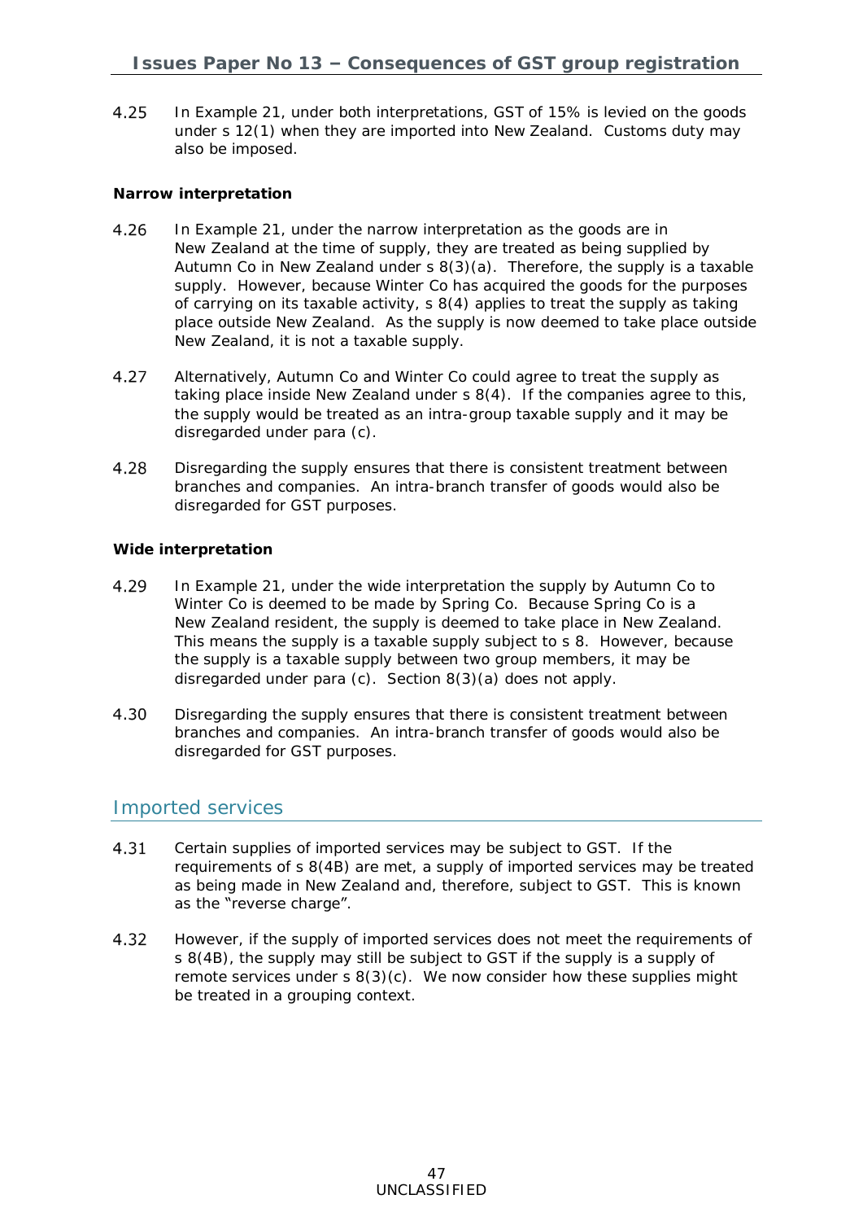4.25 In Example 21, under both interpretations, GST of 15% is levied on the goods under s 12(1) when they are imported into New Zealand. Customs duty may also be imposed.

**Narrow interpretation**

4.26 In Example 21, under the narrow interpretation as the goods are in New Zealand at the time of supply, they are treated as being supplied by Autumn Co in New Zealand under s 8(3)(a). Therefore, the supply is a taxable supply. However, because Winter Co has acquired the goods for the purposes of carrying on its taxable activity, s 8(4) applies to treat the supply as taking place outside New Zealand. As the supply is now deemed to take place outside New Zealand, it is not a taxable supply.

4.27 Alternatively, Autumn Co and Winter Co could agree to treat the supply as taking place inside New Zealand under s 8(4). If the companies agree to this, the supply would be treated as an intra-group taxable supply and it may be disregarded under para (c).

4.28 Disregarding the supply ensures that there is consistent treatment between branches and companies. An intra-branch transfer of goods would also be disregarded for GST purposes.

**Wide interpretation**

4.29 In Example 21, under the wide interpretation the supply by Autumn Co to Winter Co is deemed to be made by Spring Co. Because Spring Co is a New Zealand resident, the supply is deemed to take place in New Zealand. This means the supply is a taxable supply subject to s 8. However, because the supply is a taxable supply between two group members, it may be disregarded under para (c). Section 8(3)(a) does not apply.

4.30 Disregarding the supply ensures that there is consistent treatment between branches and companies. An intra-branch transfer of goods would also be disregarded for GST purposes.

## Imported services

4.31 Certain supplies of imported services may be subject to GST. If the requirements of s 8(4B) are met, a supply of imported services may be treated as being made in New Zealand and, therefore, subject to GST. This is known as the "reverse charge".

4.32 However, if the supply of imported services does not meet the requirements of s 8(4B), the supply may still be subject to GST if the supply is a supply of remote services under s 8(3)(c). We now consider how these supplies might be treated in a grouping context.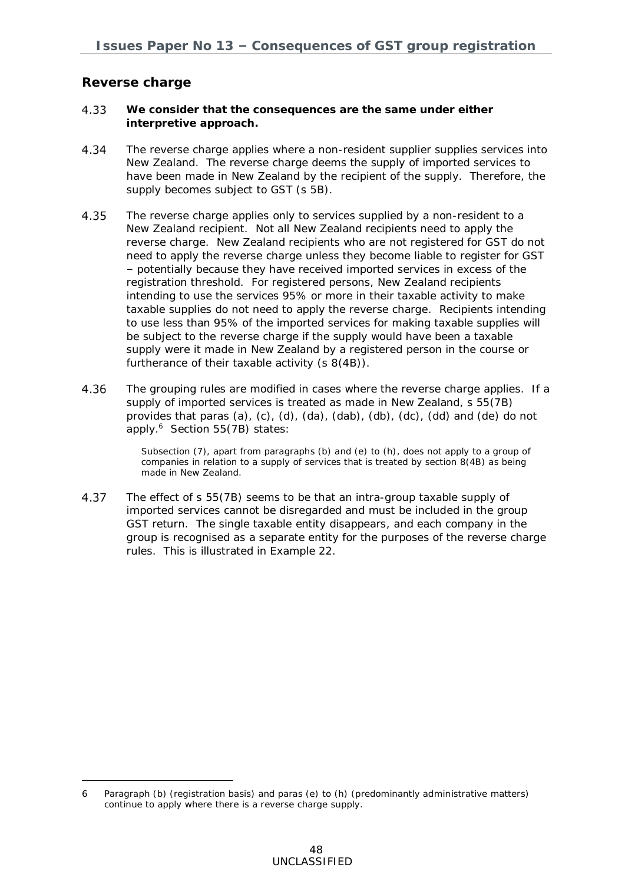## Reverse charge

4.33 **We consider that the consequences are the same under either interpretive approach.**

4.34 The reverse charge applies where a non-resident supplier supplies services into New Zealand. The reverse charge deems the supply of imported services to have been made in New Zealand by the recipient of the supply. Therefore, the supply becomes subject to GST (s 5B).

4.35 The reverse charge applies only to services supplied by a non-resident to a New Zealand recipient. Not all New Zealand recipients need to apply the reverse charge. New Zealand recipients who are not registered for GST do not need to apply the reverse charge unless they become liable to register for GST – potentially because they have received imported services in excess of the registration threshold. For registered persons, New Zealand recipients intending to use the services 95% or more in their taxable activity to make taxable supplies do not need to apply the reverse charge. Recipients intending to use less than 95% of the imported services for making taxable supplies will be subject to the reverse charge if the supply would have been a taxable supply were it made in New Zealand by a registered person in the course or furtherance of their taxable activity (s 8(4B)).

4.36 The grouping rules are modified in cases where the reverse charge applies. If a supply of imported services is treated as made in New Zealand, s 55(7B) provides that paras (a), (c), (d), (da), (dab), (db), (dc), (dd) and (de) do not apply.[6] Section 55(7B) states:

> Subsection (7), apart from paragraphs (b) and (e) to (h), does not apply to a group of companies in relation to a supply of services that is treated by section 8(4B) as being made in New Zealand.

4.37 The effect of s 55(7B) seems to be that an intra-group taxable supply of imported services cannot be disregarded and must be included in the group GST return. The single taxable entity disappears, and each company in the group is recognised as a separate entity for the purposes of the reverse charge rules. This is illustrated in Example 22.

---

6 Paragraph (b) (registration basis) and paras (e) to (h) (predominantly administrative matters) continue to apply where there is a reverse charge supply.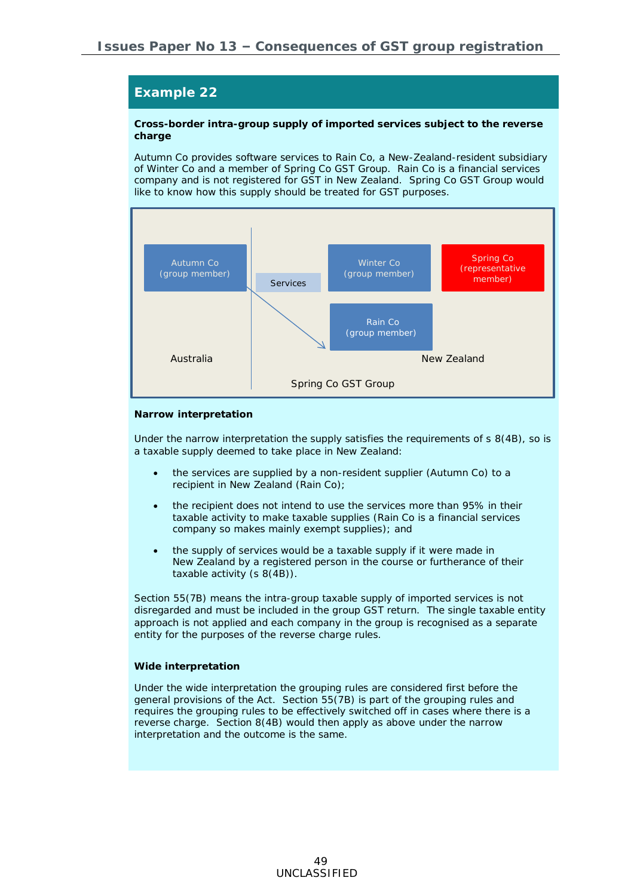## Example 22

**Cross-border intra-group supply of imported services subject to the reverse charge**

Autumn Co provides software services to Rain Co, a New-Zealand-resident subsidiary of Winter Co and a member of Spring Co GST Group. Rain Co is a financial services company and is not registered for GST in New Zealand. Spring Co GST Group would like to know how this supply should be treated for GST purposes.

Autumn Co (group member)

Services

Winter Co (group member)

Spring Co (representative member)

Rain Co (group member)

Australia

New Zealand

Spring Co GST Group

**Narrow interpretation**

Under the narrow interpretation the supply satisfies the requirements of s 8(4B), so is a taxable supply deemed to take place in New Zealand:

- the services are supplied by a non-resident supplier (Autumn Co) to a recipient in New Zealand (Rain Co);
- the recipient does not intend to use the services more than 95% in their taxable activity to make taxable supplies (Rain Co is a financial services company so makes mainly exempt supplies); and
- the supply of services would be a taxable supply if it were made in New Zealand by a registered person in the course or furtherance of their taxable activity (s 8(4B)).

Section 55(7B) means the intra-group taxable supply of imported services is not disregarded and must be included in the group GST return. The single taxable entity approach is not applied and each company in the group is recognised as a separate entity for the purposes of the reverse charge rules.

**Wide interpretation**

Under the wide interpretation the grouping rules are considered first before the general provisions of the Act. Section 55(7B) is part of the grouping rules and requires the grouping rules to be effectively switched off in cases where there is a reverse charge. Section 8(4B) would then apply as above under the narrow interpretation and the outcome is the same.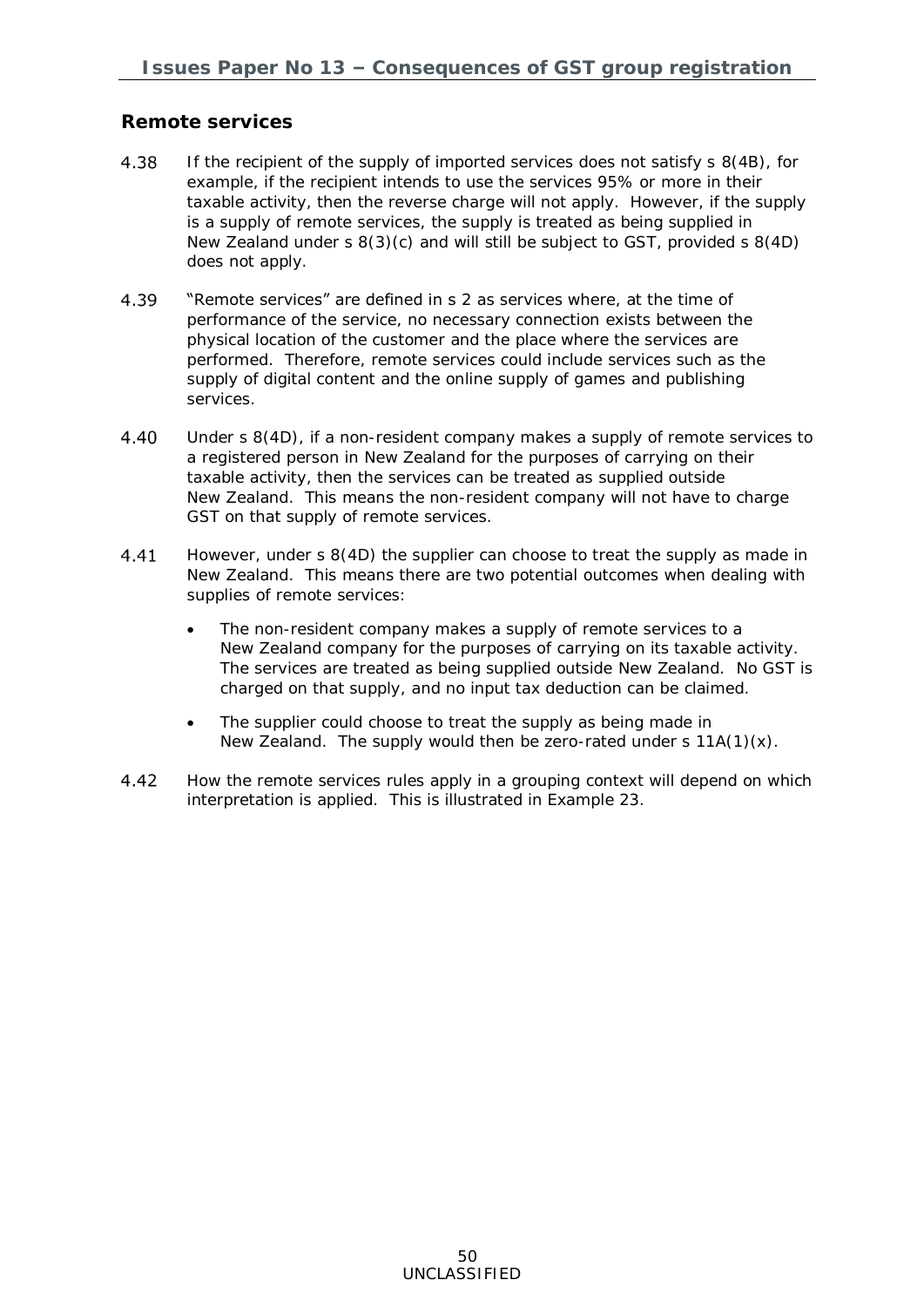## Remote services

4.38 If the recipient of the supply of imported services does not satisfy s 8(4B), for example, if the recipient intends to use the services 95% or more in their taxable activity, then the reverse charge will not apply. However, if the supply is a supply of remote services, the supply is treated as being supplied in New Zealand under s 8(3)(c) and will still be subject to GST, provided s 8(4D) does not apply.

4.39 "Remote services" are defined in s 2 as services where, at the time of performance of the service, no necessary connection exists between the physical location of the customer and the place where the services are performed. Therefore, remote services could include services such as the supply of digital content and the online supply of games and publishing services.

4.40 Under s 8(4D), if a non-resident company makes a supply of remote services to a registered person in New Zealand for the purposes of carrying on their taxable activity, then the services can be treated as supplied outside New Zealand. This means the non-resident company will not have to charge GST on that supply of remote services.

4.41 However, under s 8(4D) the supplier can choose to treat the supply as made in New Zealand. This means there are two potential outcomes when dealing with supplies of remote services:

- The non-resident company makes a supply of remote services to a New Zealand company for the purposes of carrying on its taxable activity. The services are treated as being supplied outside New Zealand. No GST is charged on that supply, and no input tax deduction can be claimed.
- The supplier could choose to treat the supply as being made in New Zealand. The supply would then be zero-rated under s 11A(1)(x).

4.42 How the remote services rules apply in a grouping context will depend on which interpretation is applied. This is illustrated in Example 23.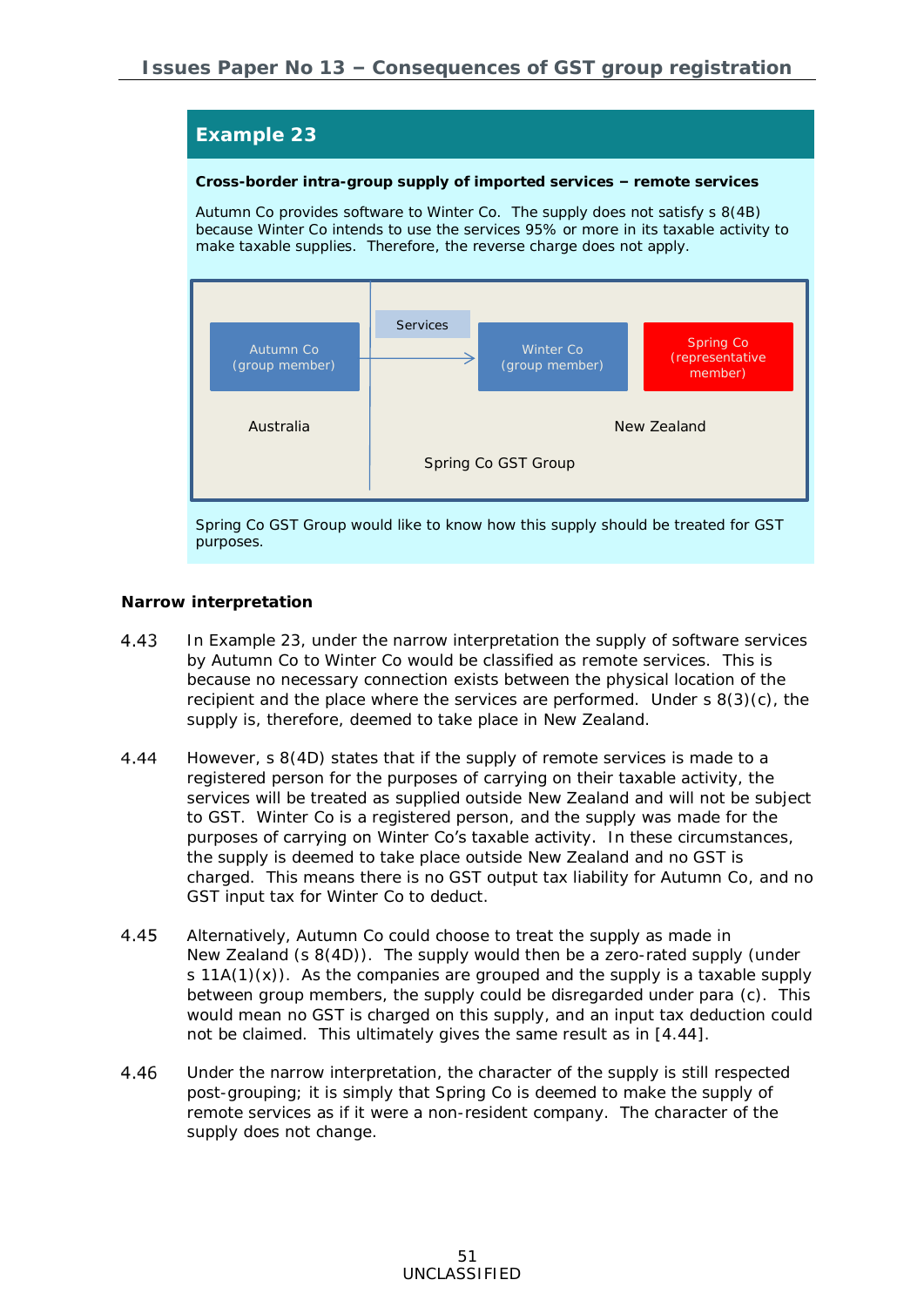## Example 23

**Cross-border intra-group supply of imported services – remote services**

Autumn Co provides software to Winter Co. The supply does not satisfy s 8(4B) because Winter Co intends to use the services 95% or more in its taxable activity to make taxable supplies. Therefore, the reverse charge does not apply.

Autumn Co (group member) — Services → Winter Co (group member) | Spring Co (representative member)

Australia | New Zealand

Spring Co GST Group

Spring Co GST Group would like to know how this supply should be treated for GST purposes.

**Narrow interpretation**

4.43 In Example 23, under the narrow interpretation the supply of software services by Autumn Co to Winter Co would be classified as remote services. This is because no necessary connection exists between the physical location of the recipient and the place where the services are performed. Under s 8(3)(c), the supply is, therefore, deemed to take place in New Zealand.

4.44 However, s 8(4D) states that if the supply of remote services is made to a registered person for the purposes of carrying on their taxable activity, the services will be treated as supplied outside New Zealand and will not be subject to GST. Winter Co is a registered person, and the supply was made for the purposes of carrying on Winter Co's taxable activity. In these circumstances, the supply is deemed to take place outside New Zealand and no GST is charged. This means there is no GST output tax liability for Autumn Co, and no GST input tax for Winter Co to deduct.

4.45 Alternatively, Autumn Co could choose to treat the supply as made in New Zealand (s 8(4D)). The supply would then be a zero-rated supply (under s 11A(1)(x)). As the companies are grouped and the supply is a taxable supply between group members, the supply could be disregarded under para (c). This would mean no GST is charged on this supply, and an input tax deduction could not be claimed. This ultimately gives the same result as in [4.44].

4.46 Under the narrow interpretation, the character of the supply is still respected post-grouping; it is simply that Spring Co is deemed to make the supply of remote services as if it were a non-resident company. The character of the supply does not change.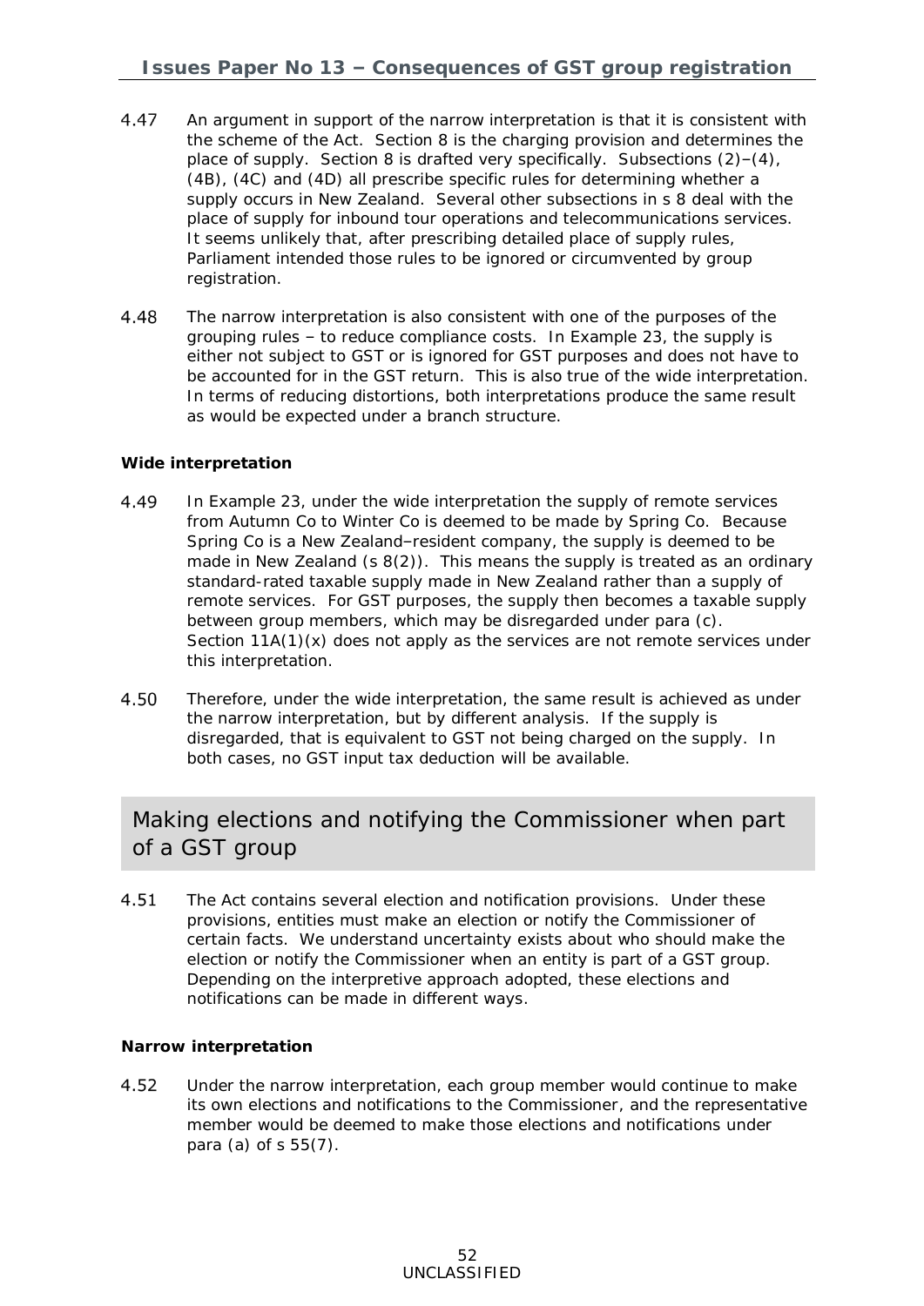4.47 An argument in support of the narrow interpretation is that it is consistent with the scheme of the Act. Section 8 is the charging provision and determines the place of supply. Section 8 is drafted very specifically. Subsections (2)–(4), (4B), (4C) and (4D) all prescribe specific rules for determining whether a supply occurs in New Zealand. Several other subsections in s 8 deal with the place of supply for inbound tour operations and telecommunications services. It seems unlikely that, after prescribing detailed place of supply rules, Parliament intended those rules to be ignored or circumvented by group registration.

4.48 The narrow interpretation is also consistent with one of the purposes of the grouping rules – to reduce compliance costs. In Example 23, the supply is either not subject to GST or is ignored for GST purposes and does not have to be accounted for in the GST return. This is also true of the wide interpretation. In terms of reducing distortions, both interpretations produce the same result as would be expected under a branch structure.

**Wide interpretation**

4.49 In Example 23, under the wide interpretation the supply of remote services from Autumn Co to Winter Co is deemed to be made by Spring Co. Because Spring Co is a New Zealand–resident company, the supply is deemed to be made in New Zealand (s 8(2)). This means the supply is treated as an ordinary standard-rated taxable supply made in New Zealand rather than a supply of remote services. For GST purposes, the supply then becomes a taxable supply between group members, which may be disregarded under para (c). Section 11A(1)(x) does not apply as the services are not remote services under this interpretation.

4.50 Therefore, under the wide interpretation, the same result is achieved as under the narrow interpretation, but by different analysis. If the supply is disregarded, that is equivalent to GST not being charged on the supply. In both cases, no GST input tax deduction will be available.

## Making elections and notifying the Commissioner when part of a GST group

4.51 The Act contains several election and notification provisions. Under these provisions, entities must make an election or notify the Commissioner of certain facts. We understand uncertainty exists about who should make the election or notify the Commissioner when an entity is part of a GST group. Depending on the interpretive approach adopted, these elections and notifications can be made in different ways.

**Narrow interpretation**

4.52 Under the narrow interpretation, each group member would continue to make its own elections and notifications to the Commissioner, and the representative member would be deemed to make those elections and notifications under para (a) of s 55(7).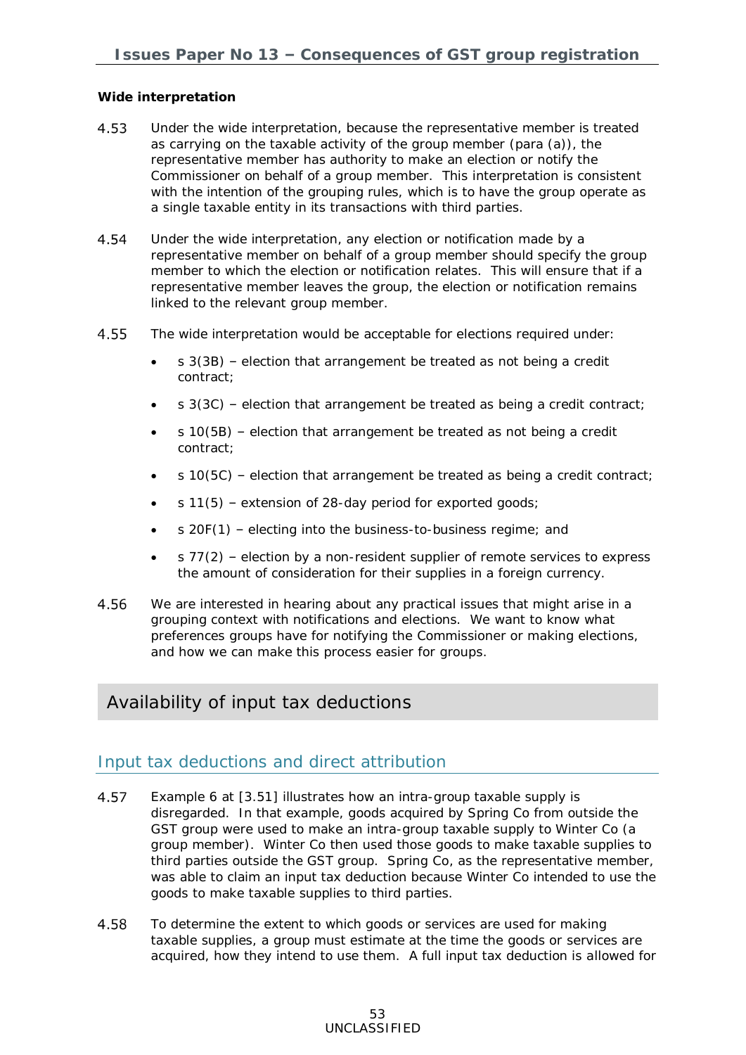**Wide interpretation**

4.53 Under the wide interpretation, because the representative member is treated as carrying on the taxable activity of the group member (para (a)), the representative member has authority to make an election or notify the Commissioner on behalf of a group member. This interpretation is consistent with the intention of the grouping rules, which is to have the group operate as a single taxable entity in its transactions with third parties.

4.54 Under the wide interpretation, any election or notification made by a representative member on behalf of a group member should specify the group member to which the election or notification relates. This will ensure that if a representative member leaves the group, the election or notification remains linked to the relevant group member.

4.55 The wide interpretation would be acceptable for elections required under:

- s 3(3B) – election that arrangement be treated as not being a credit contract;
- s 3(3C) – election that arrangement be treated as being a credit contract;
- s 10(5B) – election that arrangement be treated as not being a credit contract;
- s 10(5C) – election that arrangement be treated as being a credit contract;
- s 11(5) – extension of 28-day period for exported goods;
- s 20F(1) – electing into the business-to-business regime; and
- s 77(2) – election by a non-resident supplier of remote services to express the amount of consideration for their supplies in a foreign currency.

4.56 We are interested in hearing about any practical issues that might arise in a grouping context with notifications and elections. We want to know what preferences groups have for notifying the Commissioner or making elections, and how we can make this process easier for groups.

## Availability of input tax deductions

### Input tax deductions and direct attribution

4.57 Example 6 at [3.51] illustrates how an intra-group taxable supply is disregarded. In that example, goods acquired by Spring Co from outside the GST group were used to make an intra-group taxable supply to Winter Co (a group member). Winter Co then used those goods to make taxable supplies to third parties outside the GST group. Spring Co, as the representative member, was able to claim an input tax deduction because Winter Co intended to use the goods to make taxable supplies to third parties.

4.58 To determine the extent to which goods or services are used for making taxable supplies, a group must estimate at the time the goods or services are acquired, how they intend to use them. A full input tax deduction is allowed for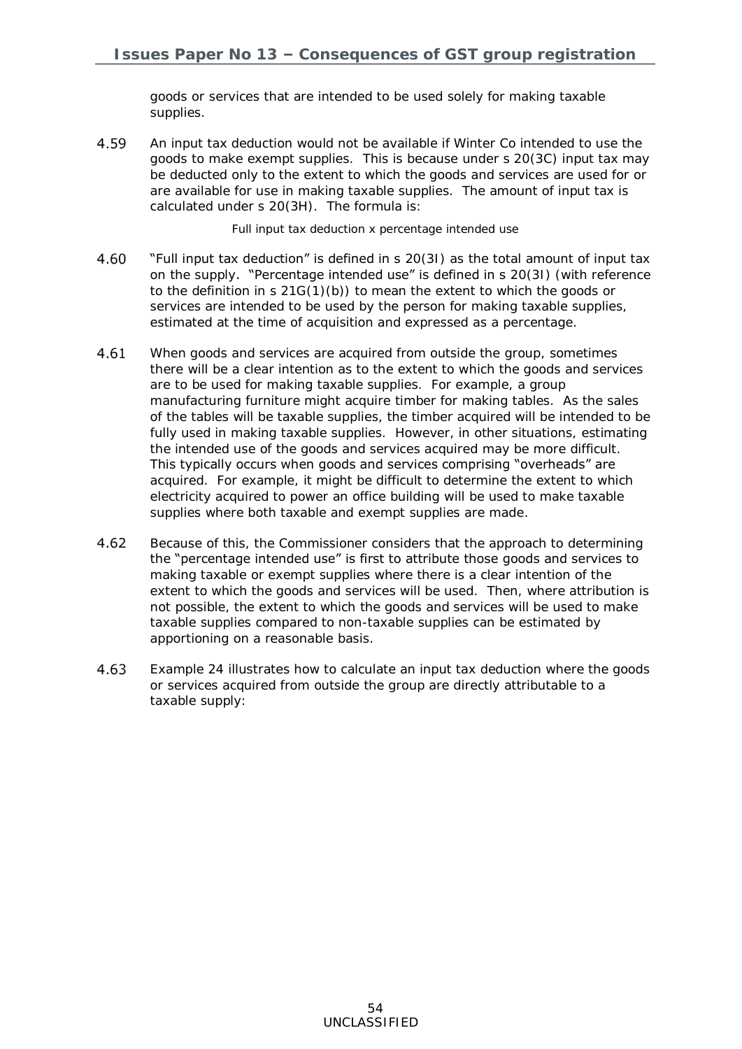goods or services that are intended to be used solely for making taxable supplies.

4.59 An input tax deduction would not be available if Winter Co intended to use the goods to make exempt supplies. This is because under s 20(3C) input tax may be deducted only to the extent to which the goods and services are used for or are available for use in making taxable supplies. The amount of input tax is calculated under s 20(3H). The formula is:

Full input tax deduction x percentage intended use

4.60 "Full input tax deduction" is defined in s 20(3I) as the total amount of input tax on the supply. "Percentage intended use" is defined in s 20(3I) (with reference to the definition in s 21G(1)(b)) to mean the extent to which the goods or services are intended to be used by the person for making taxable supplies, estimated at the time of acquisition and expressed as a percentage.

4.61 When goods and services are acquired from outside the group, sometimes there will be a clear intention as to the extent to which the goods and services are to be used for making taxable supplies. For example, a group manufacturing furniture might acquire timber for making tables. As the sales of the tables will be taxable supplies, the timber acquired will be intended to be fully used in making taxable supplies. However, in other situations, estimating the intended use of the goods and services acquired may be more difficult. This typically occurs when goods and services comprising "overheads" are acquired. For example, it might be difficult to determine the extent to which electricity acquired to power an office building will be used to make taxable supplies where both taxable and exempt supplies are made.

4.62 Because of this, the Commissioner considers that the approach to determining the "percentage intended use" is first to attribute those goods and services to making taxable or exempt supplies where there is a clear intention of the extent to which the goods and services will be used. Then, where attribution is not possible, the extent to which the goods and services will be used to make taxable supplies compared to non-taxable supplies can be estimated by apportioning on a reasonable basis.

4.63 Example 24 illustrates how to calculate an input tax deduction where the goods or services acquired from outside the group are directly attributable to a taxable supply: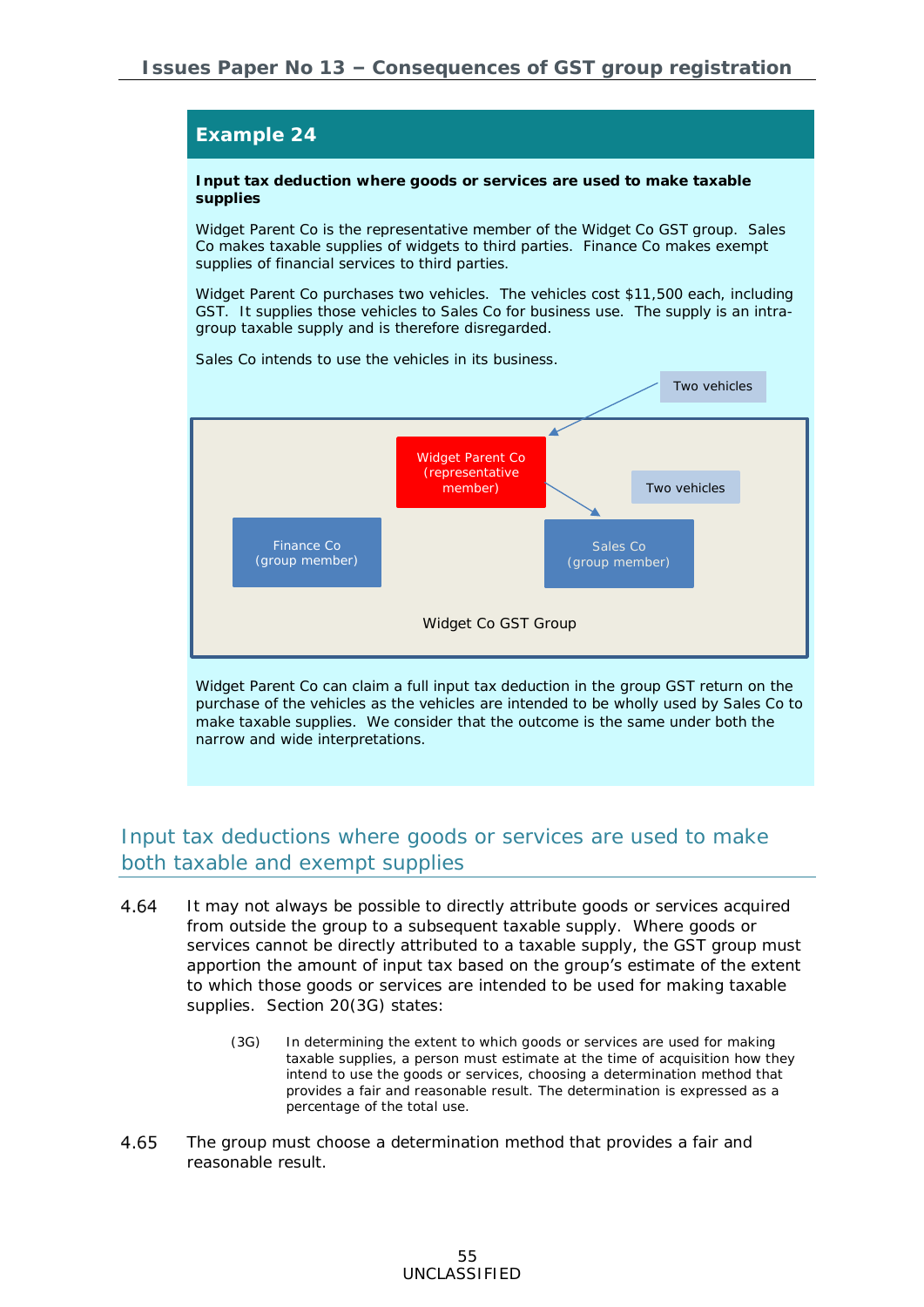## Example 24

**Input tax deduction where goods or services are used to make taxable supplies**

Widget Parent Co is the representative member of the Widget Co GST group. Sales Co makes taxable supplies of widgets to third parties. Finance Co makes exempt supplies of financial services to third parties.

Widget Parent Co purchases two vehicles. The vehicles cost $11,500 each, including GST. It supplies those vehicles to Sales Co for business use. The supply is an intra-group taxable supply and is therefore disregarded.

Sales Co intends to use the vehicles in its business.

Two vehicles

Widget Parent Co (representative member)

Two vehicles

Finance Co (group member)

Sales Co (group member)

Widget Co GST Group

Widget Parent Co can claim a full input tax deduction in the group GST return on the purchase of the vehicles as the vehicles are intended to be wholly used by Sales Co to make taxable supplies. We consider that the outcome is the same under both the narrow and wide interpretations.

## Input tax deductions where goods or services are used to make both taxable and exempt supplies

4.64 It may not always be possible to directly attribute goods or services acquired from outside the group to a subsequent taxable supply. Where goods or services cannot be directly attributed to a taxable supply, the GST group must apportion the amount of input tax based on the group's estimate of the extent to which those goods or services are intended to be used for making taxable supplies. Section 20(3G) states:

> (3G) In determining the extent to which goods or services are used for making taxable supplies, a person must estimate at the time of acquisition how they intend to use the goods or services, choosing a determination method that provides a fair and reasonable result. The determination is expressed as a percentage of the total use.

4.65 The group must choose a determination method that provides a fair and reasonable result.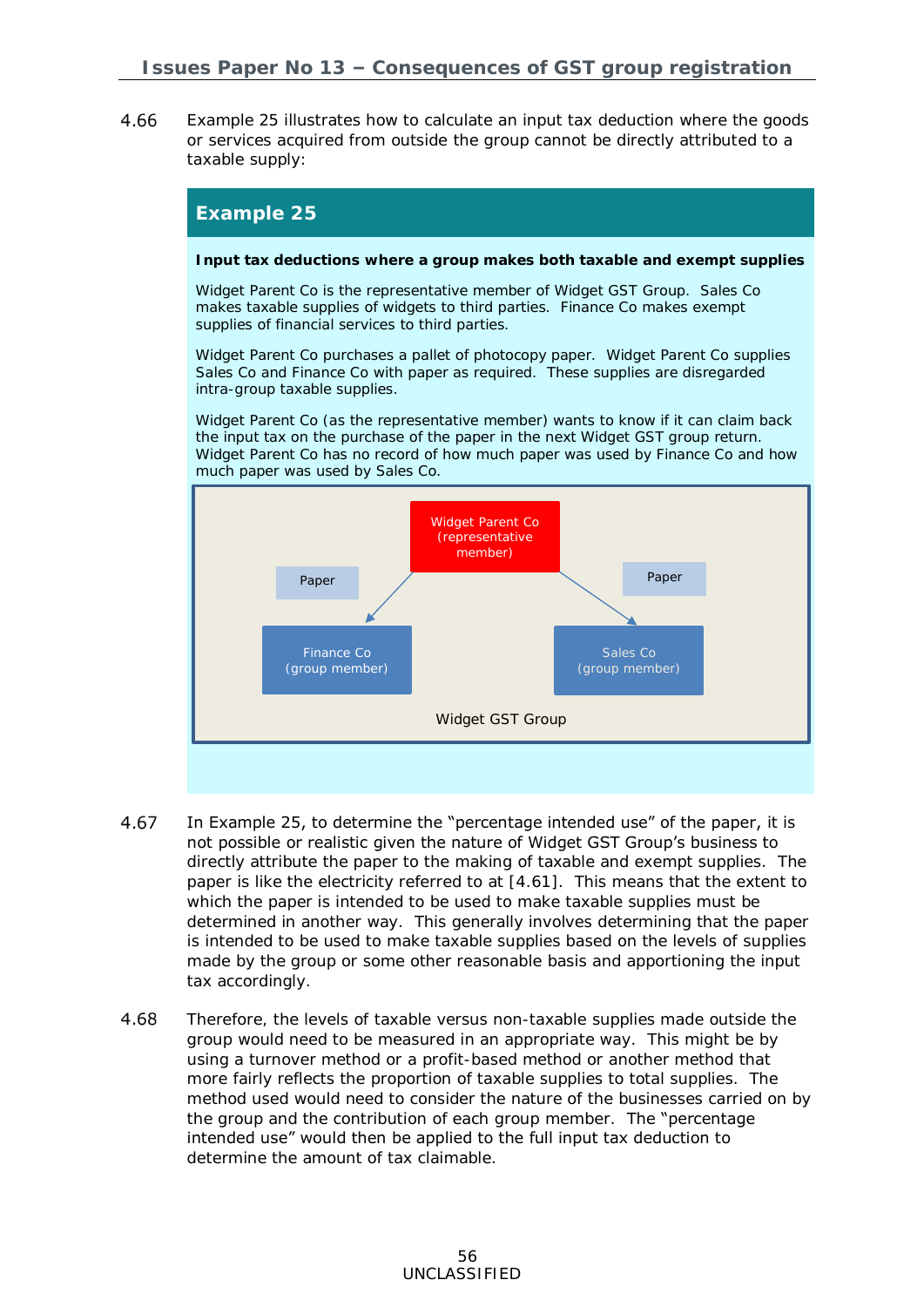4.66 Example 25 illustrates how to calculate an input tax deduction where the goods or services acquired from outside the group cannot be directly attributed to a taxable supply:

## Example 25

**Input tax deductions where a group makes both taxable and exempt supplies**

Widget Parent Co is the representative member of Widget GST Group. Sales Co makes taxable supplies of widgets to third parties. Finance Co makes exempt supplies of financial services to third parties.

Widget Parent Co purchases a pallet of photocopy paper. Widget Parent Co supplies Sales Co and Finance Co with paper as required. These supplies are disregarded intra-group taxable supplies.

Widget Parent Co (as the representative member) wants to know if it can claim back the input tax on the purchase of the paper in the next Widget GST group return. Widget Parent Co has no record of how much paper was used by Finance Co and how much paper was used by Sales Co.

Widget Parent Co (representative member)

Paper → Finance Co (group member)

Paper → Sales Co (group member)

Widget GST Group

4.67 In Example 25, to determine the "percentage intended use" of the paper, it is not possible or realistic given the nature of Widget GST Group's business to directly attribute the paper to the making of taxable and exempt supplies. The paper is like the electricity referred to at [4.61]. This means that the extent to which the paper is intended to be used to make taxable supplies must be determined in another way. This generally involves determining that the paper is intended to be used to make taxable supplies based on the levels of supplies made by the group or some other reasonable basis and apportioning the input tax accordingly.

4.68 Therefore, the levels of taxable versus non-taxable supplies made outside the group would need to be measured in an appropriate way. This might be by using a turnover method or a profit-based method or another method that more fairly reflects the proportion of taxable supplies to total supplies. The method used would need to consider the nature of the businesses carried on by the group and the contribution of each group member. The "percentage intended use" would then be applied to the full input tax deduction to determine the amount of tax claimable.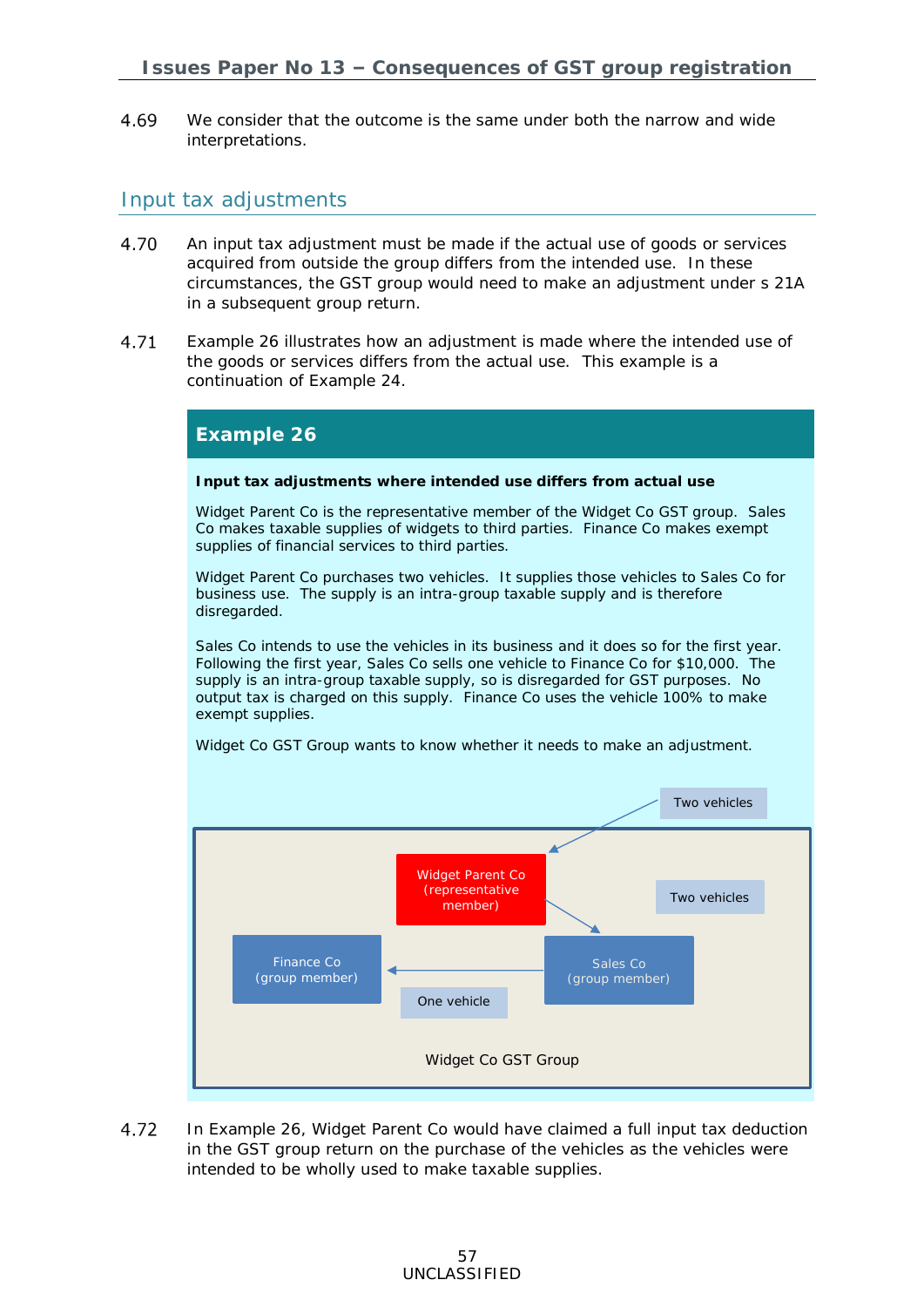4.69 We consider that the outcome is the same under both the narrow and wide interpretations.

## Input tax adjustments

4.70 An input tax adjustment must be made if the actual use of goods or services acquired from outside the group differs from the intended use. In these circumstances, the GST group would need to make an adjustment under s 21A in a subsequent group return.

4.71 Example 26 illustrates how an adjustment is made where the intended use of the goods or services differs from the actual use. This example is a continuation of Example 24.

### Example 26

**Input tax adjustments where intended use differs from actual use**

Widget Parent Co is the representative member of the Widget Co GST group. Sales Co makes taxable supplies of widgets to third parties. Finance Co makes exempt supplies of financial services to third parties.

Widget Parent Co purchases two vehicles. It supplies those vehicles to Sales Co for business use. The supply is an intra-group taxable supply and is therefore disregarded.

Sales Co intends to use the vehicles in its business and it does so for the first year. Following the first year, Sales Co sells one vehicle to Finance Co for $10,000. The supply is an intra-group taxable supply, so is disregarded for GST purposes. No output tax is charged on this supply. Finance Co uses the vehicle 100% to make exempt supplies.

Widget Co GST Group wants to know whether it needs to make an adjustment.

Two vehicles

Widget Parent Co (representative member)

Two vehicles

Finance Co (group member)

Sales Co (group member)

One vehicle

Widget Co GST Group

4.72 In Example 26, Widget Parent Co would have claimed a full input tax deduction in the GST group return on the purchase of the vehicles as the vehicles were intended to be wholly used to make taxable supplies.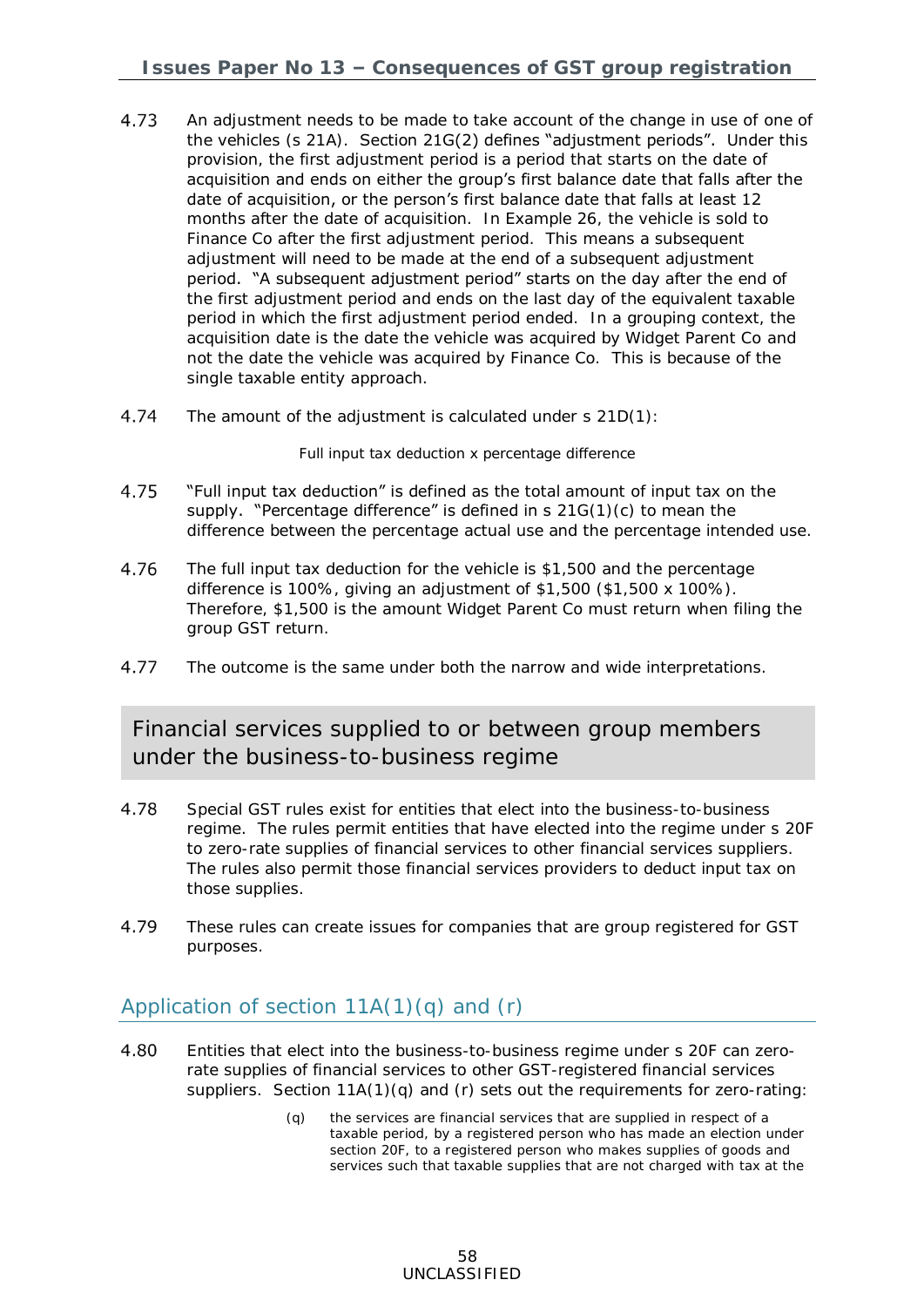4.73 An adjustment needs to be made to take account of the change in use of one of the vehicles (s 21A). Section 21G(2) defines "adjustment periods". Under this provision, the first adjustment period is a period that starts on the date of acquisition and ends on either the group's first balance date that falls after the date of acquisition, or the person's first balance date that falls at least 12 months after the date of acquisition. In Example 26, the vehicle is sold to Finance Co after the first adjustment period. This means a subsequent adjustment will need to be made at the end of a subsequent adjustment period. "A subsequent adjustment period" starts on the day after the end of the first adjustment period and ends on the last day of the equivalent taxable period in which the first adjustment period ended. In a grouping context, the acquisition date is the date the vehicle was acquired by Widget Parent Co and not the date the vehicle was acquired by Finance Co. This is because of the single taxable entity approach.

4.74 The amount of the adjustment is calculated under s 21D(1):

Full input tax deduction x percentage difference

4.75 "Full input tax deduction" is defined as the total amount of input tax on the supply. "Percentage difference" is defined in s 21G(1)(c) to mean the difference between the percentage actual use and the percentage intended use.

4.76 The full input tax deduction for the vehicle is $1,500 and the percentage difference is 100%, giving an adjustment of $1,500 ($1,500 x 100%). Therefore, $1,500 is the amount Widget Parent Co must return when filing the group GST return.

4.77 The outcome is the same under both the narrow and wide interpretations.

## Financial services supplied to or between group members under the business-to-business regime

4.78 Special GST rules exist for entities that elect into the business-to-business regime. The rules permit entities that have elected into the regime under s 20F to zero-rate supplies of financial services to other financial services suppliers. The rules also permit those financial services providers to deduct input tax on those supplies.

4.79 These rules can create issues for companies that are group registered for GST purposes.

### Application of section 11A(1)(q) and (r)

4.80 Entities that elect into the business-to-business regime under s 20F can zero-rate supplies of financial services to other GST-registered financial services suppliers. Section 11A(1)(q) and (r) sets out the requirements for zero-rating:

> (q) the services are financial services that are supplied in respect of a taxable period, by a registered person who has made an election under section 20F, to a registered person who makes supplies of goods and services such that taxable supplies that are not charged with tax at the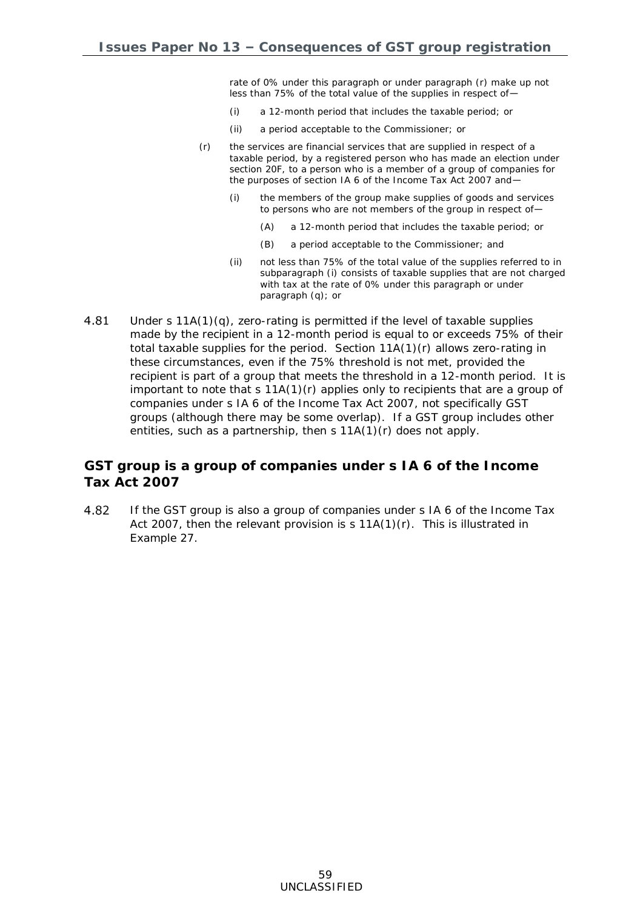rate of 0% under this paragraph or under paragraph (r) make up not less than 75% of the total value of the supplies in respect of—

(i) a 12-month period that includes the taxable period; or

(ii) a period acceptable to the Commissioner; or

(r) the services are financial services that are supplied in respect of a taxable period, by a registered person who has made an election under section 20F, to a person who is a member of a group of companies for the purposes of section IA 6 of the Income Tax Act 2007 and—

(i) the members of the group make supplies of goods and services to persons who are not members of the group in respect of—

(A) a 12-month period that includes the taxable period; or

(B) a period acceptable to the Commissioner; and

(ii) not less than 75% of the total value of the supplies referred to in subparagraph (i) consists of taxable supplies that are not charged with tax at the rate of 0% under this paragraph or under paragraph (q); or

4.81 Under s 11A(1)(q), zero-rating is permitted if the level of taxable supplies made by the recipient in a 12-month period is equal to or exceeds 75% of their total taxable supplies for the period. Section 11A(1)(r) allows zero-rating in these circumstances, even if the 75% threshold is not met, provided the recipient is part of a group that meets the threshold in a 12-month period. It is important to note that s 11A(1)(r) applies only to recipients that are a group of companies under s IA 6 of the Income Tax Act 2007, not specifically GST groups (although there may be some overlap). If a GST group includes other entities, such as a partnership, then s 11A(1)(r) does not apply.

## GST group is a group of companies under s IA 6 of the Income Tax Act 2007

4.82 If the GST group is also a group of companies under s IA 6 of the Income Tax Act 2007, then the relevant provision is s 11A(1)(r). This is illustrated in Example 27.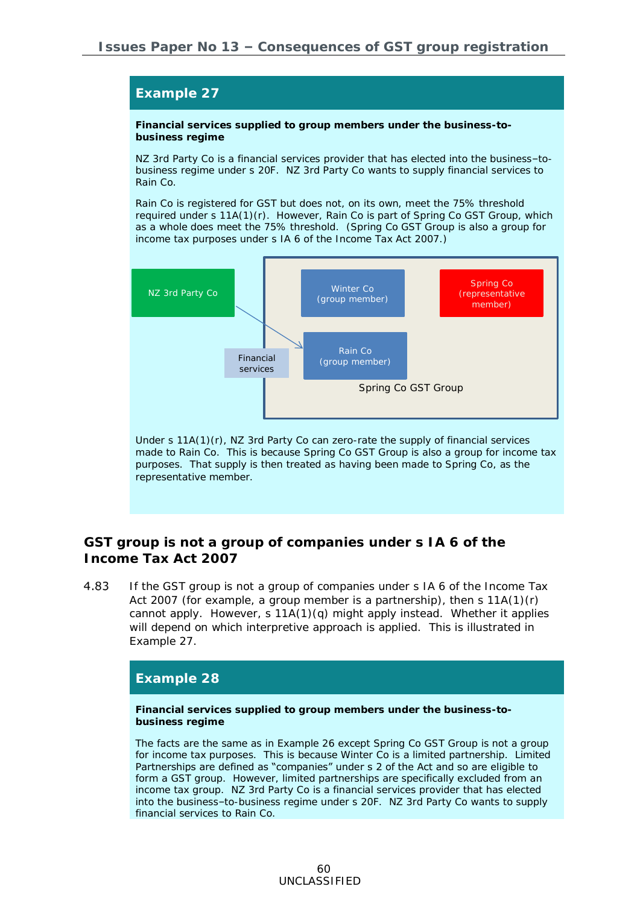## Example 27

**Financial services supplied to group members under the business-to-business regime**

NZ 3rd Party Co is a financial services provider that has elected into the business–to-business regime under s 20F. NZ 3rd Party Co wants to supply financial services to Rain Co.

Rain Co is registered for GST but does not, on its own, meet the 75% threshold required under s 11A(1)(r). However, Rain Co is part of Spring Co GST Group, which as a whole does meet the 75% threshold. (Spring Co GST Group is also a group for income tax purposes under s IA 6 of the Income Tax Act 2007.)

NZ 3rd Party Co

Financial services

Winter Co (group member)

Spring Co (representative member)

Rain Co (group member)

Spring Co GST Group

Under s 11A(1)(r), NZ 3rd Party Co can zero-rate the supply of financial services made to Rain Co. This is because Spring Co GST Group is also a group for income tax purposes. That supply is then treated as having been made to Spring Co, as the representative member.

### GST group is not a group of companies under s IA 6 of the Income Tax Act 2007

4.83 If the GST group is not a group of companies under s IA 6 of the Income Tax Act 2007 (for example, a group member is a partnership), then s 11A(1)(r) cannot apply. However, s 11A(1)(q) might apply instead. Whether it applies will depend on which interpretive approach is applied. This is illustrated in Example 27.

## Example 28

**Financial services supplied to group members under the business-to-business regime**

The facts are the same as in Example 26 except Spring Co GST Group is not a group for income tax purposes. This is because Winter Co is a limited partnership. Limited Partnerships are defined as "companies" under s 2 of the Act and so are eligible to form a GST group. However, limited partnerships are specifically excluded from an income tax group. NZ 3rd Party Co is a financial services provider that has elected into the business–to-business regime under s 20F. NZ 3rd Party Co wants to supply financial services to Rain Co.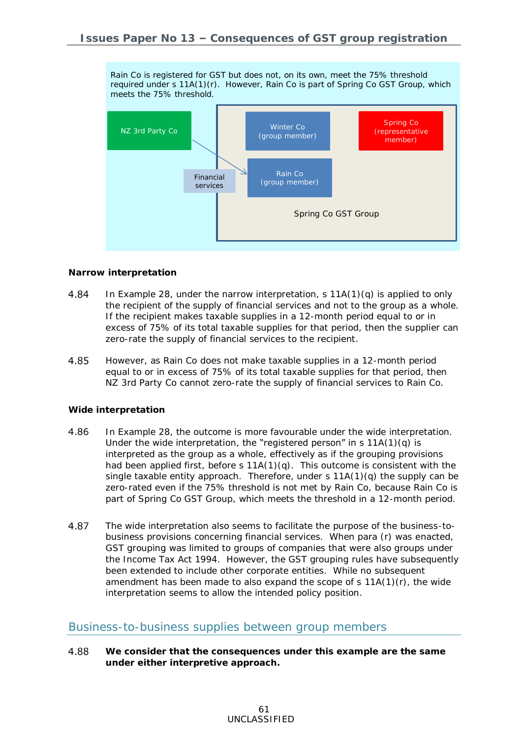Rain Co is registered for GST but does not, on its own, meet the 75% threshold required under s 11A(1)(r). However, Rain Co is part of Spring Co GST Group, which meets the 75% threshold.

NZ 3rd Party Co

Winter Co (group member)

Spring Co (representative member)

Financial services

Rain Co (group member)

Spring Co GST Group

**Narrow interpretation**

4.84 In Example 28, under the narrow interpretation, s 11A(1)(q) is applied to only the recipient of the supply of financial services and not to the group as a whole. If the recipient makes taxable supplies in a 12-month period equal to or in excess of 75% of its total taxable supplies for that period, then the supplier can zero-rate the supply of financial services to the recipient.

4.85 However, as Rain Co does not make taxable supplies in a 12-month period equal to or in excess of 75% of its total taxable supplies for that period, then NZ 3rd Party Co cannot zero-rate the supply of financial services to Rain Co.

**Wide interpretation**

4.86 In Example 28, the outcome is more favourable under the wide interpretation. Under the wide interpretation, the "registered person" in s 11A(1)(q) is interpreted as the group as a whole, effectively as if the grouping provisions had been applied first, before s 11A(1)(q). This outcome is consistent with the single taxable entity approach. Therefore, under s 11A(1)(q) the supply can be zero-rated even if the 75% threshold is not met by Rain Co, because Rain Co is part of Spring Co GST Group, which meets the threshold in a 12-month period.

4.87 The wide interpretation also seems to facilitate the purpose of the business-to-business provisions concerning financial services. When para (r) was enacted, GST grouping was limited to groups of companies that were also groups under the Income Tax Act 1994. However, the GST grouping rules have subsequently been extended to include other corporate entities. While no subsequent amendment has been made to also expand the scope of s 11A(1)(r), the wide interpretation seems to allow the intended policy position.

## Business-to-business supplies between group members

4.88 **We consider that the consequences under this example are the same under either interpretive approach.**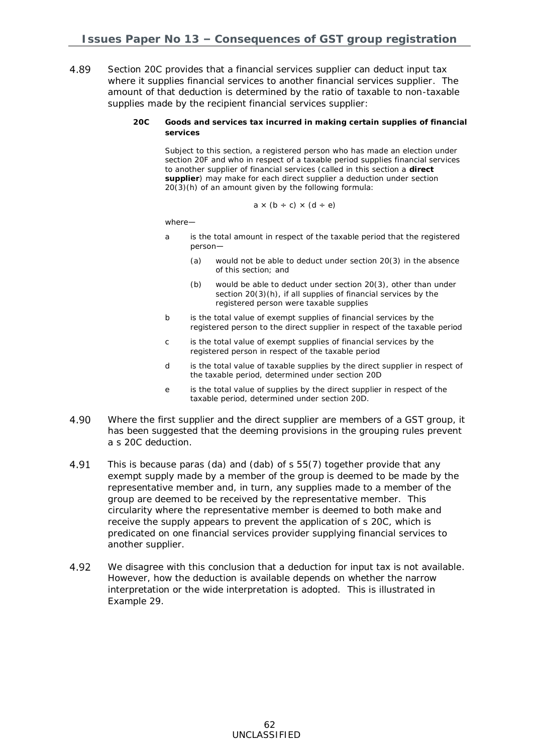4.89 Section 20C provides that a financial services supplier can deduct input tax where it supplies financial services to another financial services supplier. The amount of that deduction is determined by the ratio of taxable to non-taxable supplies made by the recipient financial services supplier:

> **20C Goods and services tax incurred in making certain supplies of financial services**
>
> Subject to this section, a registered person who has made an election under section 20F and who in respect of a taxable period supplies financial services to another supplier of financial services (called in this section a **direct supplier**) may make for each direct supplier a deduction under section 20(3)(h) of an amount given by the following formula:
>
> $$a \times (b \div c) \times (d \div e)$$
>
> where—
>
> a is the total amount in respect of the taxable period that the registered person—
>
> (a) would not be able to deduct under section 20(3) in the absence of this section; and
>
> (b) would be able to deduct under section 20(3), other than under section 20(3)(h), if all supplies of financial services by the registered person were taxable supplies
>
> b is the total value of exempt supplies of financial services by the registered person to the direct supplier in respect of the taxable period
>
> c is the total value of exempt supplies of financial services by the registered person in respect of the taxable period
>
> d is the total value of taxable supplies by the direct supplier in respect of the taxable period, determined under section 20D
>
> e is the total value of supplies by the direct supplier in respect of the taxable period, determined under section 20D.

4.90 Where the first supplier and the direct supplier are members of a GST group, it has been suggested that the deeming provisions in the grouping rules prevent a s 20C deduction.

4.91 This is because paras (da) and (dab) of s 55(7) together provide that any exempt supply made by a member of the group is deemed to be made by the representative member and, in turn, any supplies made to a member of the group are deemed to be received by the representative member. This circularity where the representative member is deemed to both make and receive the supply appears to prevent the application of s 20C, which is predicated on one financial services provider supplying financial services to another supplier.

4.92 We disagree with this conclusion that a deduction for input tax is not available. However, how the deduction is available depends on whether the narrow interpretation or the wide interpretation is adopted. This is illustrated in Example 29.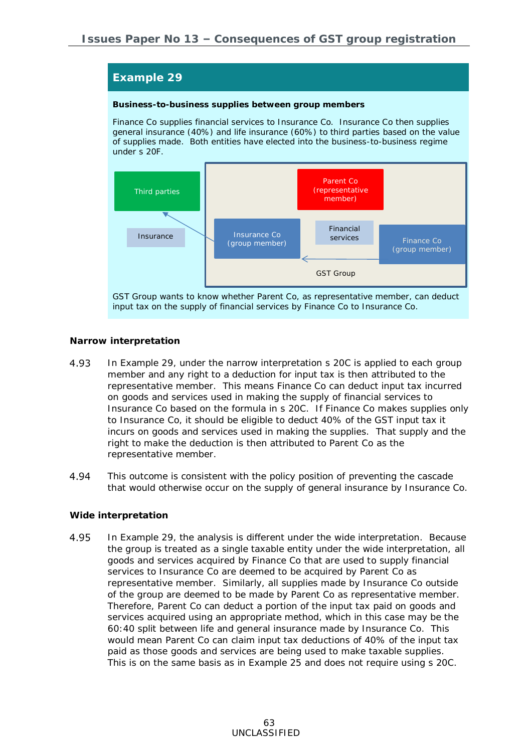## Example 29

**Business-to-business supplies between group members**

Finance Co supplies financial services to Insurance Co. Insurance Co then supplies general insurance (40%) and life insurance (60%) to third parties based on the value of supplies made. Both entities have elected into the business-to-business regime under s 20F.

Third parties

Insurance

Parent Co (representative member)

Insurance Co (group member)

Financial services

Finance Co (group member)

GST Group

GST Group wants to know whether Parent Co, as representative member, can deduct input tax on the supply of financial services by Finance Co to Insurance Co.

**Narrow interpretation**

4.93 In Example 29, under the narrow interpretation s 20C is applied to each group member and any right to a deduction for input tax is then attributed to the representative member. This means Finance Co can deduct input tax incurred on goods and services used in making the supply of financial services to Insurance Co based on the formula in s 20C. If Finance Co makes supplies only to Insurance Co, it should be eligible to deduct 40% of the GST input tax it incurs on goods and services used in making the supplies. That supply and the right to make the deduction is then attributed to Parent Co as the representative member.

4.94 This outcome is consistent with the policy position of preventing the cascade that would otherwise occur on the supply of general insurance by Insurance Co.

**Wide interpretation**

4.95 In Example 29, the analysis is different under the wide interpretation. Because the group is treated as a single taxable entity under the wide interpretation, all goods and services acquired by Finance Co that are used to supply financial services to Insurance Co are deemed to be acquired by Parent Co as representative member. Similarly, all supplies made by Insurance Co outside of the group are deemed to be made by Parent Co as representative member. Therefore, Parent Co can deduct a portion of the input tax paid on goods and services acquired using an appropriate method, which in this case may be the 60:40 split between life and general insurance made by Insurance Co. This would mean Parent Co can claim input tax deductions of 40% of the input tax paid as those goods and services are being used to make taxable supplies. This is on the same basis as in Example 25 and does not require using s 20C.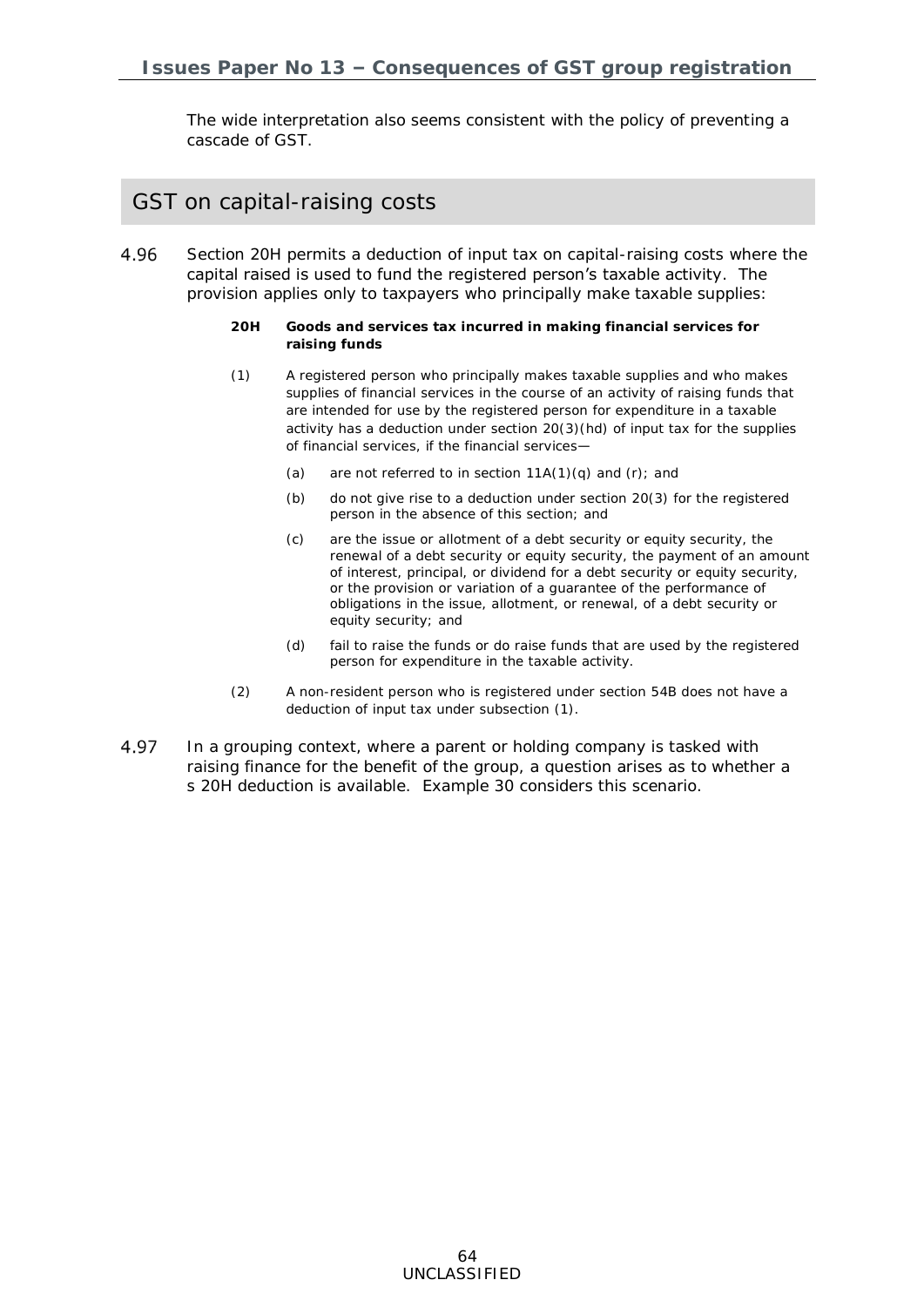The wide interpretation also seems consistent with the policy of preventing a cascade of GST.

## GST on capital-raising costs

4.96 Section 20H permits a deduction of input tax on capital-raising costs where the capital raised is used to fund the registered person's taxable activity. The provision applies only to taxpayers who principally make taxable supplies:

> **20H Goods and services tax incurred in making financial services for raising funds**
>
> (1) A registered person who principally makes taxable supplies and who makes supplies of financial services in the course of an activity of raising funds that are intended for use by the registered person for expenditure in a taxable activity has a deduction under section 20(3)(hd) of input tax for the supplies of financial services, if the financial services—
>
> (a) are not referred to in section 11A(1)(q) and (r); and
>
> (b) do not give rise to a deduction under section 20(3) for the registered person in the absence of this section; and
>
> (c) are the issue or allotment of a debt security or equity security, the renewal of a debt security or equity security, the payment of an amount of interest, principal, or dividend for a debt security or equity security, or the provision or variation of a guarantee of the performance of obligations in the issue, allotment, or renewal, of a debt security or equity security; and
>
> (d) fail to raise the funds or do raise funds that are used by the registered person for expenditure in the taxable activity.
>
> (2) A non-resident person who is registered under section 54B does not have a deduction of input tax under subsection (1).

4.97 In a grouping context, where a parent or holding company is tasked with raising finance for the benefit of the group, a question arises as to whether a s 20H deduction is available. Example 30 considers this scenario.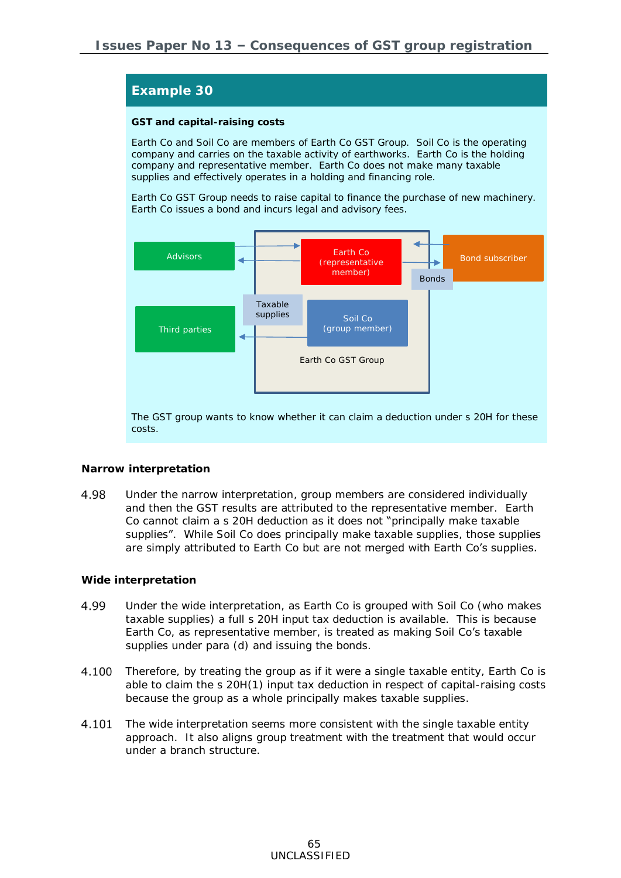## Example 30

**GST and capital-raising costs**

Earth Co and Soil Co are members of Earth Co GST Group. Soil Co is the operating company and carries on the taxable activity of earthworks. Earth Co is the holding company and representative member. Earth Co does not make many taxable supplies and effectively operates in a holding and financing role.

Earth Co GST Group needs to raise capital to finance the purchase of new machinery. Earth Co issues a bond and incurs legal and advisory fees.

Advisors

Earth Co (representative member)

Bond subscriber

Bonds

Taxable supplies

Third parties

Soil Co (group member)

Earth Co GST Group

The GST group wants to know whether it can claim a deduction under s 20H for these costs.

**Narrow interpretation**

4.98 Under the narrow interpretation, group members are considered individually and then the GST results are attributed to the representative member. Earth Co cannot claim a s 20H deduction as it does not "principally make taxable supplies". While Soil Co does principally make taxable supplies, those supplies are simply attributed to Earth Co but are not merged with Earth Co's supplies.

**Wide interpretation**

4.99 Under the wide interpretation, as Earth Co is grouped with Soil Co (who makes taxable supplies) a full s 20H input tax deduction is available. This is because Earth Co, as representative member, is treated as making Soil Co's taxable supplies under para (d) and issuing the bonds.

4.100 Therefore, by treating the group as if it were a single taxable entity, Earth Co is able to claim the s 20H(1) input tax deduction in respect of capital-raising costs because the group as a whole principally makes taxable supplies.

4.101 The wide interpretation seems more consistent with the single taxable entity approach. It also aligns group treatment with the treatment that would occur under a branch structure.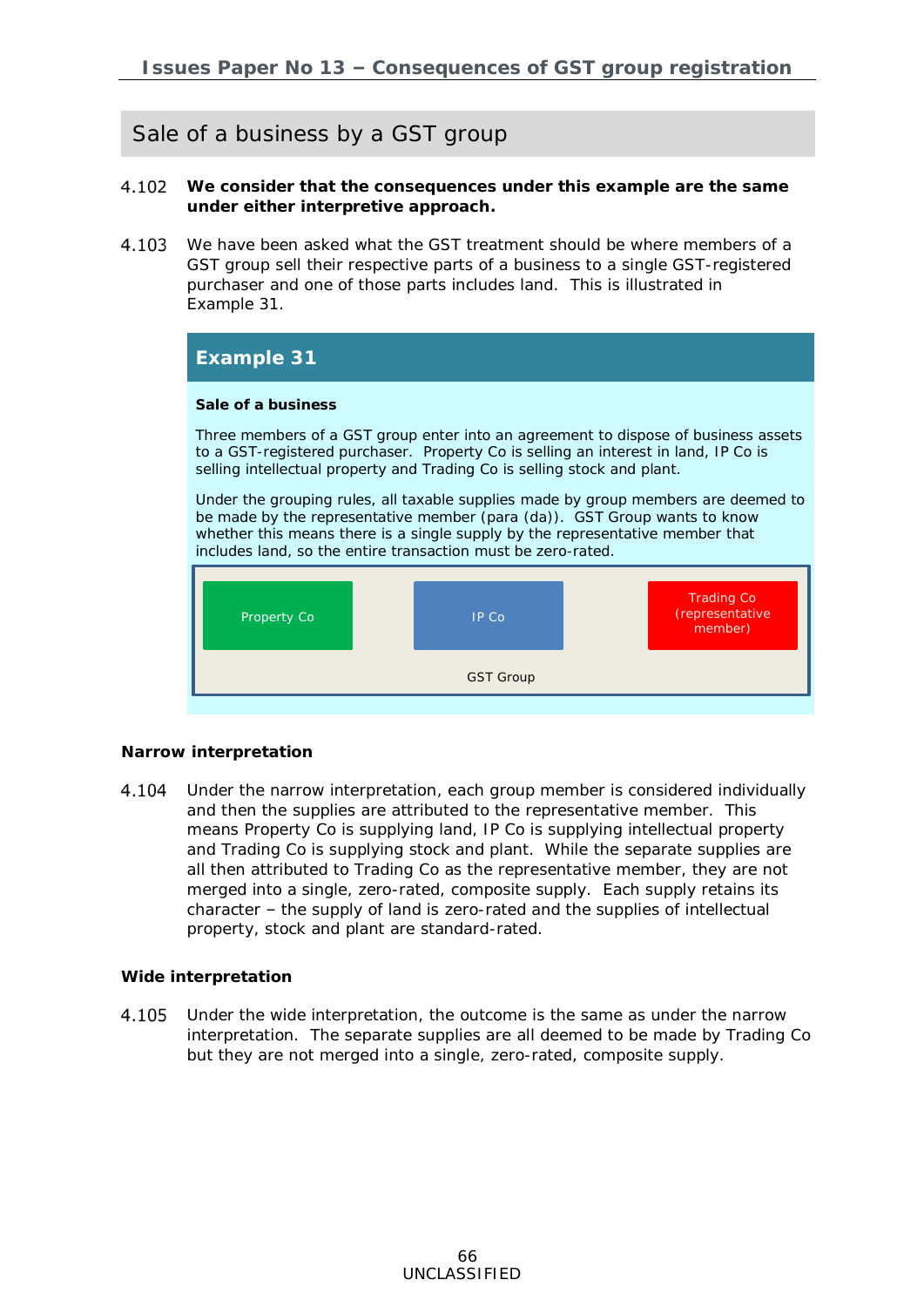## Sale of a business by a GST group

4.102 **We consider that the consequences under this example are the same under either interpretive approach.**

4.103 We have been asked what the GST treatment should be where members of a GST group sell their respective parts of a business to a single GST-registered purchaser and one of those parts includes land. This is illustrated in Example 31.

### Example 31

**Sale of a business**

Three members of a GST group enter into an agreement to dispose of business assets to a GST-registered purchaser. Property Co is selling an interest in land, IP Co is selling intellectual property and Trading Co is selling stock and plant.

Under the grouping rules, all taxable supplies made by group members are deemed to be made by the representative member (para (da)). GST Group wants to know whether this means there is a single supply by the representative member that includes land, so the entire transaction must be zero-rated.

Property Co | IP Co | Trading Co (representative member)

GST Group

**Narrow interpretation**

4.104 Under the narrow interpretation, each group member is considered individually and then the supplies are attributed to the representative member. This means Property Co is supplying land, IP Co is supplying intellectual property and Trading Co is supplying stock and plant. While the separate supplies are all then attributed to Trading Co as the representative member, they are not merged into a single, zero-rated, composite supply. Each supply retains its character – the supply of land is zero-rated and the supplies of intellectual property, stock and plant are standard-rated.

**Wide interpretation**

4.105 Under the wide interpretation, the outcome is the same as under the narrow interpretation. The separate supplies are all deemed to be made by Trading Co but they are not merged into a single, zero-rated, composite supply.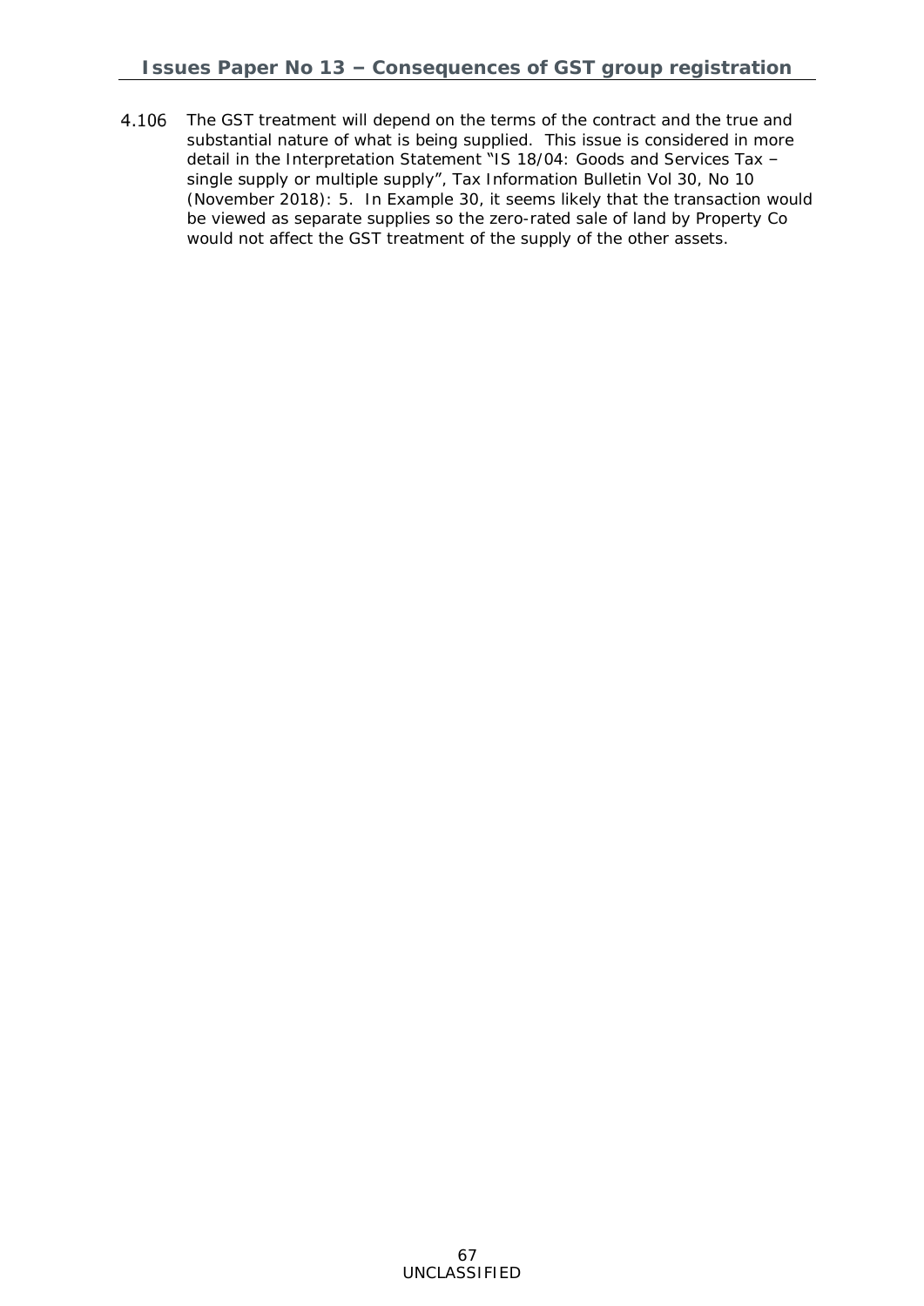4.106 The GST treatment will depend on the terms of the contract and the true and substantial nature of what is being supplied. This issue is considered in more detail in the Interpretation Statement "IS 18/04: Goods and Services Tax – single supply or multiple supply", Tax Information Bulletin Vol 30, No 10 (November 2018): 5. In Example 30, it seems likely that the transaction would be viewed as separate supplies so the zero-rated sale of land by Property Co would not affect the GST treatment of the supply of the other assets.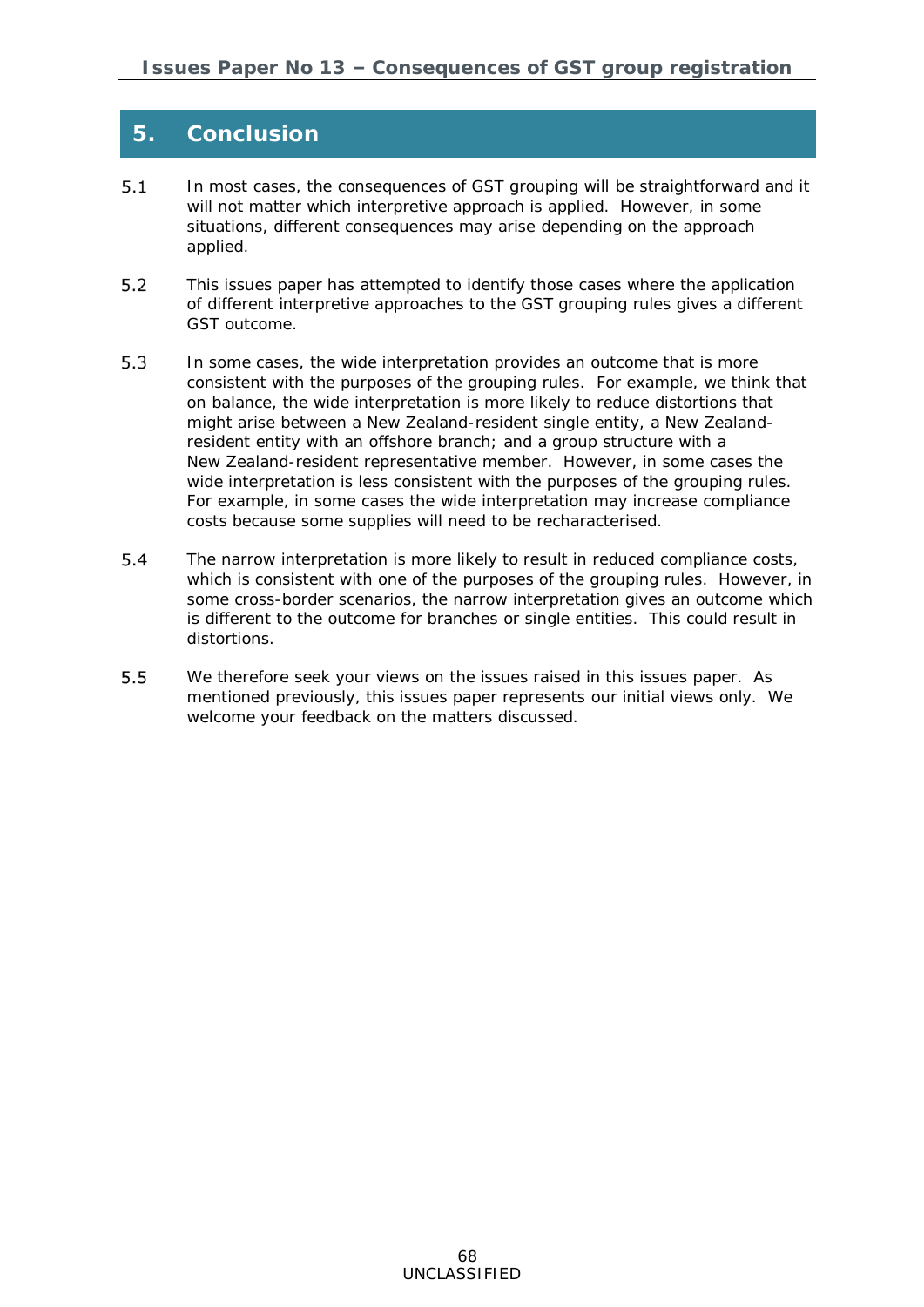# 5. Conclusion

5.1 In most cases, the consequences of GST grouping will be straightforward and it will not matter which interpretive approach is applied. However, in some situations, different consequences may arise depending on the approach applied.

5.2 This issues paper has attempted to identify those cases where the application of different interpretive approaches to the GST grouping rules gives a different GST outcome.

5.3 In some cases, the wide interpretation provides an outcome that is more consistent with the purposes of the grouping rules. For example, we think that on balance, the wide interpretation is more likely to reduce distortions that might arise between a New Zealand-resident single entity, a New Zealand-resident entity with an offshore branch; and a group structure with a New Zealand-resident representative member. However, in some cases the wide interpretation is less consistent with the purposes of the grouping rules. For example, in some cases the wide interpretation may increase compliance costs because some supplies will need to be recharacterised.

5.4 The narrow interpretation is more likely to result in reduced compliance costs, which is consistent with one of the purposes of the grouping rules. However, in some cross-border scenarios, the narrow interpretation gives an outcome which is different to the outcome for branches or single entities. This could result in distortions.

5.5 We therefore seek your views on the issues raised in this issues paper. As mentioned previously, this issues paper represents our initial views only. We welcome your feedback on the matters discussed.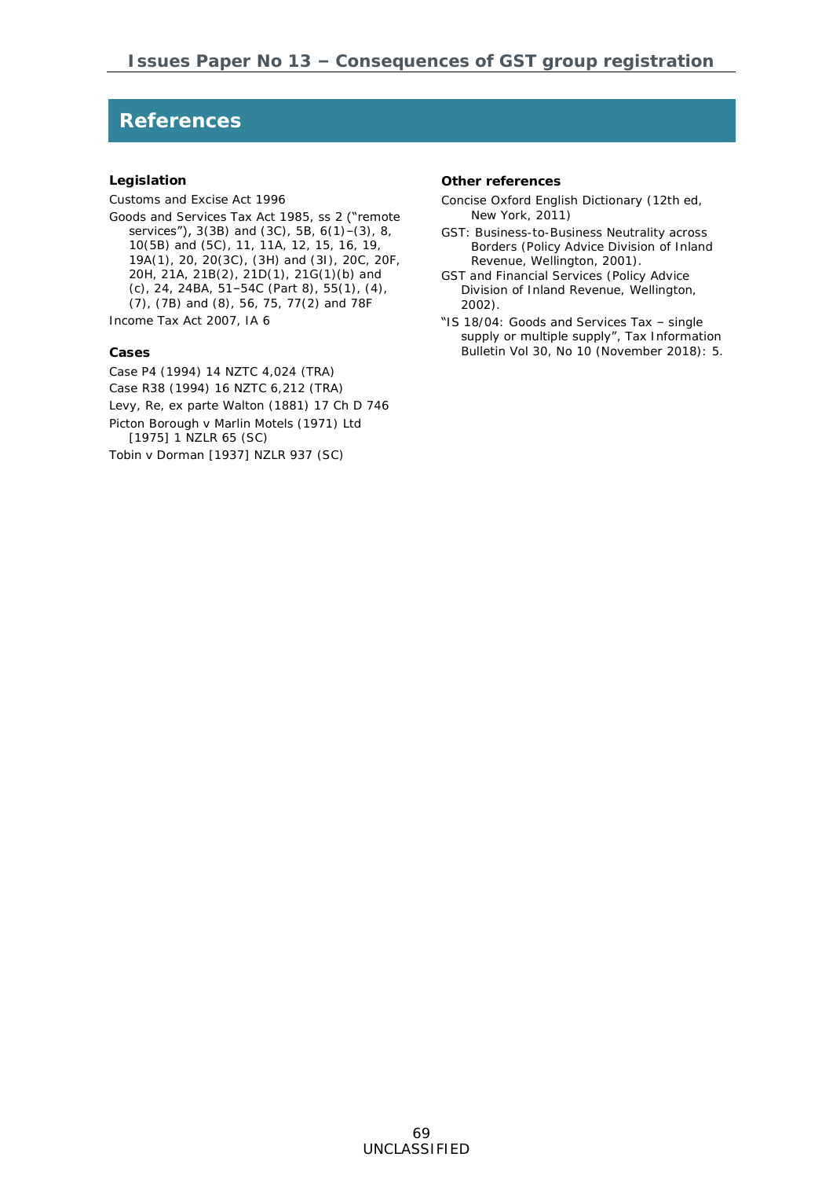# References

### Legislation

Customs and Excise Act 1996

Goods and Services Tax Act 1985, ss 2 ("remote services"), 3(3B) and (3C), 5B, 6(1)–(3), 8, 10(5B) and (5C), 11, 11A, 12, 15, 16, 19, 19A(1), 20, 20(3C), (3H) and (3I), 20C, 20F, 20H, 21A, 21B(2), 21D(1), 21G(1)(b) and (c), 24, 24BA, 51–54C (Part 8), 55(1), (4), (7), (7B) and (8), 56, 75, 77(2) and 78F

Income Tax Act 2007, IA 6

### Cases

Case P4 (1994) 14 NZTC 4,024 (TRA)

Case R38 (1994) 16 NZTC 6,212 (TRA)

Levy, Re, ex parte Walton (1881) 17 Ch D 746

Picton Borough v Marlin Motels (1971) Ltd [1975] 1 NZLR 65 (SC)

Tobin v Dorman [1937] NZLR 937 (SC)

### Other references

Concise Oxford English Dictionary (12th ed, New York, 2011)

GST: Business-to-Business Neutrality across Borders (Policy Advice Division of Inland Revenue, Wellington, 2001).

GST and Financial Services (Policy Advice Division of Inland Revenue, Wellington, 2002).

"IS 18/04: Goods and Services Tax – single supply or multiple supply", Tax Information Bulletin Vol 30, No 10 (November 2018): 5.

UNCLASSIFIED